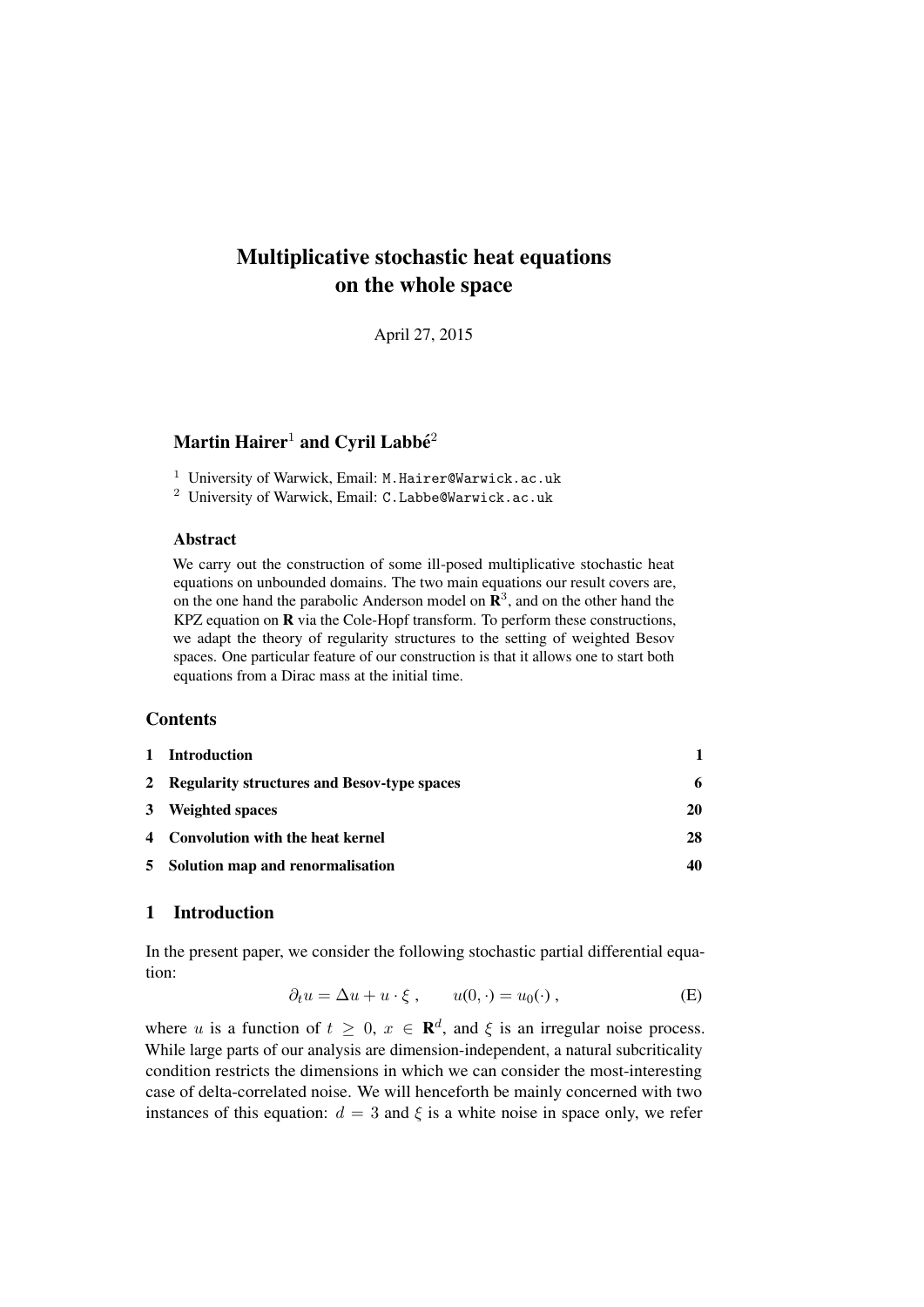# Multiplicative stochastic heat equations on the whole space

April 27, 2015

**Martin Hairer**[1] **and Cyril Labbé**[2]

[1] University of Warwick, Email: M.Hairer@Warwick.ac.uk

[2] University of Warwick, Email: C.Labbe@Warwick.ac.uk

### Abstract

We carry out the construction of some ill-posed multiplicative stochastic heat equations on unbounded domains. The two main equations our result covers are, on the one hand the parabolic Anderson model on $\mathbf{R}^3$, and on the other hand the KPZ equation on $\mathbf{R}$ via the Cole-Hopf transform. To perform these constructions, we adapt the theory of regularity structures to the setting of weighted Besov spaces. One particular feature of our construction is that it allows one to start both equations from a Dirac mass at the initial time.

### Contents

| | | |
|---|---|---|
| 1 | Introduction | 1 |
| 2 | Regularity structures and Besov-type spaces | 6 |
| 3 | Weighted spaces | 20 |
| 4 | Convolution with the heat kernel | 28 |
| 5 | Solution map and renormalisation | 40 |

## 1 Introduction

In the present paper, we consider the following stochastic partial differential equation:

$$\partial_t u = \Delta u + u \cdot \xi \;, \qquad u(0,\cdot) = u_0(\cdot) \;, \tag{E}$$

where $u$ is a function of $t \geq 0$, $x \in \mathbf{R}^d$, and $\xi$ is an irregular noise process. While large parts of our analysis are dimension-independent, a natural subcriticality condition restricts the dimensions in which we can consider the most-interesting case of delta-correlated noise. We will henceforth be mainly concerned with two instances of this equation: $d = 3$ and $\xi$ is a white noise in space only, we refer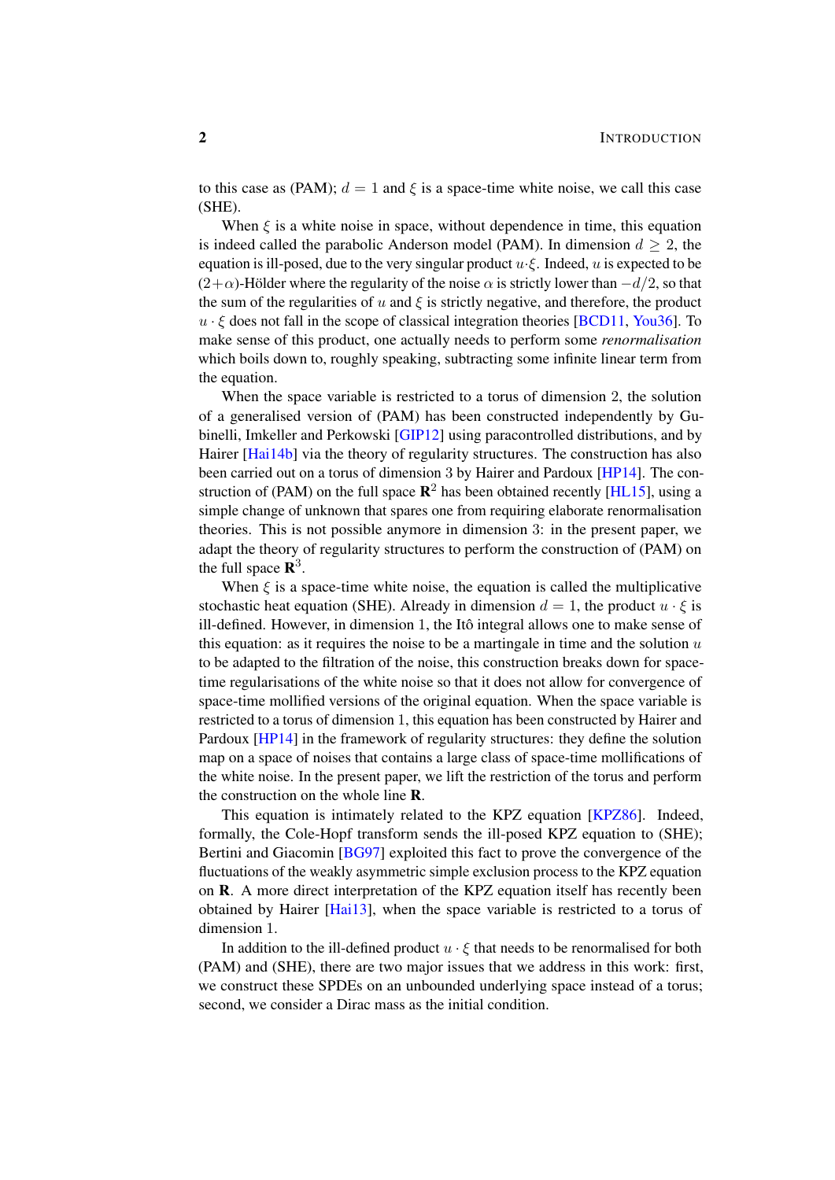to this case as (PAM); $d = 1$ and $\xi$ is a space-time white noise, we call this case (SHE).

When $\xi$ is a white noise in space, without dependence in time, this equation is indeed called the parabolic Anderson model (PAM). In dimension $d \geq 2$, the equation is ill-posed, due to the very singular product $u \cdot \xi$. Indeed, $u$ is expected to be $(2+\alpha)$-Hölder where the regularity of the noise $\alpha$ is strictly lower than $-d/2$, so that the sum of the regularities of $u$ and $\xi$ is strictly negative, and therefore, the product $u \cdot \xi$ does not fall in the scope of classical integration theories [BCD11, You36]. To make sense of this product, one actually needs to perform some *renormalisation* which boils down to, roughly speaking, subtracting some infinite linear term from the equation.

When the space variable is restricted to a torus of dimension 2, the solution of a generalised version of (PAM) has been constructed independently by Gubinelli, Imkeller and Perkowski [GIP12] using paracontrolled distributions, and by Hairer [Hai14b] via the theory of regularity structures. The construction has also been carried out on a torus of dimension 3 by Hairer and Pardoux [HP14]. The construction of (PAM) on the full space $\mathbf{R}^2$ has been obtained recently [HL15], using a simple change of unknown that spares one from requiring elaborate renormalisation theories. This is not possible anymore in dimension 3: in the present paper, we adapt the theory of regularity structures to perform the construction of (PAM) on the full space $\mathbf{R}^3$.

When $\xi$ is a space-time white noise, the equation is called the multiplicative stochastic heat equation (SHE). Already in dimension $d = 1$, the product $u \cdot \xi$ is ill-defined. However, in dimension 1, the Itô integral allows one to make sense of this equation: as it requires the noise to be a martingale in time and the solution $u$ to be adapted to the filtration of the noise, this construction breaks down for space-time regularisations of the white noise so that it does not allow for convergence of space-time mollified versions of the original equation. When the space variable is restricted to a torus of dimension 1, this equation has been constructed by Hairer and Pardoux [HP14] in the framework of regularity structures: they define the solution map on a space of noises that contains a large class of space-time mollifications of the white noise. In the present paper, we lift the restriction of the torus and perform the construction on the whole line $\mathbf{R}$.

This equation is intimately related to the KPZ equation [KPZ86]. Indeed, formally, the Cole-Hopf transform sends the ill-posed KPZ equation to (SHE); Bertini and Giacomin [BG97] exploited this fact to prove the convergence of the fluctuations of the weakly asymmetric simple exclusion process to the KPZ equation on $\mathbf{R}$. A more direct interpretation of the KPZ equation itself has recently been obtained by Hairer [Hai13], when the space variable is restricted to a torus of dimension 1.

In addition to the ill-defined product $u \cdot \xi$ that needs to be renormalised for both (PAM) and (SHE), there are two major issues that we address in this work: first, we construct these SPDEs on an unbounded underlying space instead of a torus; second, we consider a Dirac mass as the initial condition.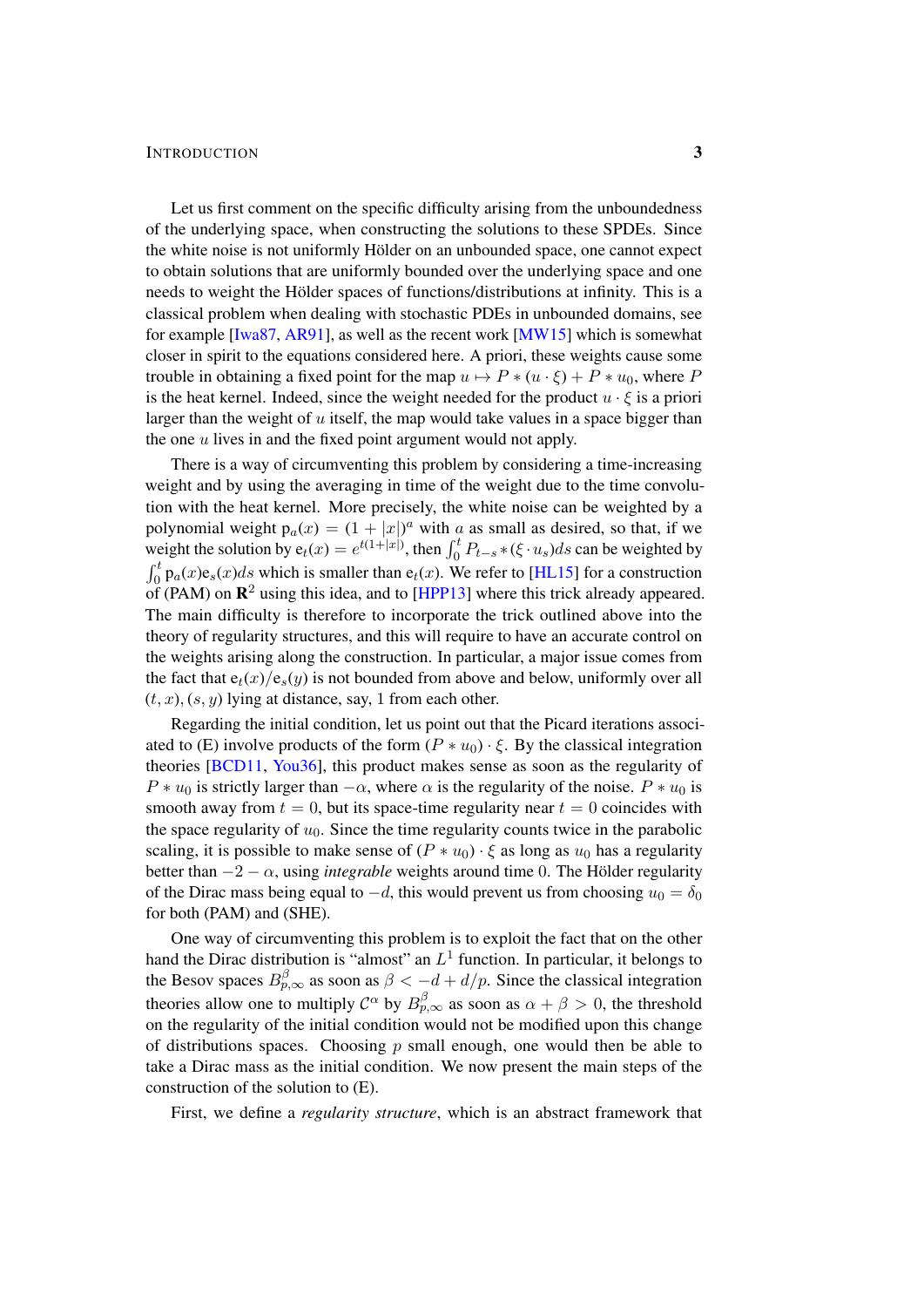Let us first comment on the specific difficulty arising from the unboundedness of the underlying space, when constructing the solutions to these SPDEs. Since the white noise is not uniformly Hölder on an unbounded space, one cannot expect to obtain solutions that are uniformly bounded over the underlying space and one needs to weight the Hölder spaces of functions/distributions at infinity. This is a classical problem when dealing with stochastic PDEs in unbounded domains, see for example [Iwa87, AR91], as well as the recent work [MW15] which is somewhat closer in spirit to the equations considered here. A priori, these weights cause some trouble in obtaining a fixed point for the map $u \mapsto P * (u \cdot \xi) + P * u_0$, where $P$ is the heat kernel. Indeed, since the weight needed for the product $u \cdot \xi$ is a priori larger than the weight of $u$ itself, the map would take values in a space bigger than the one $u$ lives in and the fixed point argument would not apply.

There is a way of circumventing this problem by considering a time-increasing weight and by using the averaging in time of the weight due to the time convolution with the heat kernel. More precisely, the white noise can be weighted by a polynomial weight $\mathrm{p}_a(x) = (1+|x|)^a$ with $a$ as small as desired, so that, if we weight the solution by $\mathrm{e}_t(x) = e^{t(1+|x|)}$, then $\int_0^t P_{t-s} * (\xi \cdot u_s) ds$ can be weighted by $\int_0^t \mathrm{p}_a(x) \mathrm{e}_s(x) ds$ which is smaller than $\mathrm{e}_t(x)$. We refer to [HL15] for a construction of (PAM) on $\mathbf{R}^2$ using this idea, and to [HPP13] where this trick already appeared. The main difficulty is therefore to incorporate the trick outlined above into the theory of regularity structures, and this will require to have an accurate control on the weights arising along the construction. In particular, a major issue comes from the fact that $\mathrm{e}_t(x)/\mathrm{e}_s(y)$ is not bounded from above and below, uniformly over all $(t, x), (s, y)$ lying at distance, say, $1$ from each other.

Regarding the initial condition, let us point out that the Picard iterations associated to (E) involve products of the form $(P * u_0) \cdot \xi$. By the classical integration theories [BCD11, You36], this product makes sense as soon as the regularity of $P * u_0$ is strictly larger than $-\alpha$, where $\alpha$ is the regularity of the noise. $P * u_0$ is smooth away from $t = 0$, but its space-time regularity near $t = 0$ coincides with the space regularity of $u_0$. Since the time regularity counts twice in the parabolic scaling, it is possible to make sense of $(P * u_0) \cdot \xi$ as long as $u_0$ has a regularity better than $-2 - \alpha$, using *integrable* weights around time $0$. The Hölder regularity of the Dirac mass being equal to $-d$, this would prevent us from choosing $u_0 = \delta_0$ for both (PAM) and (SHE).

One way of circumventing this problem is to exploit the fact that on the other hand the Dirac distribution is "almost" an $L^1$ function. In particular, it belongs to the Besov spaces $B^\beta_{p,\infty}$ as soon as $\beta < -d + d/p$. Since the classical integration theories allow one to multiply $\mathcal{C}^\alpha$ by $B^\beta_{p,\infty}$ as soon as $\alpha + \beta > 0$, the threshold on the regularity of the initial condition would not be modified upon this change of distributions spaces. Choosing $p$ small enough, one would then be able to take a Dirac mass as the initial condition. We now present the main steps of the construction of the solution to (E).

First, we define a *regularity structure*, which is an abstract framework that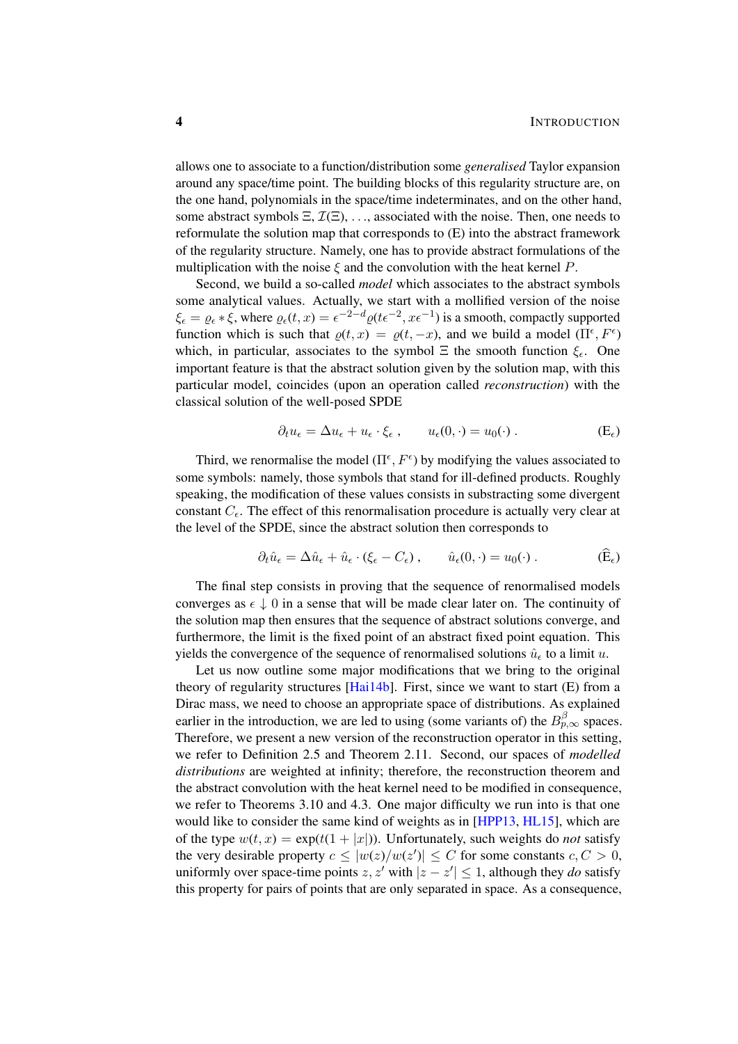allows one to associate to a function/distribution some *generalised* Taylor expansion around any space/time point. The building blocks of this regularity structure are, on the one hand, polynomials in the space/time indeterminates, and on the other hand, some abstract symbols $\Xi$, $\mathcal{I}(\Xi)$, ..., associated with the noise. Then, one needs to reformulate the solution map that corresponds to (E) into the abstract framework of the regularity structure. Namely, one has to provide abstract formulations of the multiplication with the noise $\xi$ and the convolution with the heat kernel $P$.

Second, we build a so-called *model* which associates to the abstract symbols some analytical values. Actually, we start with a mollified version of the noise $\xi_\epsilon = \varrho_\epsilon * \xi$, where $\varrho_\epsilon(t,x) = \epsilon^{-2-d}\varrho(t\epsilon^{-2}, x\epsilon^{-1})$ is a smooth, compactly supported function which is such that $\varrho(t,x) = \varrho(t,-x)$, and we build a model $(\Pi^\epsilon, F^\epsilon)$ which, in particular, associates to the symbol $\Xi$ the smooth function $\xi_\epsilon$. One important feature is that the abstract solution given by the solution map, with this particular model, coincides (upon an operation called *reconstruction*) with the classical solution of the well-posed SPDE

$$\partial_t u_\epsilon = \Delta u_\epsilon + u_\epsilon \cdot \xi_\epsilon \;, \qquad u_\epsilon(0,\cdot) = u_0(\cdot) \;. \tag{$\mathrm{E}_\epsilon$}$$

Third, we renormalise the model $(\Pi^\epsilon, F^\epsilon)$ by modifying the values associated to some symbols: namely, those symbols that stand for ill-defined products. Roughly speaking, the modification of these values consists in substracting some divergent constant $C_\epsilon$. The effect of this renormalisation procedure is actually very clear at the level of the SPDE, since the abstract solution then corresponds to

$$\partial_t \hat{u}_\epsilon = \Delta \hat{u}_\epsilon + \hat{u}_\epsilon \cdot (\xi_\epsilon - C_\epsilon) \;, \qquad \hat{u}_\epsilon(0,\cdot) = u_0(\cdot) \;. \tag{$\widehat{\mathrm{E}}_\epsilon$}$$

The final step consists in proving that the sequence of renormalised models converges as $\epsilon \downarrow 0$ in a sense that will be made clear later on. The continuity of the solution map then ensures that the sequence of abstract solutions converge, and furthermore, the limit is the fixed point of an abstract fixed point equation. This yields the convergence of the sequence of renormalised solutions $\hat{u}_\epsilon$ to a limit $u$.

Let us now outline some major modifications that we bring to the original theory of regularity structures [Hai14b]. First, since we want to start (E) from a Dirac mass, we need to choose an appropriate space of distributions. As explained earlier in the introduction, we are led to using (some variants of) the $B^\beta_{p,\infty}$ spaces. Therefore, we present a new version of the reconstruction operator in this setting, we refer to Definition 2.5 and Theorem 2.11. Second, our spaces of *modelled distributions* are weighted at infinity; therefore, the reconstruction theorem and the abstract convolution with the heat kernel need to be modified in consequence, we refer to Theorems 3.10 and 4.3. One major difficulty we run into is that one would like to consider the same kind of weights as in [HPP13, HL15], which are of the type $w(t,x) = \exp(t(1+|x|))$. Unfortunately, such weights do *not* satisfy the very desirable property $c \le |w(z)/w(z')| \le C$ for some constants $c, C > 0$, uniformly over space-time points $z, z'$ with $|z - z'| \le 1$, although they *do* satisfy this property for pairs of points that are only separated in space. As a consequence,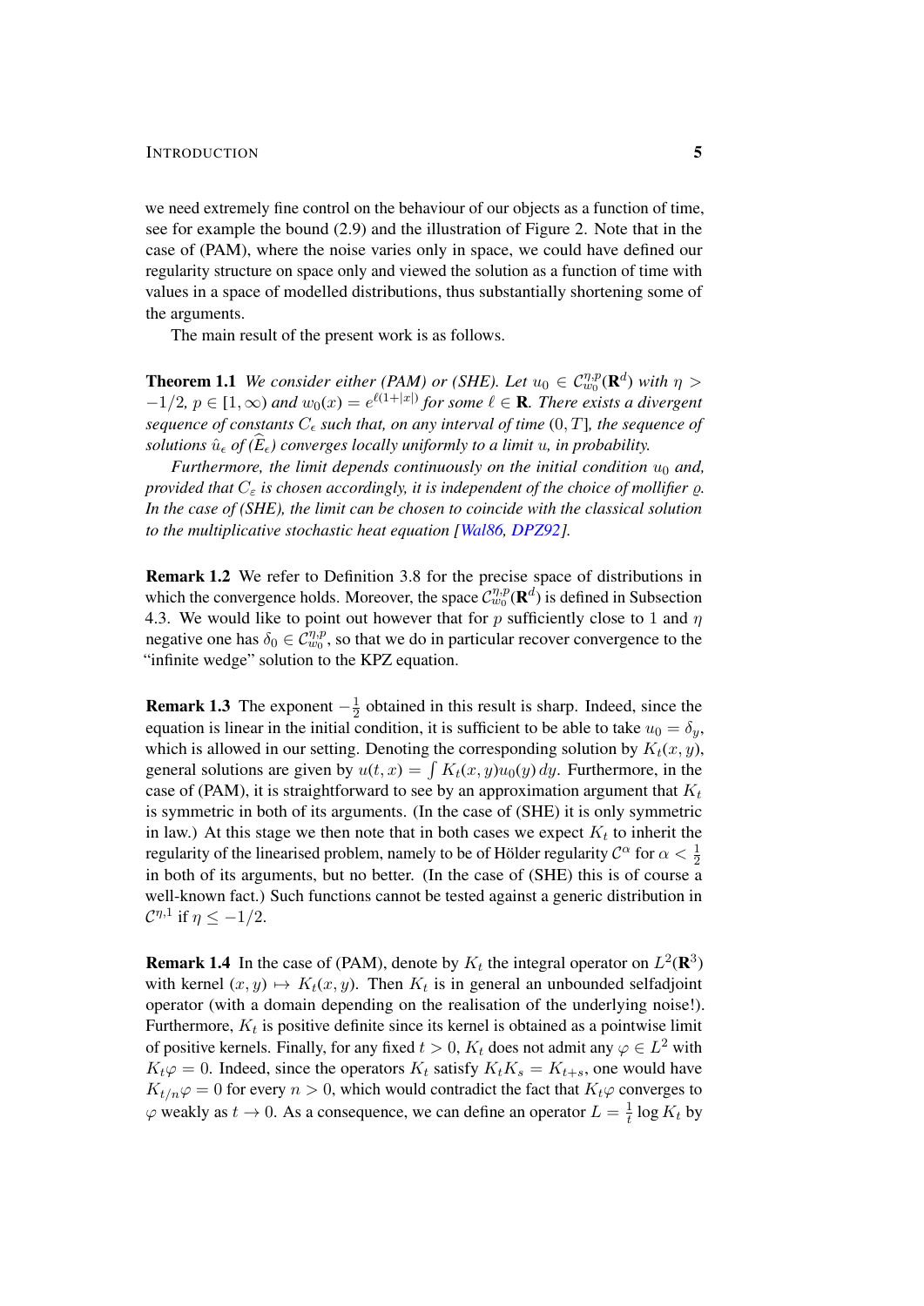we need extremely fine control on the behaviour of our objects as a function of time, see for example the bound (2.9) and the illustration of Figure 2. Note that in the case of (PAM), where the noise varies only in space, we could have defined our regularity structure on space only and viewed the solution as a function of time with values in a space of modelled distributions, thus substantially shortening some of the arguments.

The main result of the present work is as follows.

**Theorem 1.1** *We consider either (PAM) or (SHE). Let $u_0 \in \mathcal{C}^{\eta,p}_{w_0}(\mathbf{R}^d)$ with $\eta > -1/2$, $p \in [1,\infty)$ and $w_0(x) = e^{\ell(1+|x|)}$ for some $\ell \in \mathbf{R}$. There exists a divergent sequence of constants $C_\epsilon$ such that, on any interval of time $(0,T]$, the sequence of solutions $\hat u_\epsilon$ of $(\widehat E_\epsilon)$ converges locally uniformly to a limit $u$, in probability.*

*Furthermore, the limit depends continuously on the initial condition $u_0$ and, provided that $C_\varepsilon$ is chosen accordingly, it is independent of the choice of mollifier $\varrho$. In the case of (SHE), the limit can be chosen to coincide with the classical solution to the multiplicative stochastic heat equation [Wal86, DPZ92].*

**Remark 1.2** We refer to Definition 3.8 for the precise space of distributions in which the convergence holds. Moreover, the space $\mathcal{C}^{\eta,p}_{w_0}(\mathbf{R}^d)$ is defined in Subsection 4.3. We would like to point out however that for $p$ sufficiently close to 1 and $\eta$ negative one has $\delta_0 \in \mathcal{C}^{\eta,p}_{w_0}$, so that we do in particular recover convergence to the "infinite wedge" solution to the KPZ equation.

**Remark 1.3** The exponent $-\frac{1}{2}$ obtained in this result is sharp. Indeed, since the equation is linear in the initial condition, it is sufficient to be able to take $u_0 = \delta_y$, which is allowed in our setting. Denoting the corresponding solution by $K_t(x,y)$, general solutions are given by $u(t,x) = \int K_t(x,y)u_0(y)\,dy$. Furthermore, in the case of (PAM), it is straightforward to see by an approximation argument that $K_t$ is symmetric in both of its arguments. (In the case of (SHE) it is only symmetric in law.) At this stage we then note that in both cases we expect $K_t$ to inherit the regularity of the linearised problem, namely to be of Hölder regularity $\mathcal{C}^\alpha$ for $\alpha < \frac{1}{2}$ in both of its arguments, but no better. (In the case of (SHE) this is of course a well-known fact.) Such functions cannot be tested against a generic distribution in $\mathcal{C}^{\eta,1}$ if $\eta \le -1/2$.

**Remark 1.4** In the case of (PAM), denote by $K_t$ the integral operator on $L^2(\mathbf{R}^3)$ with kernel $(x,y) \mapsto K_t(x,y)$. Then $K_t$ is in general an unbounded selfadjoint operator (with a domain depending on the realisation of the underlying noise!). Furthermore, $K_t$ is positive definite since its kernel is obtained as a pointwise limit of positive kernels. Finally, for any fixed $t > 0$, $K_t$ does not admit any $\varphi \in L^2$ with $K_t\varphi = 0$. Indeed, since the operators $K_t$ satisfy $K_tK_s = K_{t+s}$, one would have $K_{t/n}\varphi = 0$ for every $n > 0$, which would contradict the fact that $K_t\varphi$ converges to $\varphi$ weakly as $t \to 0$. As a consequence, we can define an operator $L = \frac{1}{t}\log K_t$ by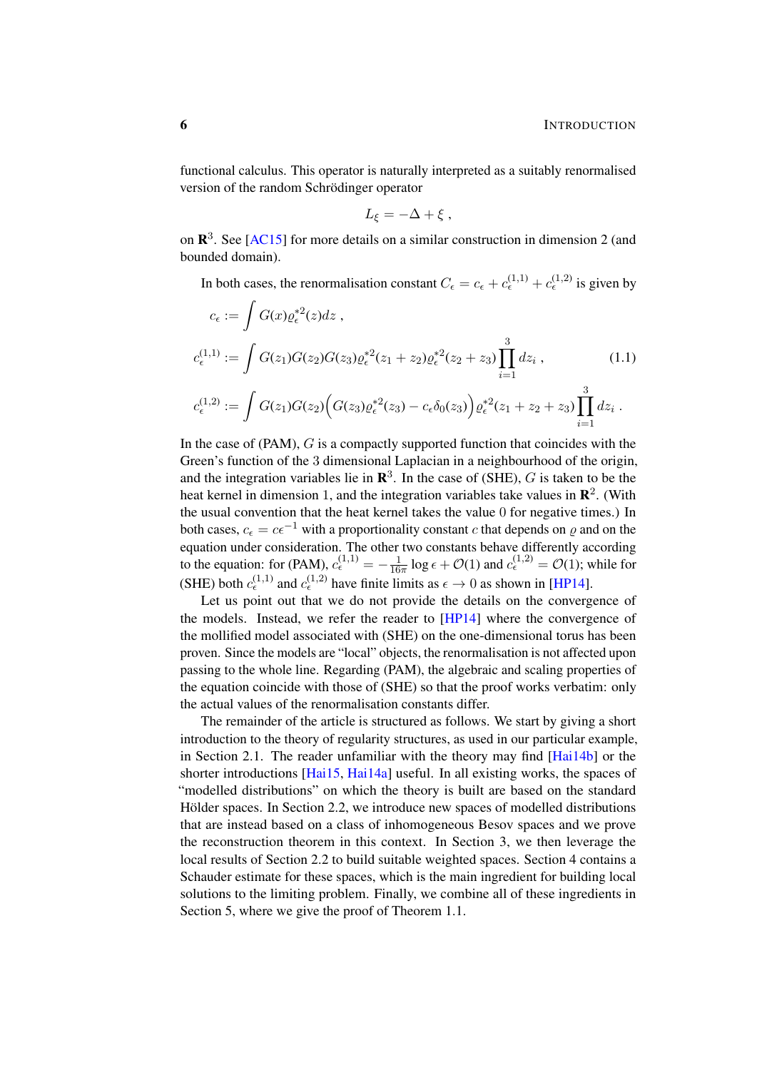functional calculus. This operator is naturally interpreted as a suitably renormalised version of the random Schrödinger operator

$$L_\xi = -\Delta + \xi \;,$$

on $\mathbf{R}^3$. See [AC15] for more details on a similar construction in dimension 2 (and bounded domain).

In both cases, the renormalisation constant $C_\epsilon = c_\epsilon + c_\epsilon^{(1,1)} + c_\epsilon^{(1,2)}$ is given by

$$\begin{aligned}
c_\epsilon &:= \int G(x)\varrho_\epsilon^{*2}(z)dz \;, \\
c_\epsilon^{(1,1)} &:= \int G(z_1)G(z_2)G(z_3)\varrho_\epsilon^{*2}(z_1+z_2)\varrho_\epsilon^{*2}(z_2+z_3)\prod_{i=1}^3 dz_i \;, \\
c_\epsilon^{(1,2)} &:= \int G(z_1)G(z_2)\Big(G(z_3)\varrho_\epsilon^{*2}(z_3) - c_\epsilon\delta_0(z_3)\Big)\varrho_\epsilon^{*2}(z_1+z_2+z_3)\prod_{i=1}^3 dz_i \;.
\end{aligned} \tag{1.1}$$

In the case of (PAM), $G$ is a compactly supported function that coincides with the Green's function of the 3 dimensional Laplacian in a neighbourhood of the origin, and the integration variables lie in $\mathbf{R}^3$. In the case of (SHE), $G$ is taken to be the heat kernel in dimension 1, and the integration variables take values in $\mathbf{R}^2$. (With the usual convention that the heat kernel takes the value 0 for negative times.) In both cases, $c_\epsilon = c\epsilon^{-1}$ with a proportionality constant $c$ that depends on $\varrho$ and on the equation under consideration. The other two constants behave differently according to the equation: for (PAM), $c_\epsilon^{(1,1)} = -\frac{1}{16\pi}\log\epsilon + \mathcal{O}(1)$ and $c_\epsilon^{(1,2)} = \mathcal{O}(1)$; while for (SHE) both $c_\epsilon^{(1,1)}$ and $c_\epsilon^{(1,2)}$ have finite limits as $\epsilon \to 0$ as shown in [HP14].

Let us point out that we do not provide the details on the convergence of the models. Instead, we refer the reader to [HP14] where the convergence of the mollified model associated with (SHE) on the one-dimensional torus has been proven. Since the models are "local" objects, the renormalisation is not affected upon passing to the whole line. Regarding (PAM), the algebraic and scaling properties of the equation coincide with those of (SHE) so that the proof works verbatim: only the actual values of the renormalisation constants differ.

The remainder of the article is structured as follows. We start by giving a short introduction to the theory of regularity structures, as used in our particular example, in Section 2.1. The reader unfamiliar with the theory may find [Hai14b] or the shorter introductions [Hai15, Hai14a] useful. In all existing works, the spaces of "modelled distributions" on which the theory is built are based on the standard Hölder spaces. In Section 2.2, we introduce new spaces of modelled distributions that are instead based on a class of inhomogeneous Besov spaces and we prove the reconstruction theorem in this context. In Section 3, we then leverage the local results of Section 2.2 to build suitable weighted spaces. Section 4 contains a Schauder estimate for these spaces, which is the main ingredient for building local solutions to the limiting problem. Finally, we combine all of these ingredients in Section 5, where we give the proof of Theorem 1.1.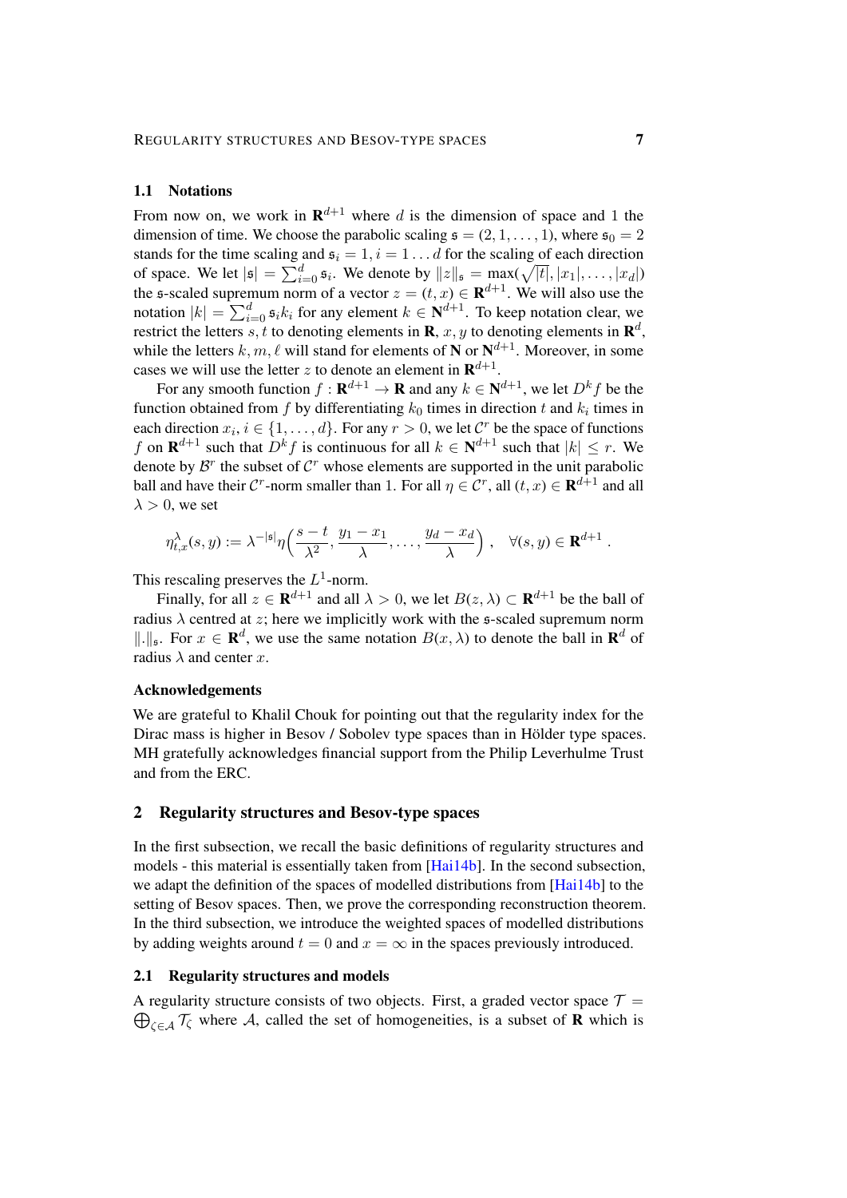### 1.1 Notations

From now on, we work in $\mathbf{R}^{d+1}$ where $d$ is the dimension of space and 1 the dimension of time. We choose the parabolic scaling $\mathfrak{s} = (2, 1, \ldots, 1)$, where $\mathfrak{s}_0 = 2$ stands for the time scaling and $\mathfrak{s}_i = 1, i = 1 \ldots d$ for the scaling of each direction of space. We let $|\mathfrak{s}| = \sum_{i=0}^{d} \mathfrak{s}_i$. We denote by $\|z\|_\mathfrak{s} = \max(\sqrt{|t|}, |x_1|, \ldots, |x_d|)$ the $\mathfrak{s}$-scaled supremum norm of a vector $z = (t, x) \in \mathbf{R}^{d+1}$. We will also use the notation $|k| = \sum_{i=0}^{d} \mathfrak{s}_i k_i$ for any element $k \in \mathbf{N}^{d+1}$. To keep notation clear, we restrict the letters $s, t$ to denoting elements in $\mathbf{R}$, $x, y$ to denoting elements in $\mathbf{R}^d$, while the letters $k, m, \ell$ will stand for elements of $\mathbf{N}$ or $\mathbf{N}^{d+1}$. Moreover, in some cases we will use the letter $z$ to denote an element in $\mathbf{R}^{d+1}$.

For any smooth function $f : \mathbf{R}^{d+1} \to \mathbf{R}$ and any $k \in \mathbf{N}^{d+1}$, we let $D^k f$ be the function obtained from $f$ by differentiating $k_0$ times in direction $t$ and $k_i$ times in each direction $x_i$, $i \in \{1, \ldots, d\}$. For any $r > 0$, we let $\mathcal{C}^r$ be the space of functions $f$ on $\mathbf{R}^{d+1}$ such that $D^k f$ is continuous for all $k \in \mathbf{N}^{d+1}$ such that $|k| \leq r$. We denote by $\mathcal{B}^r$ the subset of $\mathcal{C}^r$ whose elements are supported in the unit parabolic ball and have their $\mathcal{C}^r$-norm smaller than 1. For all $\eta \in \mathcal{C}^r$, all $(t, x) \in \mathbf{R}^{d+1}$ and all $\lambda > 0$, we set

$$\eta^\lambda_{t,x}(s, y) := \lambda^{-|\mathfrak{s}|} \eta\Big(\frac{s - t}{\lambda^2}, \frac{y_1 - x_1}{\lambda}, \ldots, \frac{y_d - x_d}{\lambda}\Big) , \quad \forall (s, y) \in \mathbf{R}^{d+1} .$$

This rescaling preserves the $L^1$-norm.

Finally, for all $z \in \mathbf{R}^{d+1}$ and all $\lambda > 0$, we let $B(z, \lambda) \subset \mathbf{R}^{d+1}$ be the ball of radius $\lambda$ centred at $z$; here we implicitly work with the $\mathfrak{s}$-scaled supremum norm $\|.\|_\mathfrak{s}$. For $x \in \mathbf{R}^d$, we use the same notation $B(x, \lambda)$ to denote the ball in $\mathbf{R}^d$ of radius $\lambda$ and center $x$.

#### Acknowledgements

We are grateful to Khalil Chouk for pointing out that the regularity index for the Dirac mass is higher in Besov / Sobolev type spaces than in Hölder type spaces. MH gratefully acknowledges financial support from the Philip Leverhulme Trust and from the ERC.

## 2 Regularity structures and Besov-type spaces

In the first subsection, we recall the basic definitions of regularity structures and models - this material is essentially taken from [Hai14b]. In the second subsection, we adapt the definition of the spaces of modelled distributions from [Hai14b] to the setting of Besov spaces. Then, we prove the corresponding reconstruction theorem. In the third subsection, we introduce the weighted spaces of modelled distributions by adding weights around $t = 0$ and $x = \infty$ in the spaces previously introduced.

### 2.1 Regularity structures and models

A regularity structure consists of two objects. First, a graded vector space $\mathcal{T} = \bigoplus_{\zeta \in \mathcal{A}} \mathcal{T}_\zeta$ where $\mathcal{A}$, called the set of homogeneities, is a subset of $\mathbf{R}$ which is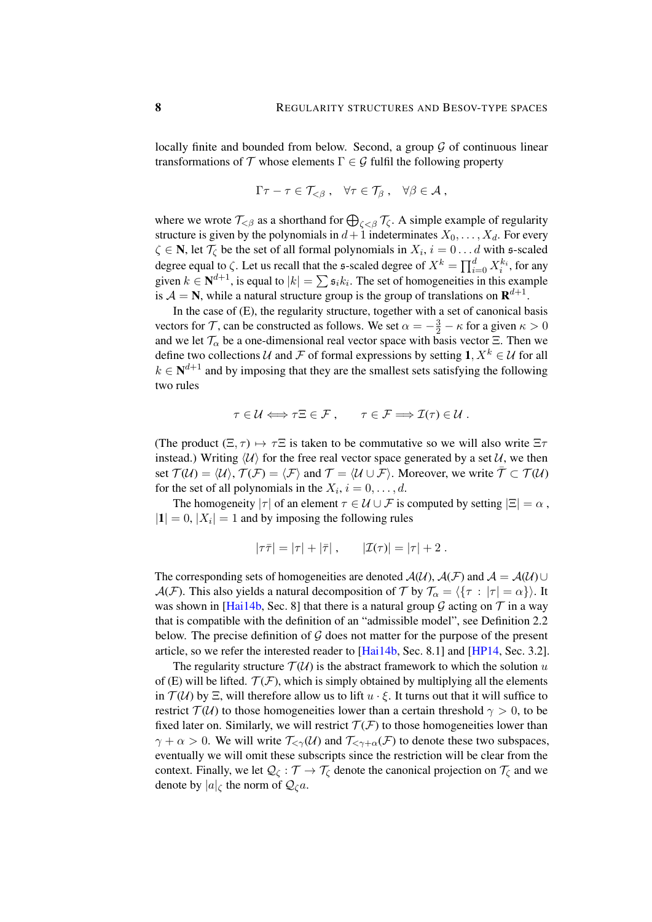locally finite and bounded from below. Second, a group $\mathcal{G}$ of continuous linear transformations of $\mathcal{T}$ whose elements $\Gamma \in \mathcal{G}$ fulfil the following property

$$\Gamma\tau - \tau \in \mathcal{T}_{<\beta}\,, \quad \forall \tau \in \mathcal{T}_\beta\,, \quad \forall \beta \in \mathcal{A}\,,$$

where we wrote $\mathcal{T}_{<\beta}$ as a shorthand for $\bigoplus_{\zeta<\beta} \mathcal{T}_\zeta$. A simple example of regularity structure is given by the polynomials in $d+1$ indeterminates $X_0, \ldots, X_d$. For every $\zeta \in \mathbf{N}$, let $\mathcal{T}_\zeta$ be the set of all formal polynomials in $X_i$, $i = 0 \ldots d$ with $\mathfrak{s}$-scaled degree equal to $\zeta$. Let us recall that the $\mathfrak{s}$-scaled degree of $X^k = \prod_{i=0}^d X_i^{k_i}$, for any given $k \in \mathbf{N}^{d+1}$, is equal to $|k| = \sum \mathfrak{s}_i k_i$. The set of homogeneities in this example is $\mathcal{A} = \mathbf{N}$, while a natural structure group is the group of translations on $\mathbf{R}^{d+1}$.

In the case of (E), the regularity structure, together with a set of canonical basis vectors for $\mathcal{T}$, can be constructed as follows. We set $\alpha = -\frac{3}{2} - \kappa$ for a given $\kappa > 0$ and we let $\mathcal{T}_\alpha$ be a one-dimensional real vector space with basis vector $\Xi$. Then we define two collections $\mathcal{U}$ and $\mathcal{F}$ of formal expressions by setting $\mathbf{1}, X^k \in \mathcal{U}$ for all $k \in \mathbf{N}^{d+1}$ and by imposing that they are the smallest sets satisfying the following two rules

$$\tau \in \mathcal{U} \Longleftrightarrow \tau\Xi \in \mathcal{F}\,, \qquad \tau \in \mathcal{F} \Longrightarrow \mathcal{I}(\tau) \in \mathcal{U}\,.$$

(The product $(\Xi, \tau) \mapsto \tau\Xi$ is taken to be commutative so we will also write $\Xi\tau$ instead.) Writing $\langle \mathcal{U} \rangle$ for the free real vector space generated by a set $\mathcal{U}$, we then set $\mathcal{T}(\mathcal{U}) = \langle \mathcal{U} \rangle$, $\mathcal{T}(\mathcal{F}) = \langle \mathcal{F} \rangle$ and $\mathcal{T} = \langle \mathcal{U} \cup \mathcal{F} \rangle$. Moreover, we write $\bar{\mathcal{T}} \subset \mathcal{T}(\mathcal{U})$ for the set of all polynomials in the $X_i$, $i = 0, \ldots, d$.

The homogeneity $|\tau|$ of an element $\tau \in \mathcal{U} \cup \mathcal{F}$ is computed by setting $|\Xi| = \alpha$, $|\mathbf{1}| = 0$, $|X_i| = 1$ and by imposing the following rules

$$|\tau\bar{\tau}| = |\tau| + |\bar{\tau}|\,, \qquad |\mathcal{I}(\tau)| = |\tau| + 2\,.$$

The corresponding sets of homogeneities are denoted $\mathcal{A}(\mathcal{U})$, $\mathcal{A}(\mathcal{F})$ and $\mathcal{A} = \mathcal{A}(\mathcal{U}) \cup \mathcal{A}(\mathcal{F})$. This also yields a natural decomposition of $\mathcal{T}$ by $\mathcal{T}_\alpha = \langle \{\tau : |\tau| = \alpha\} \rangle$. It was shown in [Hai14b, Sec. 8] that there is a natural group $\mathcal{G}$ acting on $\mathcal{T}$ in a way that is compatible with the definition of an "admissible model", see Definition 2.2 below. The precise definition of $\mathcal{G}$ does not matter for the purpose of the present article, so we refer the interested reader to [Hai14b, Sec. 8.1] and [HP14, Sec. 3.2].

The regularity structure $\mathcal{T}(\mathcal{U})$ is the abstract framework to which the solution $u$ of (E) will be lifted. $\mathcal{T}(\mathcal{F})$, which is simply obtained by multiplying all the elements in $\mathcal{T}(\mathcal{U})$ by $\Xi$, will therefore allow us to lift $u \cdot \xi$. It turns out that it will suffice to restrict $\mathcal{T}(\mathcal{U})$ to those homogeneities lower than a certain threshold $\gamma > 0$, to be fixed later on. Similarly, we will restrict $\mathcal{T}(\mathcal{F})$ to those homogeneities lower than $\gamma + \alpha > 0$. We will write $\mathcal{T}_{<\gamma}(\mathcal{U})$ and $\mathcal{T}_{<\gamma+\alpha}(\mathcal{F})$ to denote these two subspaces, eventually we will omit these subscripts since the restriction will be clear from the context. Finally, we let $\mathcal{Q}_\zeta : \mathcal{T} \to \mathcal{T}_\zeta$ denote the canonical projection on $\mathcal{T}_\zeta$ and we denote by $|a|_\zeta$ the norm of $\mathcal{Q}_\zeta a$.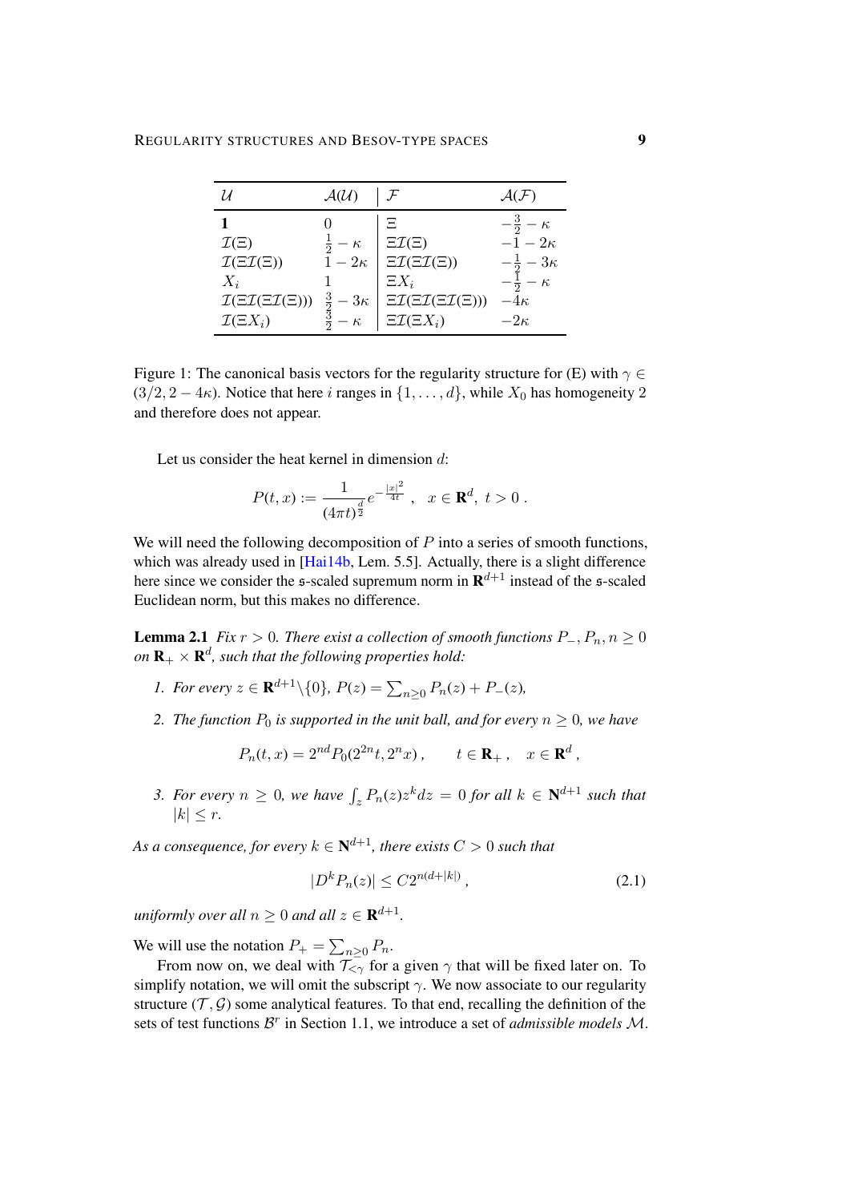| $\mathcal{U}$ | $\mathcal{A}(\mathcal{U})$ | $\mathcal{F}$ | $\mathcal{A}(\mathcal{F})$ |
|---|---|---|---|
| $\mathbf{1}$ | $0$ | $\Xi$ | $-\frac{3}{2}-\kappa$ |
| $\mathcal{I}(\Xi)$ | $\frac{1}{2}-\kappa$ | $\Xi\mathcal{I}(\Xi)$ | $-1-2\kappa$ |
| $\mathcal{I}(\Xi\mathcal{I}(\Xi))$ | $1-2\kappa$ | $\Xi\mathcal{I}(\Xi\mathcal{I}(\Xi))$ | $-\frac{1}{2}-3\kappa$ |
| $X_i$ | $1$ | $\Xi X_i$ | $-\frac{1}{2}-\kappa$ |
| $\mathcal{I}(\Xi\mathcal{I}(\Xi\mathcal{I}(\Xi)))$ | $\frac{3}{2}-3\kappa$ | $\Xi\mathcal{I}(\Xi\mathcal{I}(\Xi\mathcal{I}(\Xi)))$ | $-4\kappa$ |
| $\mathcal{I}(\Xi X_i)$ | $\frac{3}{2}-\kappa$ | $\Xi\mathcal{I}(\Xi X_i)$ | $-2\kappa$ |

Figure 1: The canonical basis vectors for the regularity structure for (E) with $\gamma \in (3/2, 2-4\kappa)$. Notice that here $i$ ranges in $\{1,\ldots,d\}$, while $X_0$ has homogeneity 2 and therefore does not appear.

Let us consider the heat kernel in dimension $d$:

$$P(t,x) := \frac{1}{(4\pi t)^{\frac{d}{2}}} e^{-\frac{|x|^2}{4t}} \;, \quad x \in \mathbf{R}^d,\; t > 0\;.$$

We will need the following decomposition of $P$ into a series of smooth functions, which was already used in [Hai14b, Lem. 5.5]. Actually, there is a slight difference here since we consider the $\mathfrak{s}$-scaled supremum norm in $\mathbf{R}^{d+1}$ instead of the $\mathfrak{s}$-scaled Euclidean norm, but this makes no difference.

**Lemma 2.1** *Fix $r > 0$. There exist a collection of smooth functions $P_-, P_n, n \geq 0$ on $\mathbf{R}_+ \times \mathbf{R}^d$, such that the following properties hold:*

1. *For every $z \in \mathbf{R}^{d+1}\backslash\{0\}$, $P(z) = \sum_{n\geq 0} P_n(z) + P_-(z)$,*
2. *The function $P_0$ is supported in the unit ball, and for every $n \geq 0$, we have*
$$P_n(t,x) = 2^{nd} P_0(2^{2n}t, 2^n x)\;, \qquad t \in \mathbf{R}_+\;, \quad x \in \mathbf{R}^d\;,$$
3. *For every $n \geq 0$, we have $\int_z P_n(z) z^k dz = 0$ for all $k \in \mathbf{N}^{d+1}$ such that $|k| \leq r$.*

*As a consequence, for every $k \in \mathbf{N}^{d+1}$, there exists $C > 0$ such that*

$$|D^k P_n(z)| \leq C 2^{n(d+|k|)}\;, \tag{2.1}$$

*uniformly over all $n \geq 0$ and all $z \in \mathbf{R}^{d+1}$.*

We will use the notation $P_+ = \sum_{n\geq 0} P_n$.

From now on, we deal with $\mathcal{T}_{<\gamma}$ for a given $\gamma$ that will be fixed later on. To simplify notation, we will omit the subscript $\gamma$. We now associate to our regularity structure $(\mathcal{T}, \mathcal{G})$ some analytical features. To that end, recalling the definition of the sets of test functions $\mathcal{B}^r$ in Section 1.1, we introduce a set of *admissible models* $\mathcal{M}$.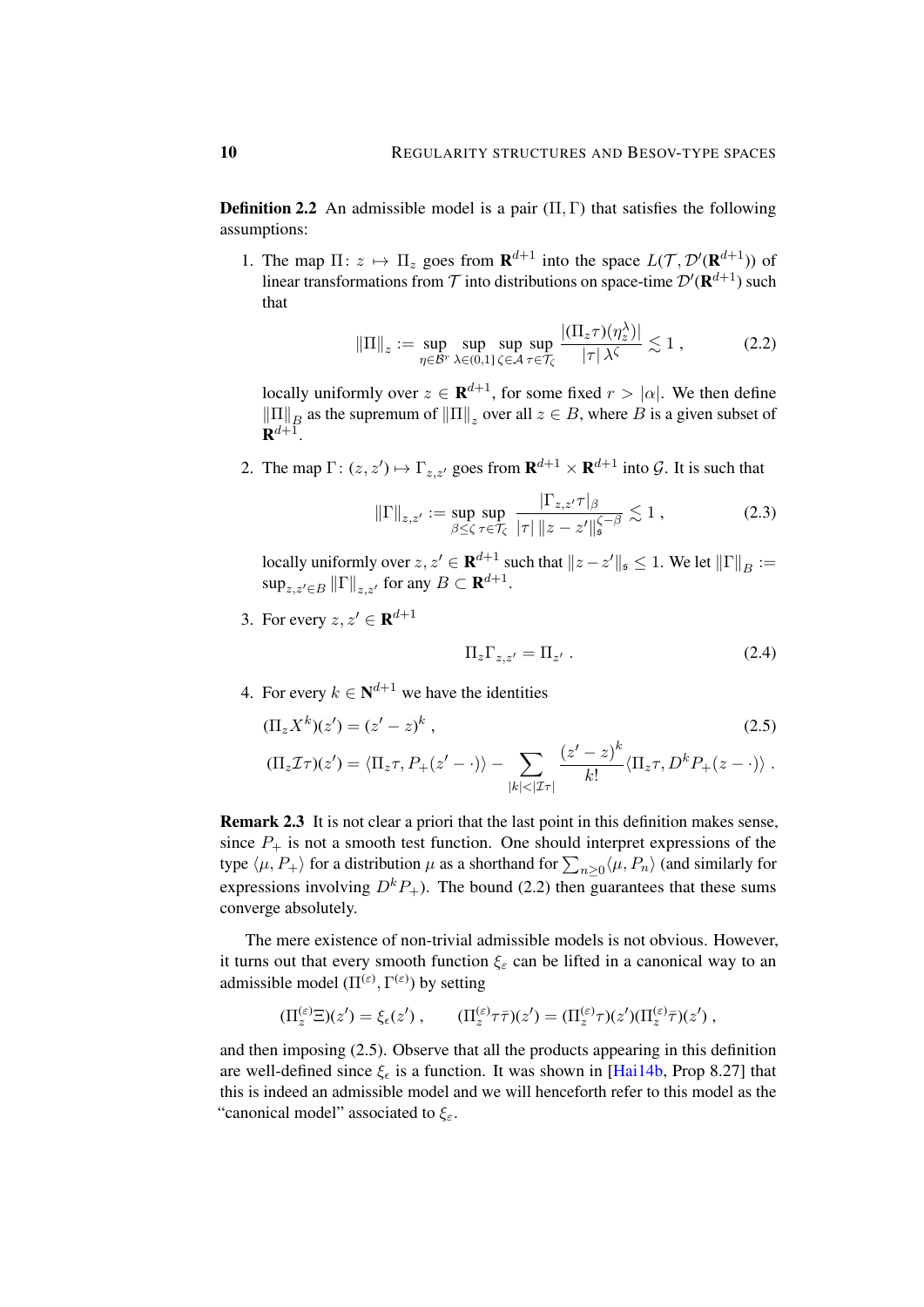**Definition 2.2** An admissible model is a pair $(\Pi, \Gamma)$ that satisfies the following assumptions:

1. The map $\Pi\colon z \mapsto \Pi_z$ goes from $\mathbf{R}^{d+1}$ into the space $L(\mathcal{T}, \mathcal{D}'(\mathbf{R}^{d+1}))$ of linear transformations from $\mathcal{T}$ into distributions on space-time $\mathcal{D}'(\mathbf{R}^{d+1})$ such that
$$\|\Pi\|_z := \sup_{\eta \in \mathcal{B}^r} \sup_{\lambda \in (0,1]} \sup_{\zeta \in \mathcal{A}} \sup_{\tau \in \mathcal{T}_\zeta} \frac{|(\Pi_z \tau)(\eta_z^\lambda)|}{|\tau| \, \lambda^\zeta} \lesssim 1 \,, \tag{2.2}$$
locally uniformly over $z \in \mathbf{R}^{d+1}$, for some fixed $r > |\alpha|$. We then define $\|\Pi\|_B$ as the supremum of $\|\Pi\|_z$ over all $z \in B$, where $B$ is a given subset of $\mathbf{R}^{d+1}$.

2. The map $\Gamma\colon (z, z') \mapsto \Gamma_{z,z'}$ goes from $\mathbf{R}^{d+1} \times \mathbf{R}^{d+1}$ into $\mathcal{G}$. It is such that
$$\|\Gamma\|_{z,z'} := \sup_{\beta \le \zeta} \sup_{\tau \in \mathcal{T}_\zeta} \frac{|\Gamma_{z,z'} \tau|_\beta}{|\tau| \, \|z - z'\|_{\mathfrak{s}}^{\zeta - \beta}} \lesssim 1 \,, \tag{2.3}$$
locally uniformly over $z, z' \in \mathbf{R}^{d+1}$ such that $\|z - z'\|_{\mathfrak{s}} \le 1$. We let $\|\Gamma\|_B := \sup_{z,z' \in B} \|\Gamma\|_{z,z'}$ for any $B \subset \mathbf{R}^{d+1}$.

3. For every $z, z' \in \mathbf{R}^{d+1}$
$$\Pi_z \Gamma_{z,z'} = \Pi_{z'} \,. \tag{2.4}$$

4. For every $k \in \mathbf{N}^{d+1}$ we have the identities
$$\begin{aligned}
(\Pi_z X^k)(z') &= (z' - z)^k \,, \\
(\Pi_z \mathcal{I}\tau)(z') &= \langle \Pi_z \tau, P_+(z' - \cdot) \rangle - \sum_{|k| < |\mathcal{I}\tau|} \frac{(z' - z)^k}{k!} \langle \Pi_z \tau, D^k P_+(z - \cdot) \rangle \,.
\end{aligned} \tag{2.5}$$

**Remark 2.3** It is not clear a priori that the last point in this definition makes sense, since $P_+$ is not a smooth test function. One should interpret expressions of the type $\langle \mu, P_+ \rangle$ for a distribution $\mu$ as a shorthand for $\sum_{n \ge 0} \langle \mu, P_n \rangle$ (and similarly for expressions involving $D^k P_+$). The bound (2.2) then guarantees that these sums converge absolutely.

The mere existence of non-trivial admissible models is not obvious. However, it turns out that every smooth function $\xi_\varepsilon$ can be lifted in a canonical way to an admissible model $(\Pi^{(\varepsilon)}, \Gamma^{(\varepsilon)})$ by setting
$$(\Pi_z^{(\varepsilon)} \Xi)(z') = \xi_\epsilon(z') \,, \qquad (\Pi_z^{(\varepsilon)} \tau \bar\tau)(z') = (\Pi_z^{(\varepsilon)} \tau)(z') (\Pi_z^{(\varepsilon)} \bar\tau)(z') \,,$$
and then imposing (2.5). Observe that all the products appearing in this definition are well-defined since $\xi_\epsilon$ is a function. It was shown in [Hai14b, Prop 8.27] that this is indeed an admissible model and we will henceforth refer to this model as the "canonical model" associated to $\xi_\varepsilon$.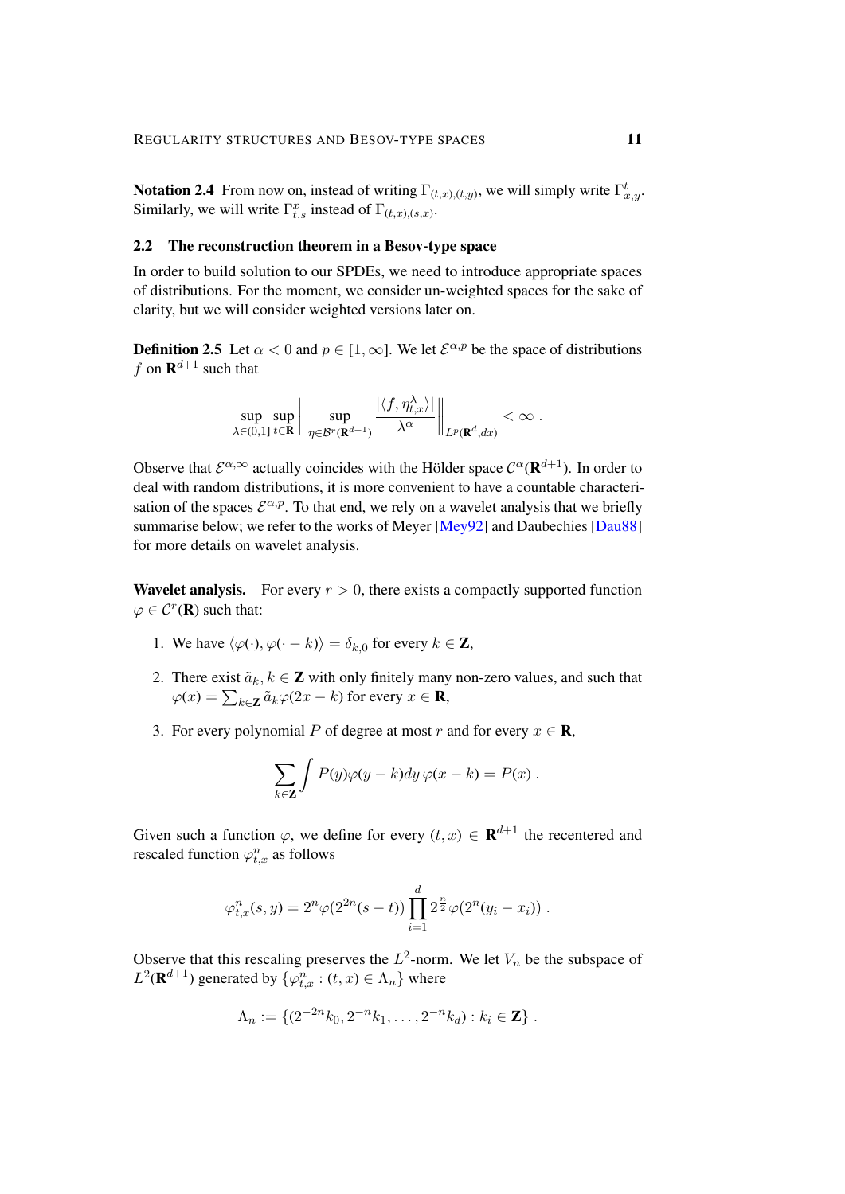**Notation 2.4** From now on, instead of writing $\Gamma_{(t,x),(t,y)}$, we will simply write $\Gamma^t_{x,y}$. Similarly, we will write $\Gamma^x_{t,s}$ instead of $\Gamma_{(t,x),(s,x)}$.

## 2.2 The reconstruction theorem in a Besov-type space

In order to build solution to our SPDEs, we need to introduce appropriate spaces of distributions. For the moment, we consider un-weighted spaces for the sake of clarity, but we will consider weighted versions later on.

**Definition 2.5** Let $\alpha < 0$ and $p \in [1, \infty]$. We let $\mathcal{E}^{\alpha,p}$ be the space of distributions $f$ on $\mathbf{R}^{d+1}$ such that

$$\sup_{\lambda\in(0,1]} \sup_{t\in\mathbf{R}} \Big\| \sup_{\eta\in\mathcal{B}^r(\mathbf{R}^{d+1})} \frac{|\langle f, \eta^\lambda_{t,x}\rangle|}{\lambda^\alpha} \Big\|_{L^p(\mathbf{R}^d,dx)} < \infty \;.$$

Observe that $\mathcal{E}^{\alpha,\infty}$ actually coincides with the Hölder space $\mathcal{C}^\alpha(\mathbf{R}^{d+1})$. In order to deal with random distributions, it is more convenient to have a countable characterisation of the spaces $\mathcal{E}^{\alpha,p}$. To that end, we rely on a wavelet analysis that we briefly summarise below; we refer to the works of Meyer [Mey92] and Daubechies [Dau88] for more details on wavelet analysis.

**Wavelet analysis.** For every $r > 0$, there exists a compactly supported function $\varphi \in \mathcal{C}^r(\mathbf{R})$ such that:

1. We have $\langle\varphi(\cdot), \varphi(\cdot - k)\rangle = \delta_{k,0}$ for every $k \in \mathbf{Z}$,
2. There exist $\tilde{a}_k, k \in \mathbf{Z}$ with only finitely many non-zero values, and such that $\varphi(x) = \sum_{k\in\mathbf{Z}} \tilde{a}_k \varphi(2x - k)$ for every $x \in \mathbf{R}$,
3. For every polynomial $P$ of degree at most $r$ and for every $x \in \mathbf{R}$,

$$\sum_{k\in\mathbf{Z}} \int P(y)\varphi(y-k)dy\, \varphi(x-k) = P(x) \;.$$

Given such a function $\varphi$, we define for every $(t, x) \in \mathbf{R}^{d+1}$ the recentered and rescaled function $\varphi^n_{t,x}$ as follows

$$\varphi^n_{t,x}(s, y) = 2^n\varphi(2^{2n}(s - t)) \prod_{i=1}^{d} 2^{\frac{n}{2}}\varphi(2^n(y_i - x_i)) \;.$$

Observe that this rescaling preserves the $L^2$-norm. We let $V_n$ be the subspace of $L^2(\mathbf{R}^{d+1})$ generated by $\{\varphi^n_{t,x} : (t, x) \in \Lambda_n\}$ where

$$\Lambda_n := \{(2^{-2n}k_0, 2^{-n}k_1, \ldots, 2^{-n}k_d) : k_i \in \mathbf{Z}\} \;.$$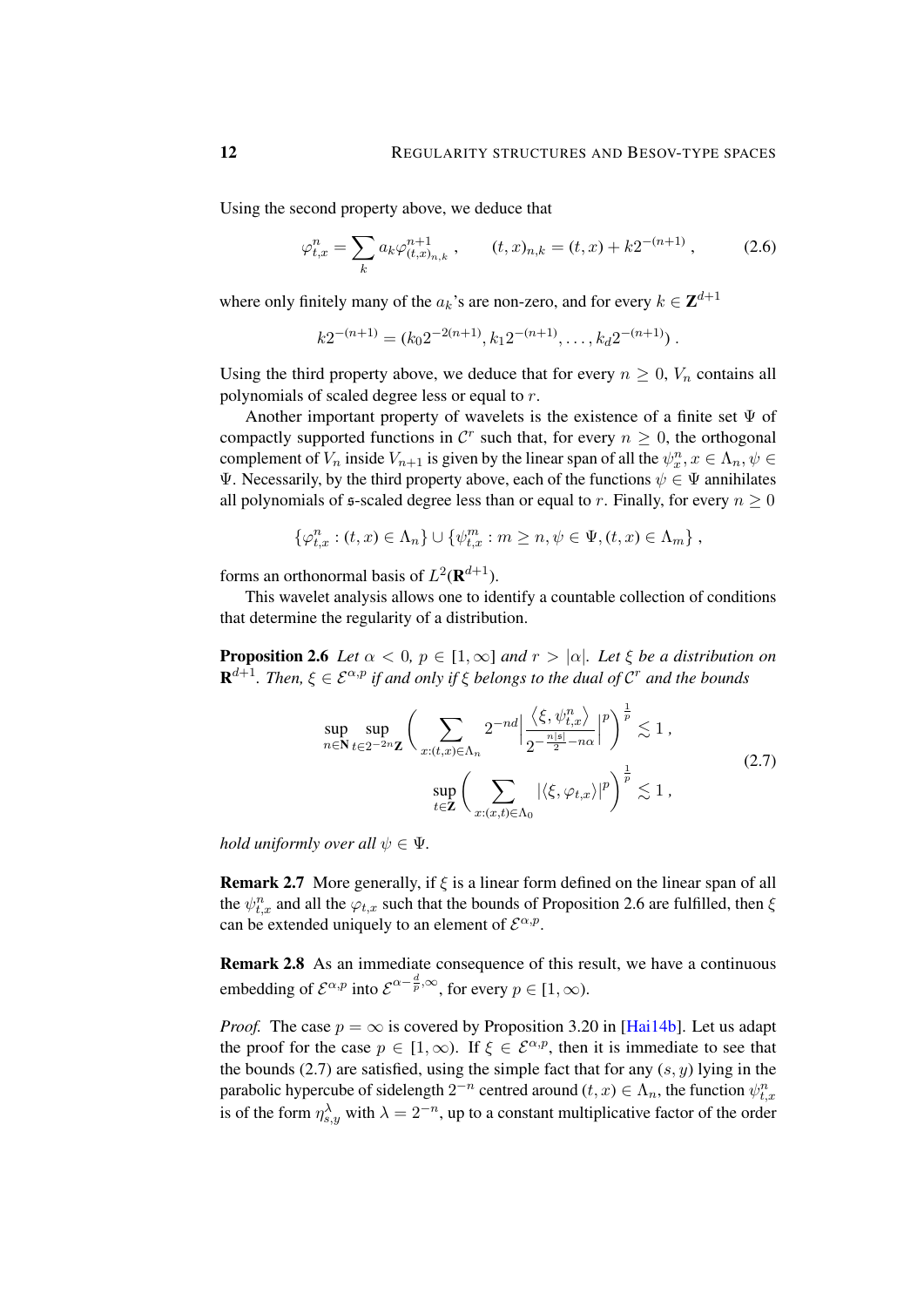Using the second property above, we deduce that

$$\varphi^n_{t,x} = \sum_k a_k \varphi^{n+1}_{(t,x)_{n,k}} \;, \qquad (t,x)_{n,k} = (t,x) + k2^{-(n+1)} \;, \tag{2.6}$$

where only finitely many of the $a_k$'s are non-zero, and for every $k \in \mathbf{Z}^{d+1}$

$$k2^{-(n+1)} = (k_0 2^{-2(n+1)}, k_1 2^{-(n+1)}, \ldots, k_d 2^{-(n+1)}) \;.$$

Using the third property above, we deduce that for every $n \geq 0$, $V_n$ contains all polynomials of scaled degree less or equal to $r$.

Another important property of wavelets is the existence of a finite set $\Psi$ of compactly supported functions in $\mathcal{C}^r$ such that, for every $n \geq 0$, the orthogonal complement of $V_n$ inside $V_{n+1}$ is given by the linear span of all the $\psi^n_x, x \in \Lambda_n, \psi \in \Psi$. Necessarily, by the third property above, each of the functions $\psi \in \Psi$ annihilates all polynomials of $\mathfrak{s}$-scaled degree less than or equal to $r$. Finally, for every $n \geq 0$

$$\{\varphi^n_{t,x} : (t,x) \in \Lambda_n\} \cup \{\psi^m_{t,x} : m \geq n, \psi \in \Psi, (t,x) \in \Lambda_m\} \;,$$

forms an orthonormal basis of $L^2(\mathbf{R}^{d+1})$.

This wavelet analysis allows one to identify a countable collection of conditions that determine the regularity of a distribution.

**Proposition 2.6** *Let $\alpha < 0$, $p \in [1,\infty]$ and $r > |\alpha|$. Let $\xi$ be a distribution on $\mathbf{R}^{d+1}$. Then, $\xi \in \mathcal{E}^{\alpha,p}$ if and only if $\xi$ belongs to the dual of $\mathcal{C}^r$ and the bounds*

$$\begin{aligned} \sup_{n \in \mathbf{N}} \sup_{t \in 2^{-2n}\mathbf{Z}} \Big( \sum_{x:(t,x)\in\Lambda_n} 2^{-nd} \Big| \frac{\langle \xi, \psi^n_{t,x}\rangle}{2^{-\frac{n|\mathfrak{s}|}{2} - n\alpha}} \Big|^p \Big)^{\frac{1}{p}} &\lesssim 1 \;, \\ \sup_{t \in \mathbf{Z}} \Big( \sum_{x:(x,t)\in\Lambda_0} |\langle \xi, \varphi_{t,x}\rangle|^p \Big)^{\frac{1}{p}} &\lesssim 1 \;, \end{aligned} \tag{2.7}$$

*hold uniformly over all $\psi \in \Psi$.*

**Remark 2.7** More generally, if $\xi$ is a linear form defined on the linear span of all the $\psi^n_{t,x}$ and all the $\varphi_{t,x}$ such that the bounds of Proposition 2.6 are fulfilled, then $\xi$ can be extended uniquely to an element of $\mathcal{E}^{\alpha,p}$.

**Remark 2.8** As an immediate consequence of this result, we have a continuous embedding of $\mathcal{E}^{\alpha,p}$ into $\mathcal{E}^{\alpha - \frac{d}{p},\infty}$, for every $p \in [1,\infty)$.

*Proof.* The case $p = \infty$ is covered by Proposition 3.20 in [Hai14b]. Let us adapt the proof for the case $p \in [1,\infty)$. If $\xi \in \mathcal{E}^{\alpha,p}$, then it is immediate to see that the bounds (2.7) are satisfied, using the simple fact that for any $(s,y)$ lying in the parabolic hypercube of sidelength $2^{-n}$ centred around $(t,x) \in \Lambda_n$, the function $\psi^n_{t,x}$ is of the form $\eta^\lambda_{s,y}$ with $\lambda = 2^{-n}$, up to a constant multiplicative factor of the order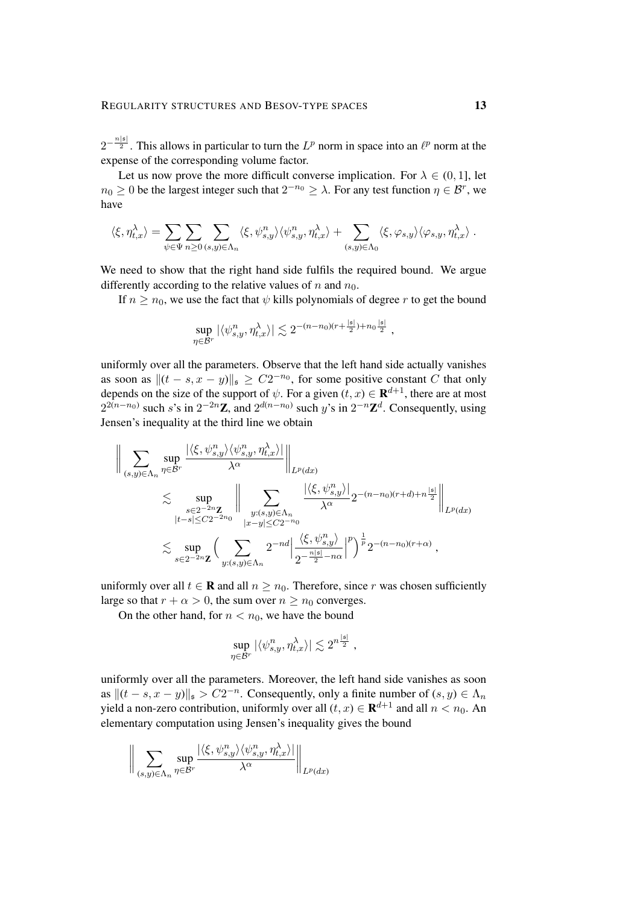$2^{-\frac{n|\mathfrak{s}|}{2}}$. This allows in particular to turn the $L^p$ norm in space into an $\ell^p$ norm at the expense of the corresponding volume factor.

Let us now prove the more difficult converse implication. For $\lambda \in (0,1]$, let $n_0 \geq 0$ be the largest integer such that $2^{-n_0} \geq \lambda$. For any test function $\eta \in \mathcal{B}^r$, we have

$$\langle \xi, \eta_{t,x}^\lambda \rangle = \sum_{\psi \in \Psi} \sum_{n \geq 0} \sum_{(s,y) \in \Lambda_n} \langle \xi, \psi_{s,y}^n \rangle \langle \psi_{s,y}^n, \eta_{t,x}^\lambda \rangle + \sum_{(s,y) \in \Lambda_0} \langle \xi, \varphi_{s,y} \rangle \langle \varphi_{s,y}, \eta_{t,x}^\lambda \rangle \;.$$

We need to show that the right hand side fulfils the required bound. We argue differently according to the relative values of $n$ and $n_0$.

If $n \geq n_0$, we use the fact that $\psi$ kills polynomials of degree $r$ to get the bound

$$\sup_{\eta \in \mathcal{B}^r} |\langle \psi_{s,y}^n, \eta_{t,x}^\lambda \rangle| \lesssim 2^{-(n-n_0)(r+\frac{|\mathfrak{s}|}{2})+n_0\frac{|\mathfrak{s}|}{2}} \;,$$

uniformly over all the parameters. Observe that the left hand side actually vanishes as soon as $\|(t-s, x-y)\|_\mathfrak{s} \geq C2^{-n_0}$, for some positive constant $C$ that only depends on the size of the support of $\psi$. For a given $(t,x) \in \mathbf{R}^{d+1}$, there are at most $2^{2(n-n_0)}$ such $s$'s in $2^{-2n}\mathbf{Z}$, and $2^{d(n-n_0)}$ such $y$'s in $2^{-n}\mathbf{Z}^d$. Consequently, using Jensen's inequality at the third line we obtain

$$\begin{aligned}
\Big\| \sum_{(s,y) \in \Lambda_n} \sup_{\eta \in \mathcal{B}^r} &\frac{|\langle \xi, \psi_{s,y}^n \rangle \langle \psi_{s,y}^n, \eta_{t,x}^\lambda \rangle|}{\lambda^\alpha} \Big\|_{L^p(dx)} \\
&\lesssim \sup_{\substack{s \in 2^{-2n}\mathbf{Z} \\ |t-s| \leq C2^{-2n_0}}} \Big\| \sum_{\substack{y:(s,y) \in \Lambda_n \\ |x-y| \leq C2^{-n_0}}} \frac{|\langle \xi, \psi_{s,y}^n \rangle|}{\lambda^\alpha} 2^{-(n-n_0)(r+d)+n\frac{|\mathfrak{s}|}{2}} \Big\|_{L^p(dx)} \\
&\lesssim \sup_{s \in 2^{-2n}\mathbf{Z}} \Big( \sum_{y:(s,y) \in \Lambda_n} 2^{-nd} \Big| \frac{\langle \xi, \psi_{s,y}^n \rangle}{2^{-\frac{n|\mathfrak{s}|}{2}-n\alpha}} \Big|^p \Big)^{\frac{1}{p}} 2^{-(n-n_0)(r+\alpha)} \;,
\end{aligned}$$

uniformly over all $t \in \mathbf{R}$ and all $n \geq n_0$. Therefore, since $r$ was chosen sufficiently large so that $r + \alpha > 0$, the sum over $n \geq n_0$ converges.

On the other hand, for $n < n_0$, we have the bound

$$\sup_{\eta \in \mathcal{B}^r} |\langle \psi_{s,y}^n, \eta_{t,x}^\lambda \rangle| \lesssim 2^{n\frac{|\mathfrak{s}|}{2}} \;,$$

uniformly over all the parameters. Moreover, the left hand side vanishes as soon as $\|(t-s, x-y)\|_\mathfrak{s} > C2^{-n}$. Consequently, only a finite number of $(s,y) \in \Lambda_n$ yield a non-zero contribution, uniformly over all $(t,x) \in \mathbf{R}^{d+1}$ and all $n < n_0$. An elementary computation using Jensen's inequality gives the bound

$$\Big\| \sum_{(s,y) \in \Lambda_n} \sup_{\eta \in \mathcal{B}^r} \frac{|\langle \xi, \psi_{s,y}^n \rangle \langle \psi_{s,y}^n, \eta_{t,x}^\lambda \rangle|}{\lambda^\alpha} \Big\|_{L^p(dx)}$$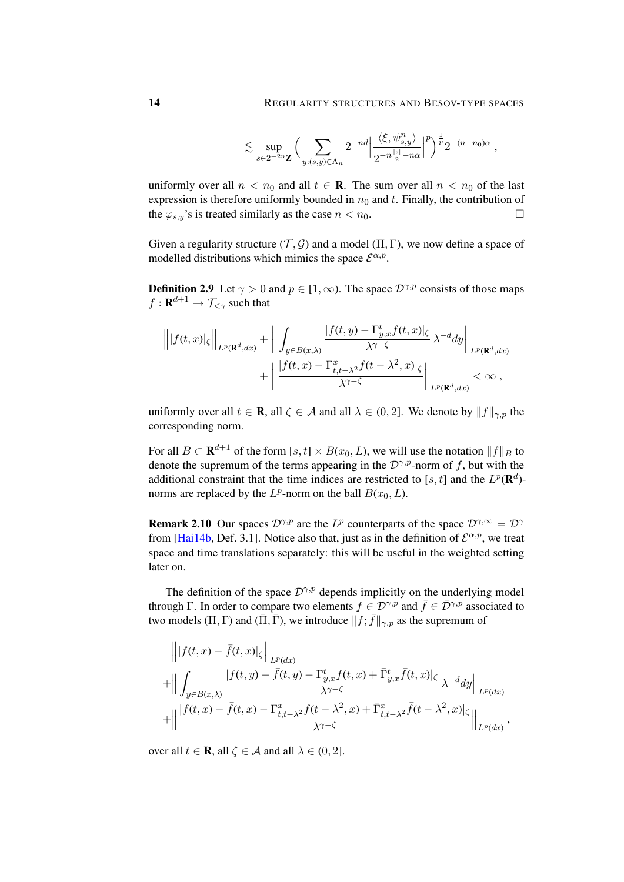$$\lesssim \sup_{s \in 2^{-2n}\mathbf{Z}} \Big( \sum_{y:(s,y)\in\Lambda_n} 2^{-nd} \Big| \frac{\langle \xi, \psi^n_{s,y}\rangle}{2^{-n\frac{|\mathfrak{s}|}{2} - n\alpha}} \Big|^p \Big)^{\frac{1}{p}} 2^{-(n-n_0)\alpha} ,$$

uniformly over all $n < n_0$ and all $t \in \mathbf{R}$. The sum over all $n < n_0$ of the last expression is therefore uniformly bounded in $n_0$ and $t$. Finally, the contribution of the $\varphi_{s,y}$'s is treated similarly as the case $n < n_0$. □

Given a regularity structure $(\mathcal{T}, \mathcal{G})$ and a model $(\Pi, \Gamma)$, we now define a space of modelled distributions which mimics the space $\mathcal{E}^{\alpha,p}$.

**Definition 2.9** Let $\gamma > 0$ and $p \in [1, \infty)$. The space $\mathcal{D}^{\gamma,p}$ consists of those maps $f : \mathbf{R}^{d+1} \to \mathcal{T}_{<\gamma}$ such that

$$\Big\| |f(t,x)|_\zeta \Big\|_{L^p(\mathbf{R}^d,dx)} + \Big\| \int_{y\in B(x,\lambda)} \frac{|f(t,y) - \Gamma^t_{y,x} f(t,x)|_\zeta}{\lambda^{\gamma-\zeta}} \lambda^{-d} dy \Big\|_{L^p(\mathbf{R}^d,dx)} + \Big\| \frac{|f(t,x) - \Gamma^x_{t,t-\lambda^2} f(t-\lambda^2, x)|_\zeta}{\lambda^{\gamma-\zeta}} \Big\|_{L^p(\mathbf{R}^d,dx)} < \infty ,$$

uniformly over all $t \in \mathbf{R}$, all $\zeta \in \mathcal{A}$ and all $\lambda \in (0, 2]$. We denote by $\|f\|_{\gamma,p}$ the corresponding norm.

For all $B \subset \mathbf{R}^{d+1}$ of the form $[s,t] \times B(x_0, L)$, we will use the notation $\|f\|_B$ to denote the supremum of the terms appearing in the $\mathcal{D}^{\gamma,p}$-norm of $f$, but with the additional constraint that the time indices are restricted to $[s,t]$ and the $L^p(\mathbf{R}^d)$-norms are replaced by the $L^p$-norm on the ball $B(x_0, L)$.

**Remark 2.10** Our spaces $\mathcal{D}^{\gamma,p}$ are the $L^p$ counterparts of the space $\mathcal{D}^{\gamma,\infty} = \mathcal{D}^\gamma$ from [Hai14b, Def. 3.1]. Notice also that, just as in the definition of $\mathcal{E}^{\alpha,p}$, we treat space and time translations separately: this will be useful in the weighted setting later on.

The definition of the space $\mathcal{D}^{\gamma,p}$ depends implicitly on the underlying model through $\Gamma$. In order to compare two elements $f \in \mathcal{D}^{\gamma,p}$ and $\bar{f} \in \bar{\mathcal{D}}^{\gamma,p}$ associated to two models $(\Pi, \Gamma)$ and $(\bar{\Pi}, \bar{\Gamma})$, we introduce $\|f; \bar{f}\|_{\gamma,p}$ as the supremum of

$$\Big\| |f(t,x) - \bar{f}(t,x)|_\zeta \Big\|_{L^p(dx)} + \Big\| \int_{y\in B(x,\lambda)} \frac{|f(t,y) - \bar{f}(t,y) - \Gamma^t_{y,x} f(t,x) + \bar{\Gamma}^t_{y,x} \bar{f}(t,x)|_\zeta}{\lambda^{\gamma-\zeta}} \lambda^{-d} dy \Big\|_{L^p(dx)} + \Big\| \frac{|f(t,x) - \bar{f}(t,x) - \Gamma^x_{t,t-\lambda^2} f(t-\lambda^2, x) + \bar{\Gamma}^x_{t,t-\lambda^2} \bar{f}(t-\lambda^2, x)|_\zeta}{\lambda^{\gamma-\zeta}} \Big\|_{L^p(dx)} ,$$

over all $t \in \mathbf{R}$, all $\zeta \in \mathcal{A}$ and all $\lambda \in (0, 2]$.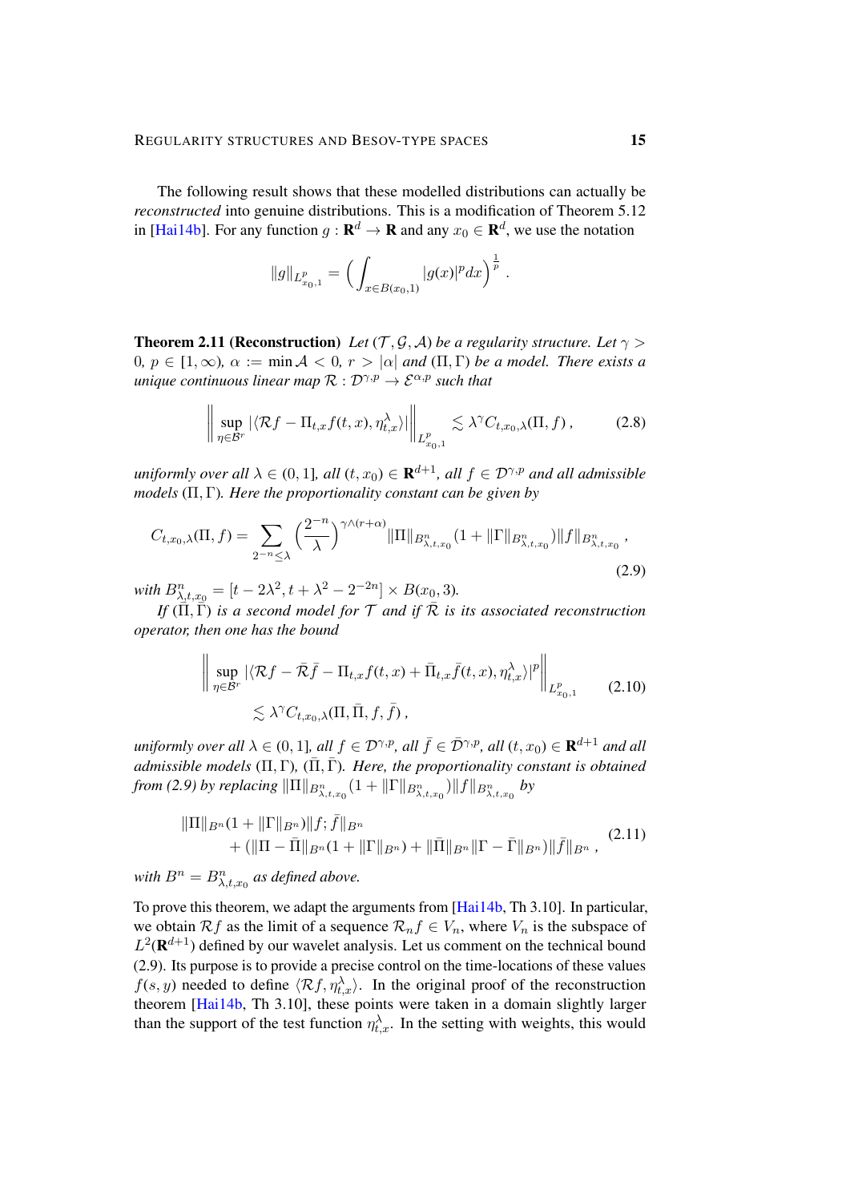The following result shows that these modelled distributions can actually be *reconstructed* into genuine distributions. This is a modification of Theorem 5.12 in [Hai14b]. For any function $g : \mathbf{R}^d \to \mathbf{R}$ and any $x_0 \in \mathbf{R}^d$, we use the notation

$$\|g\|_{L^p_{x_0,1}} = \Big( \int_{x \in B(x_0,1)} |g(x)|^p dx \Big)^{\frac{1}{p}} .$$

**Theorem 2.11 (Reconstruction)** *Let $(\mathcal{T}, \mathcal{G}, \mathcal{A})$ be a regularity structure. Let $\gamma > 0$, $p \in [1,\infty)$, $\alpha := \min \mathcal{A} < 0$, $r > |\alpha|$ and $(\Pi, \Gamma)$ be a model. There exists a unique continuous linear map $\mathcal{R} : \mathcal{D}^{\gamma,p} \to \mathcal{E}^{\alpha,p}$ such that*

$$\Big\| \sup_{\eta \in \mathcal{B}^r} |\langle \mathcal{R} f - \Pi_{t,x} f(t,x), \eta^\lambda_{t,x} \rangle| \Big\|_{L^p_{x_0,1}} \lesssim \lambda^\gamma C_{t,x_0,\lambda}(\Pi, f) , \tag{2.8}$$

*uniformly over all $\lambda \in (0,1]$, all $(t,x_0) \in \mathbf{R}^{d+1}$, all $f \in \mathcal{D}^{\gamma,p}$ and all admissible models $(\Pi,\Gamma)$. Here the proportionality constant can be given by*

$$C_{t,x_0,\lambda}(\Pi, f) = \sum_{2^{-n} \leq \lambda} \Big( \frac{2^{-n}}{\lambda} \Big)^{\gamma \wedge (r+\alpha)} \|\Pi\|_{B^n_{\lambda,t,x_0}} (1 + \|\Gamma\|_{B^n_{\lambda,t,x_0}}) \|f\|_{B^n_{\lambda,t,x_0}} , \tag{2.9}$$

*with $B^n_{\lambda,t,x_0} = [t - 2\lambda^2, t + \lambda^2 - 2^{-2n}] \times B(x_0,3)$.*

*If $(\bar\Pi, \bar\Gamma)$ is a second model for $\mathcal{T}$ and if $\bar{\mathcal{R}}$ is its associated reconstruction operator, then one has the bound*

$$\begin{aligned} \Big\| \sup_{\eta \in \mathcal{B}^r} |\langle \mathcal{R} f - \bar{\mathcal{R}} \bar f - \Pi_{t,x} f(t,x) + \bar\Pi_{t,x} \bar f(t,x), \eta^\lambda_{t,x} \rangle|^p \Big\|_{L^p_{x_0,1}} \\ \lesssim \lambda^\gamma C_{t,x_0,\lambda}(\Pi, \bar\Pi, f, \bar f) , \end{aligned} \tag{2.10}$$

*uniformly over all $\lambda \in (0,1]$, all $f \in \mathcal{D}^{\gamma,p}$, all $\bar f \in \bar{\mathcal{D}}^{\gamma,p}$, all $(t,x_0) \in \mathbf{R}^{d+1}$ and all admissible models $(\Pi,\Gamma)$, $(\bar\Pi, \bar\Gamma)$. Here, the proportionality constant is obtained from (2.9) by replacing $\|\Pi\|_{B^n_{\lambda,t,x_0}}(1 + \|\Gamma\|_{B^n_{\lambda,t,x_0}})\|f\|_{B^n_{\lambda,t,x_0}}$ by*

$$\begin{aligned} &\|\Pi\|_{B^n}(1 + \|\Gamma\|_{B^n})\|f; \bar f\|_{B^n} \\ &\quad + (\|\Pi - \bar\Pi\|_{B^n}(1 + \|\Gamma\|_{B^n}) + \|\bar\Pi\|_{B^n}\|\Gamma - \bar\Gamma\|_{B^n})\|\bar f\|_{B^n} , \end{aligned} \tag{2.11}$$

*with $B^n = B^n_{\lambda,t,x_0}$ as defined above.*

To prove this theorem, we adapt the arguments from [Hai14b, Th 3.10]. In particular, we obtain $\mathcal{R} f$ as the limit of a sequence $\mathcal{R}_n f \in V_n$, where $V_n$ is the subspace of $L^2(\mathbf{R}^{d+1})$ defined by our wavelet analysis. Let us comment on the technical bound (2.9). Its purpose is to provide a precise control on the time-locations of these values $f(s,y)$ needed to define $\langle \mathcal{R} f, \eta^\lambda_{t,x} \rangle$. In the original proof of the reconstruction theorem [Hai14b, Th 3.10], these points were taken in a domain slightly larger than the support of the test function $\eta^\lambda_{t,x}$. In the setting with weights, this would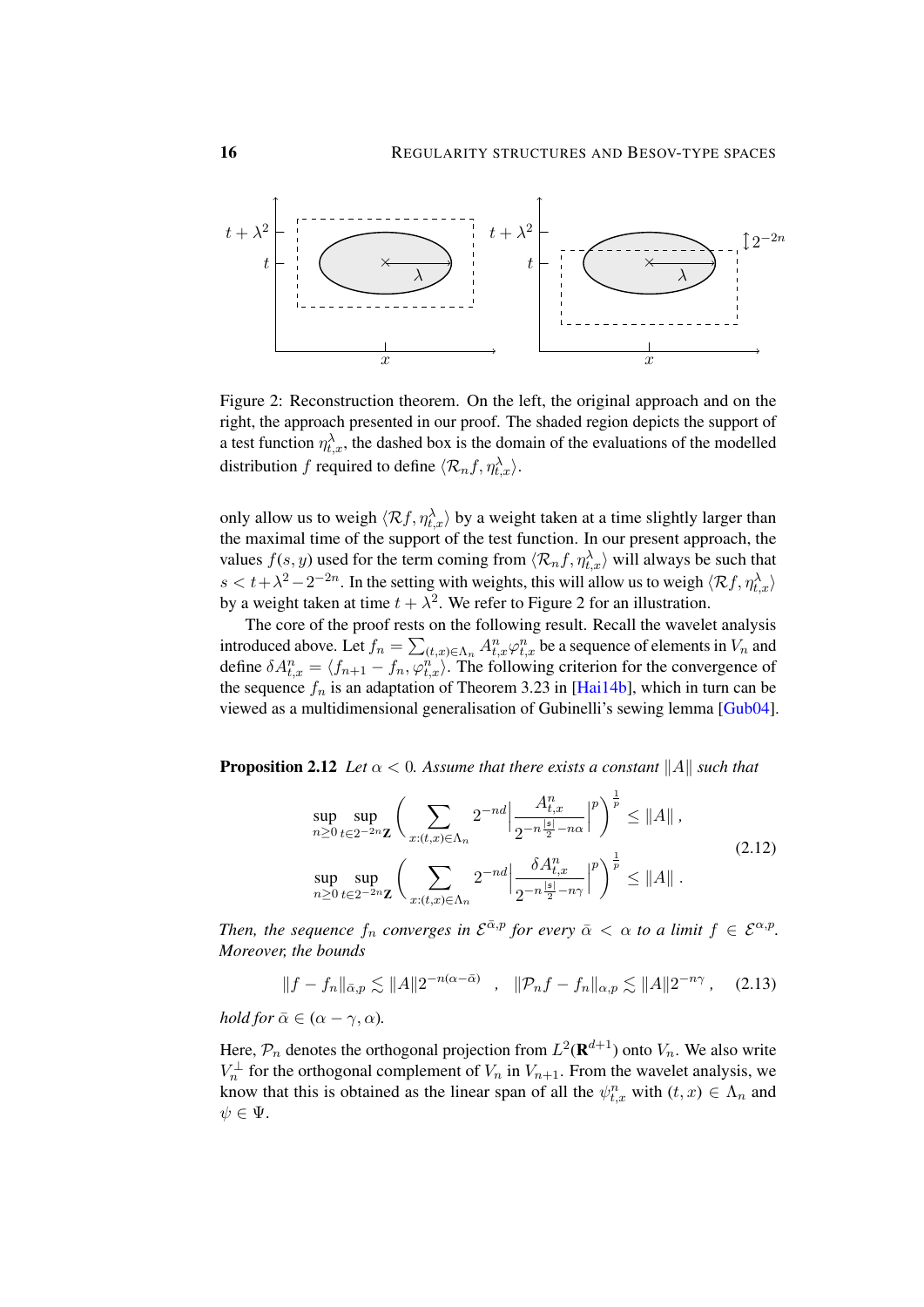Figure 2: Reconstruction theorem. On the left, the original approach and on the right, the approach presented in our proof. The shaded region depicts the support of a test function $\eta^\lambda_{t,x}$, the dashed box is the domain of the evaluations of the modelled distribution $f$ required to define $\langle \mathcal{R}_n f, \eta^\lambda_{t,x}\rangle$.

only allow us to weigh $\langle \mathcal{R} f, \eta^\lambda_{t,x}\rangle$ by a weight taken at a time slightly larger than the maximal time of the support of the test function. In our present approach, the values $f(s,y)$ used for the term coming from $\langle \mathcal{R}_n f, \eta^\lambda_{t,x}\rangle$ will always be such that $s < t+\lambda^2 - 2^{-2n}$. In the setting with weights, this will allow us to weigh $\langle \mathcal{R} f, \eta^\lambda_{t,x}\rangle$ by a weight taken at time $t+\lambda^2$. We refer to Figure 2 for an illustration.

The core of the proof rests on the following result. Recall the wavelet analysis introduced above. Let $f_n = \sum_{(t,x)\in\Lambda_n} A^n_{t,x}\varphi^n_{t,x}$ be a sequence of elements in $V_n$ and define $\delta A^n_{t,x} = \langle f_{n+1} - f_n, \varphi^n_{t,x}\rangle$. The following criterion for the convergence of the sequence $f_n$ is an adaptation of Theorem 3.23 in [Hai14b], which in turn can be viewed as a multidimensional generalisation of Gubinelli's sewing lemma [Gub04].

**Proposition 2.12** *Let $\alpha < 0$. Assume that there exists a constant $\|A\|$ such that*

$$
\begin{aligned}
\sup_{n\geq 0}\sup_{t\in 2^{-2n}\mathbf{Z}} \Big(\sum_{x:(t,x)\in\Lambda_n} 2^{-nd}\Big|\frac{A^n_{t,x}}{2^{-n\frac{|\mathfrak{s}|}{2}-n\alpha}}\Big|^p\Big)^{\frac{1}{p}} &\leq \|A\|\;,\\
\sup_{n\geq 0}\sup_{t\in 2^{-2n}\mathbf{Z}} \Big(\sum_{x:(t,x)\in\Lambda_n} 2^{-nd}\Big|\frac{\delta A^n_{t,x}}{2^{-n\frac{|\mathfrak{s}|}{2}-n\gamma}}\Big|^p\Big)^{\frac{1}{p}} &\leq \|A\|\;.
\end{aligned}
\tag{2.12}
$$

*Then, the sequence $f_n$ converges in $\mathcal{E}^{\bar\alpha,p}$ for every $\bar\alpha < \alpha$ to a limit $f \in \mathcal{E}^{\alpha,p}$. Moreover, the bounds*

$$
\|f - f_n\|_{\bar\alpha,p} \lesssim \|A\| 2^{-n(\alpha-\bar\alpha)} \quad,\quad \|\mathcal{P}_n f - f_n\|_{\alpha,p} \lesssim \|A\| 2^{-n\gamma}\;, \tag{2.13}
$$

*hold for $\bar\alpha \in (\alpha-\gamma,\alpha)$.*

Here, $\mathcal{P}_n$ denotes the orthogonal projection from $L^2(\mathbf{R}^{d+1})$ onto $V_n$. We also write $V_n^\perp$ for the orthogonal complement of $V_n$ in $V_{n+1}$. From the wavelet analysis, we know that this is obtained as the linear span of all the $\psi^n_{t,x}$ with $(t,x)\in\Lambda_n$ and $\psi\in\Psi$.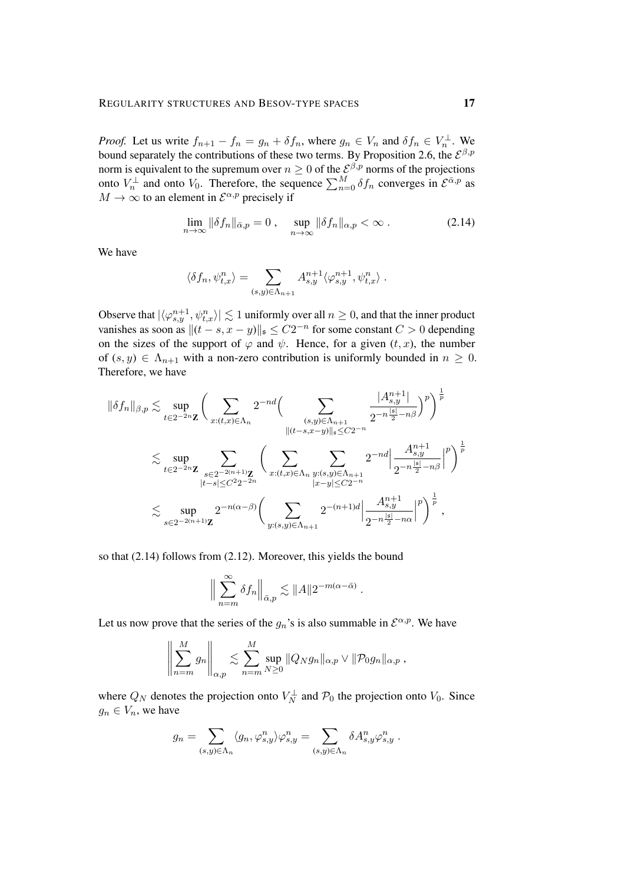*Proof.* Let us write $f_{n+1} - f_n = g_n + \delta f_n$, where $g_n \in V_n$ and $\delta f_n \in V_n^\perp$. We bound separately the contributions of these two terms. By Proposition 2.6, the $\mathcal{E}^{\beta,p}$ norm is equivalent to the supremum over $n \geq 0$ of the $\mathcal{E}^{\beta,p}$ norms of the projections onto $V_n^\perp$ and onto $V_0$. Therefore, the sequence $\sum_{n=0}^M \delta f_n$ converges in $\mathcal{E}^{\bar\alpha,p}$ as $M \to \infty$ to an element in $\mathcal{E}^{\alpha,p}$ precisely if

$$\lim_{n\to\infty} \|\delta f_n\|_{\bar\alpha,p} = 0\;, \qquad \sup_{n\to\infty} \|\delta f_n\|_{\alpha,p} < \infty\;. \tag{2.14}$$

We have

$$\langle \delta f_n, \psi^n_{t,x}\rangle = \sum_{(s,y)\in\Lambda_{n+1}} A^{n+1}_{s,y} \langle \varphi^{n+1}_{s,y}, \psi^n_{t,x}\rangle\;.$$

Observe that $|\langle \varphi^{n+1}_{s,y}, \psi^n_{t,x}\rangle| \lesssim 1$ uniformly over all $n \geq 0$, and that the inner product vanishes as soon as $\|(t-s, x-y)\|_\mathfrak{s} \leq C2^{-n}$ for some constant $C > 0$ depending on the sizes of the support of $\varphi$ and $\psi$. Hence, for a given $(t,x)$, the number of $(s,y) \in \Lambda_{n+1}$ with a non-zero contribution is uniformly bounded in $n \geq 0$. Therefore, we have

$$\begin{aligned}
\|\delta f_n\|_{\beta,p} &\lesssim \sup_{t\in 2^{-2n}\mathbf{Z}} \Bigg(\sum_{x:(t,x)\in\Lambda_n} 2^{-nd}\Big(\sum_{\substack{(s,y)\in\Lambda_{n+1}\\ \|(t-s,x-y)\|_\mathfrak{s}\leq C2^{-n}}} \frac{|A^{n+1}_{s,y}|}{2^{-n\frac{|\mathfrak{s}|}{2}-n\beta}}\Big)^p\Bigg)^{\frac1p}\\
&\lesssim \sup_{t\in 2^{-2n}\mathbf{Z}} \sum_{\substack{s\in 2^{-2(n+1)}\mathbf{Z}\\ |t-s|\leq C^2 2^{-2n}}} \Bigg(\sum_{x:(t,x)\in\Lambda_n}\;\sum_{\substack{y:(s,y)\in\Lambda_{n+1}\\ |x-y|\leq C2^{-n}}} 2^{-nd}\Big|\frac{A^{n+1}_{s,y}}{2^{-n\frac{|\mathfrak{s}|}{2}-n\beta}}\Big|^p\Bigg)^{\frac1p}\\
&\lesssim \sup_{s\in 2^{-2(n+1)}\mathbf{Z}} 2^{-n(\alpha-\beta)}\Bigg(\sum_{y:(s,y)\in\Lambda_{n+1}} 2^{-(n+1)d}\Big|\frac{A^{n+1}_{s,y}}{2^{-n\frac{|\mathfrak{s}|}{2}-n\alpha}}\Big|^p\Bigg)^{\frac1p}\;,
\end{aligned}$$

so that (2.14) follows from (2.12). Moreover, this yields the bound

$$\Big\|\sum_{n=m}^\infty \delta f_n\Big\|_{\bar\alpha,p} \lesssim \|A\| 2^{-m(\alpha-\bar\alpha)}\;.$$

Let us now prove that the series of the $g_n$'s is also summable in $\mathcal{E}^{\alpha,p}$. We have

$$\Bigg\|\sum_{n=m}^M g_n\Bigg\|_{\alpha,p} \lesssim \sum_{n=m}^M \sup_{N\geq 0} \|Q_N g_n\|_{\alpha,p} \vee \|\mathcal{P}_0 g_n\|_{\alpha,p}\;,$$

where $Q_N$ denotes the projection onto $V_N^\perp$ and $\mathcal{P}_0$ the projection onto $V_0$. Since $g_n \in V_n$, we have

$$g_n = \sum_{(s,y)\in\Lambda_n} \langle g_n, \varphi^n_{s,y}\rangle \varphi^n_{s,y} = \sum_{(s,y)\in\Lambda_n} \delta A^n_{s,y}\varphi^n_{s,y}\;.$$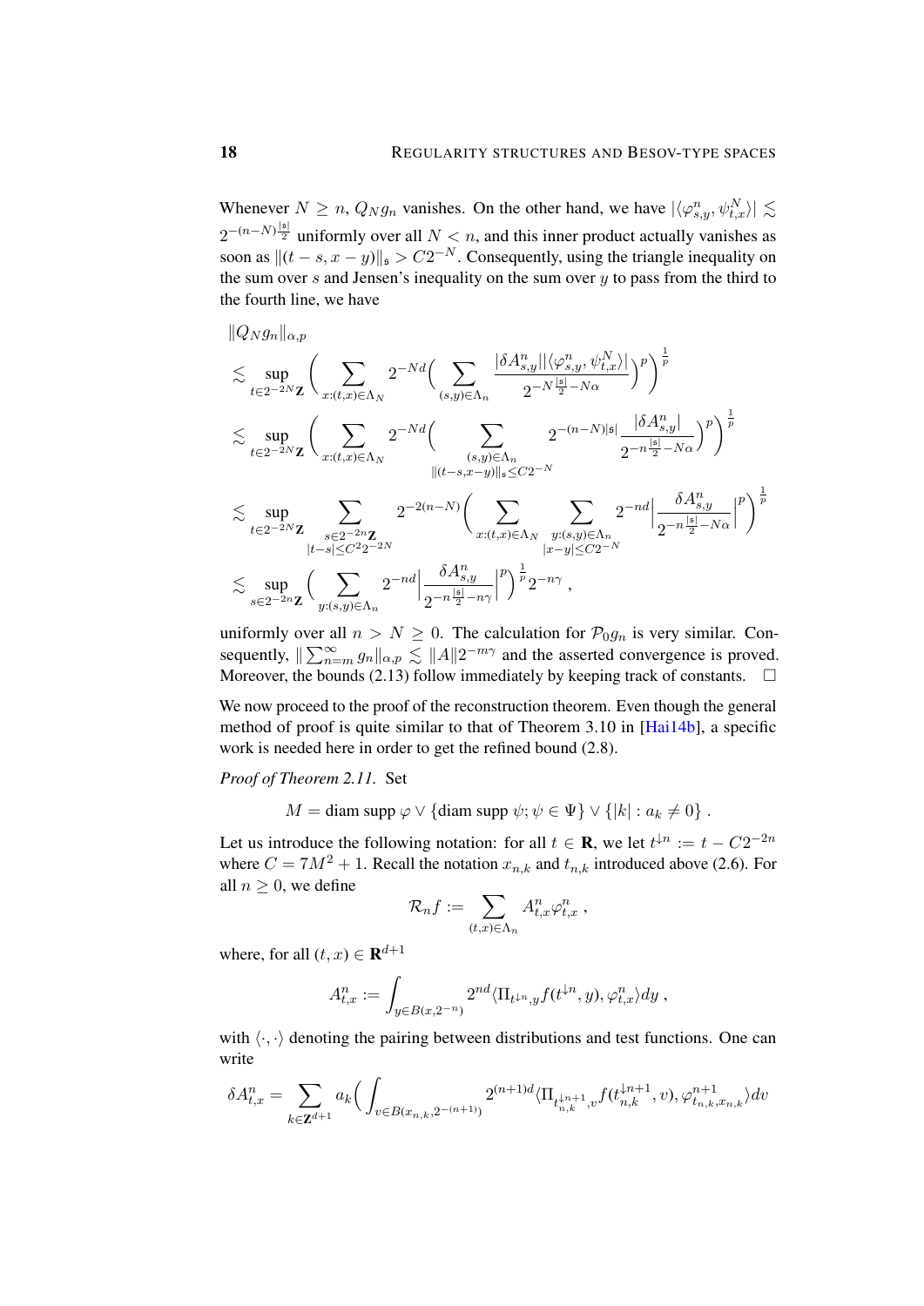Whenever $N \geq n$, $Q_N g_n$ vanishes. On the other hand, we have $|\langle \varphi^n_{s,y}, \psi^N_{t,x}\rangle| \lesssim 2^{-(n-N)\frac{|\mathfrak{s}|}{2}}$ uniformly over all $N < n$, and this inner product actually vanishes as soon as $\|(t-s, x-y)\|_{\mathfrak{s}} > C2^{-N}$. Consequently, using the triangle inequality on the sum over $s$ and Jensen's inequality on the sum over $y$ to pass from the third to the fourth line, we have

$$
\begin{aligned}
&\|Q_N g_n\|_{\alpha,p} \\
&\lesssim \sup_{t\in 2^{-2N}\mathbf{Z}} \Big( \sum_{x:(t,x)\in\Lambda_N} 2^{-Nd} \Big( \sum_{(s,y)\in\Lambda_n} \frac{|\delta A^n_{s,y}||\langle \varphi^n_{s,y}, \psi^N_{t,x}\rangle|}{2^{-N\frac{|\mathfrak{s}|}{2}-N\alpha}} \Big)^p \Big)^{\frac{1}{p}} \\
&\lesssim \sup_{t\in 2^{-2N}\mathbf{Z}} \Big( \sum_{x:(t,x)\in\Lambda_N} 2^{-Nd} \Big( \sum_{\substack{(s,y)\in\Lambda_n \\ \|(t-s,x-y)\|_{\mathfrak{s}}\leq C2^{-N}}} 2^{-(n-N)|\mathfrak{s}|} \frac{|\delta A^n_{s,y}|}{2^{-n\frac{|\mathfrak{s}|}{2}-N\alpha}} \Big)^p \Big)^{\frac{1}{p}} \\
&\lesssim \sup_{t\in 2^{-2N}\mathbf{Z}} \sum_{\substack{s\in 2^{-2n}\mathbf{Z} \\ |t-s|\leq C^2 2^{-2N}}} 2^{-2(n-N)} \Big( \sum_{x:(t,x)\in\Lambda_N} \sum_{\substack{y:(s,y)\in\Lambda_n \\ |x-y|\leq C2^{-N}}} 2^{-nd} \Big| \frac{\delta A^n_{s,y}}{2^{-n\frac{|\mathfrak{s}|}{2}-N\alpha}} \Big|^p \Big)^{\frac{1}{p}} \\
&\lesssim \sup_{s\in 2^{-2n}\mathbf{Z}} \Big( \sum_{y:(s,y)\in\Lambda_n} 2^{-nd} \Big| \frac{\delta A^n_{s,y}}{2^{-n\frac{|\mathfrak{s}|}{2}-n\gamma}} \Big|^p \Big)^{\frac{1}{p}} 2^{-n\gamma} ,
\end{aligned}
$$

uniformly over all $n > N \geq 0$. The calculation for $\mathcal{P}_0 g_n$ is very similar. Consequently, $\|\sum_{n=m}^\infty g_n\|_{\alpha,p} \lesssim \|A\| 2^{-m\gamma}$ and the asserted convergence is proved. Moreover, the bounds (2.13) follow immediately by keeping track of constants. $\square$

We now proceed to the proof of the reconstruction theorem. Even though the general method of proof is quite similar to that of Theorem 3.10 in [Hai14b], a specific work is needed here in order to get the refined bound (2.8).

*Proof of Theorem 2.11.* Set

$$
M = \text{diam supp }\varphi \vee \{\text{diam supp }\psi; \psi\in\Psi\} \vee \{|k| : a_k \neq 0\} .
$$

Let us introduce the following notation: for all $t\in\mathbf{R}$, we let $t^{\downarrow n} := t - C2^{-2n}$ where $C = 7M^2 + 1$. Recall the notation $x_{n,k}$ and $t_{n,k}$ introduced above (2.6). For all $n \geq 0$, we define

$$
\mathcal{R}_n f := \sum_{(t,x)\in\Lambda_n} A^n_{t,x} \varphi^n_{t,x} ,
$$

where, for all $(t,x)\in\mathbf{R}^{d+1}$

$$
A^n_{t,x} := \int_{y\in B(x,2^{-n})} 2^{nd} \langle \Pi_{t^{\downarrow n},y} f(t^{\downarrow n}, y), \varphi^n_{t,x}\rangle dy ,
$$

with $\langle\cdot,\cdot\rangle$ denoting the pairing between distributions and test functions. One can write

$$
\delta A^n_{t,x} = \sum_{k\in\mathbf{Z}^{d+1}} a_k \Big( \int_{v\in B(x_{n,k},2^{-(n+1)})} 2^{(n+1)d} \langle \Pi_{t^{\downarrow n+1}_{n,k},v} f(t^{\downarrow n+1}_{n,k}, v), \varphi^{n+1}_{t_{n,k},x_{n,k}}\rangle dv
$$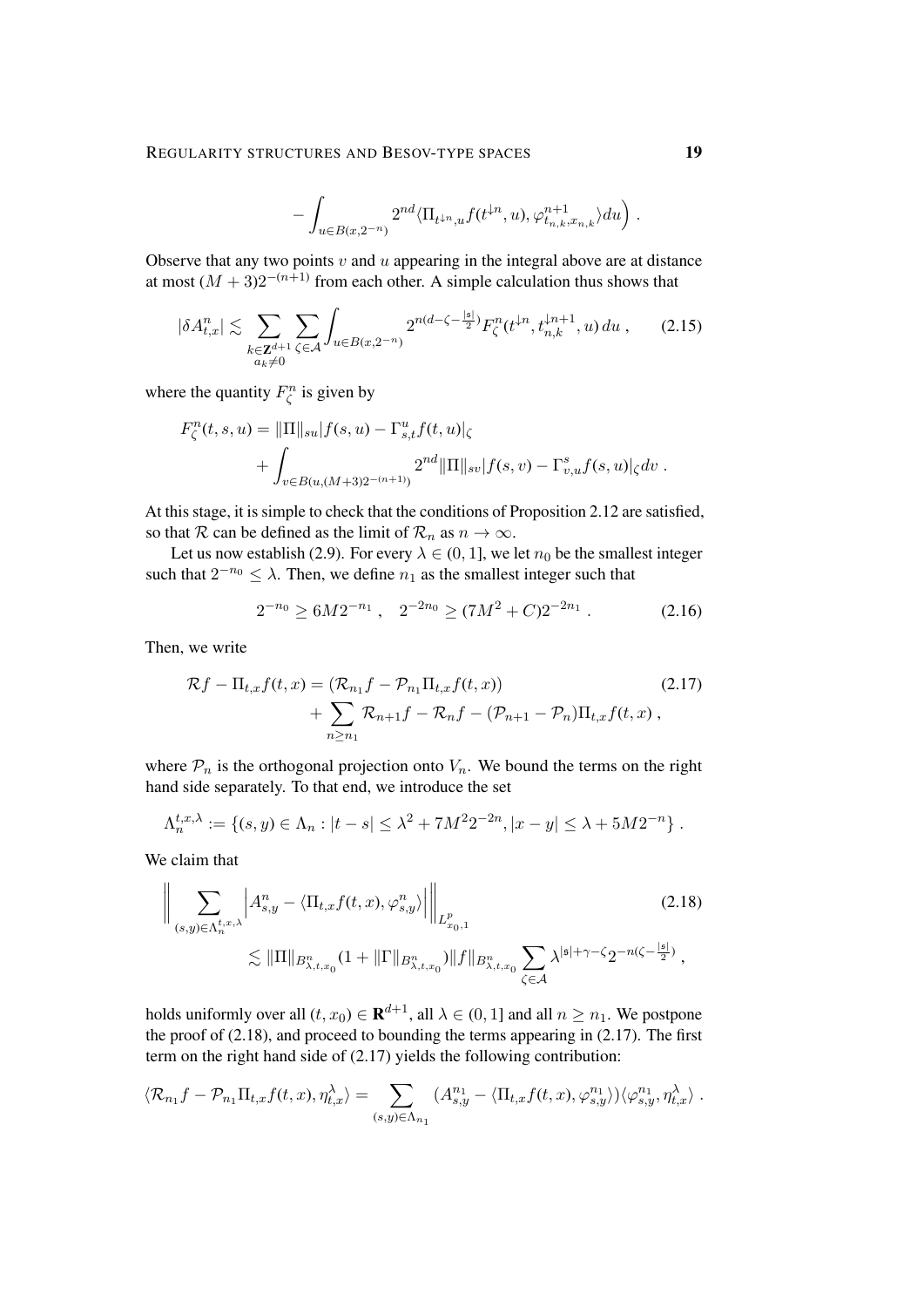$$
- \int_{u \in B(x,2^{-n})} 2^{nd} \langle \Pi_{t^{\downarrow n},u} f(t^{\downarrow n}, u), \varphi^{n+1}_{t_{n,k},x_{n,k}} \rangle du \Big) .
$$

Observe that any two points $v$ and $u$ appearing in the integral above are at distance at most $(M+3)2^{-(n+1)}$ from each other. A simple calculation thus shows that

$$
|\delta A^n_{t,x}| \lesssim \sum_{\substack{k \in \mathbf{Z}^{d+1} \\ a_k \neq 0}} \sum_{\zeta \in \mathcal{A}} \int_{u \in B(x,2^{-n})} 2^{n(d-\zeta-\frac{|\mathfrak{s}|}{2})} F^n_\zeta(t^{\downarrow n}, t^{\downarrow n+1}_{n,k}, u)\, du , \tag{2.15}
$$

where the quantity $F^n_\zeta$ is given by

$$
\begin{aligned}
F^n_\zeta(t,s,u) = \|\Pi\|_{su} |f(s,u) - \Gamma^u_{s,t} f(t,u)|_\zeta \\
+ \int_{v \in B(u,(M+3)2^{-(n+1)})} 2^{nd} \|\Pi\|_{sv} |f(s,v) - \Gamma^s_{v,u} f(s,u)|_\zeta dv .
\end{aligned}
$$

At this stage, it is simple to check that the conditions of Proposition 2.12 are satisfied, so that $\mathcal{R}$ can be defined as the limit of $\mathcal{R}_n$ as $n \to \infty$.

Let us now establish (2.9). For every $\lambda \in (0,1]$, we let $n_0$ be the smallest integer such that $2^{-n_0} \leq \lambda$. Then, we define $n_1$ as the smallest integer such that

$$
2^{-n_0} \geq 6M2^{-n_1} , \quad 2^{-2n_0} \geq (7M^2 + C)2^{-2n_1} . \tag{2.16}
$$

Then, we write

$$
\begin{aligned}
\mathcal{R}f - \Pi_{t,x} f(t,x) = (\mathcal{R}_{n_1} f - \mathcal{P}_{n_1} \Pi_{t,x} f(t,x)) \\
+ \sum_{n \geq n_1} \mathcal{R}_{n+1} f - \mathcal{R}_n f - (\mathcal{P}_{n+1} - \mathcal{P}_n) \Pi_{t,x} f(t,x) ,
\end{aligned} \tag{2.17}
$$

where $\mathcal{P}_n$ is the orthogonal projection onto $V_n$. We bound the terms on the right hand side separately. To that end, we introduce the set

$$
\Lambda^{t,x,\lambda}_n := \{(s,y) \in \Lambda_n : |t-s| \leq \lambda^2 + 7M^2 2^{-2n}, |x-y| \leq \lambda + 5M2^{-n}\} .
$$

We claim that

$$
\begin{aligned}
\Big\| \sum_{(s,y) \in \Lambda^{t,x,\lambda}_n} \Big| A^n_{s,y} - \langle \Pi_{t,x} f(t,x), \varphi^n_{s,y} \rangle \Big| \Big\|_{L^p_{x_0,1}} \\
\lesssim \|\Pi\|_{B^n_{\lambda,t,x_0}} (1 + \|\Gamma\|_{B^n_{\lambda,t,x_0}}) \|f\|_{B^n_{\lambda,t,x_0}} \sum_{\zeta \in \mathcal{A}} \lambda^{|\mathfrak{s}|+\gamma-\zeta} 2^{-n(\zeta - \frac{|\mathfrak{s}|}{2})} ,
\end{aligned} \tag{2.18}
$$

holds uniformly over all $(t,x_0) \in \mathbf{R}^{d+1}$, all $\lambda \in (0,1]$ and all $n \geq n_1$. We postpone the proof of (2.18), and proceed to bounding the terms appearing in (2.17). The first term on the right hand side of (2.17) yields the following contribution:

$$
\langle \mathcal{R}_{n_1} f - \mathcal{P}_{n_1} \Pi_{t,x} f(t,x), \eta^\lambda_{t,x} \rangle = \sum_{(s,y) \in \Lambda_{n_1}} (A^{n_1}_{s,y} - \langle \Pi_{t,x} f(t,x), \varphi^{n_1}_{s,y} \rangle) \langle \varphi^{n_1}_{s,y}, \eta^\lambda_{t,x} \rangle .
$$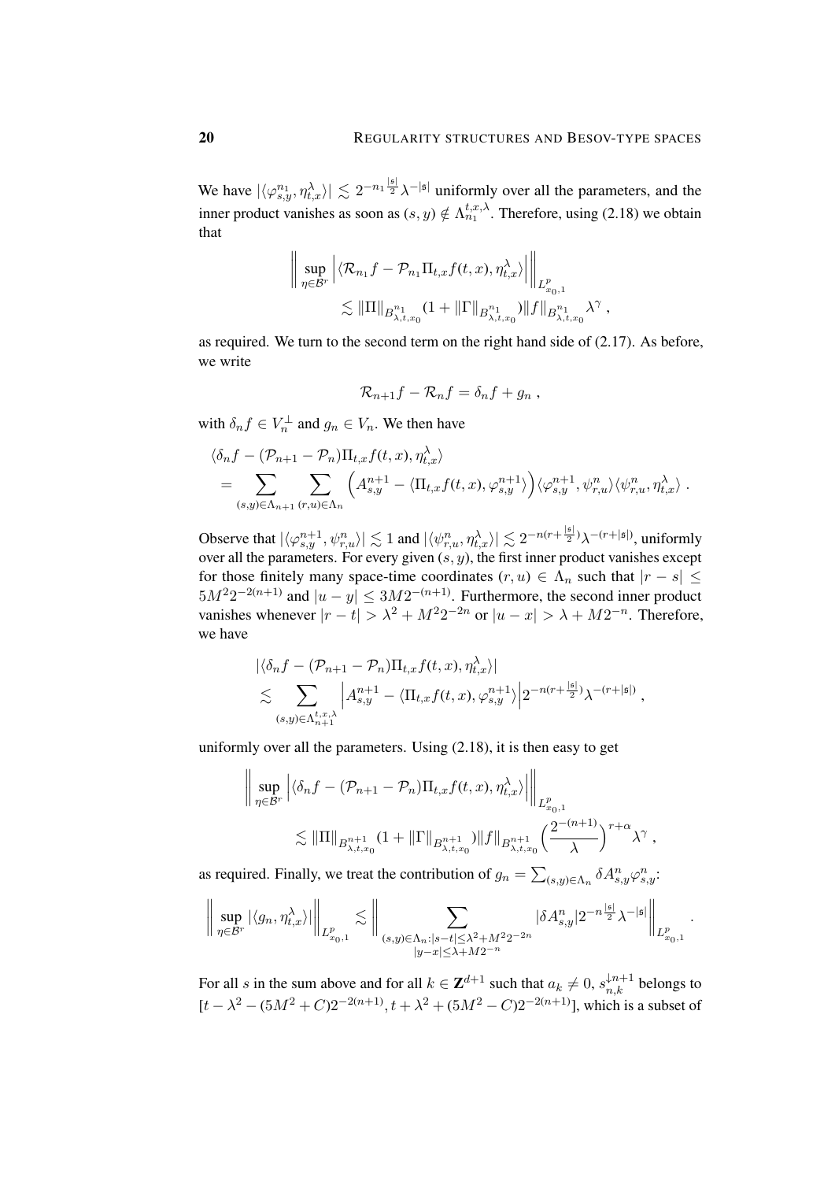We have $|\langle \varphi^{n_1}_{s,y}, \eta^\lambda_{t,x}\rangle| \lesssim 2^{-n_1\frac{|\mathfrak{s}|}{2}}\lambda^{-|\mathfrak{s}|}$ uniformly over all the parameters, and the inner product vanishes as soon as $(s,y)\notin \Lambda^{t,x,\lambda}_{n_1}$. Therefore, using (2.18) we obtain that

$$\Big\| \sup_{\eta\in\mathcal{B}^r} \Big| \langle \mathcal{R}_{n_1} f - \mathcal{P}_{n_1}\Pi_{t,x} f(t,x), \eta^\lambda_{t,x}\rangle \Big| \Big\|_{L^p_{x_0,1}} \\ \lesssim \|\Pi\|_{B^{n_1}_{\lambda,t,x_0}} (1+\|\Gamma\|_{B^{n_1}_{\lambda,t,x_0}}) \|f\|_{B^{n_1}_{\lambda,t,x_0}} \lambda^\gamma \;,$$

as required. We turn to the second term on the right hand side of (2.17). As before, we write

$$\mathcal{R}_{n+1} f - \mathcal{R}_n f = \delta_n f + g_n \;,$$

with $\delta_n f \in V_n^\perp$ and $g_n \in V_n$. We then have

$$\langle \delta_n f - (\mathcal{P}_{n+1} - \mathcal{P}_n)\Pi_{t,x} f(t,x), \eta^\lambda_{t,x}\rangle \\ = \sum_{(s,y)\in\Lambda_{n+1}} \sum_{(r,u)\in\Lambda_n} \Big( A^{n+1}_{s,y} - \langle \Pi_{t,x} f(t,x), \varphi^{n+1}_{s,y}\rangle \Big) \langle \varphi^{n+1}_{s,y}, \psi^n_{r,u}\rangle \langle \psi^n_{r,u}, \eta^\lambda_{t,x}\rangle \;.$$

Observe that $|\langle \varphi^{n+1}_{s,y}, \psi^n_{r,u}\rangle| \lesssim 1$ and $|\langle \psi^n_{r,u}, \eta^\lambda_{t,x}\rangle| \lesssim 2^{-n(r+\frac{|\mathfrak{s}|}{2})}\lambda^{-(r+|\mathfrak{s}|)}$, uniformly over all the parameters. For every given $(s,y)$, the first inner product vanishes except for those finitely many space-time coordinates $(r,u)\in\Lambda_n$ such that $|r-s|\le 5M^2 2^{-2(n+1)}$ and $|u-y|\le 3M2^{-(n+1)}$. Furthermore, the second inner product vanishes whenever $|r-t| > \lambda^2 + M^2 2^{-2n}$ or $|u-x| > \lambda + M2^{-n}$. Therefore, we have

$$|\langle \delta_n f - (\mathcal{P}_{n+1} - \mathcal{P}_n)\Pi_{t,x} f(t,x), \eta^\lambda_{t,x}\rangle| \\ \lesssim \sum_{(s,y)\in\Lambda^{t,x,\lambda}_{n+1}} \Big| A^{n+1}_{s,y} - \langle \Pi_{t,x} f(t,x), \varphi^{n+1}_{s,y}\rangle \Big| 2^{-n(r+\frac{|\mathfrak{s}|}{2})}\lambda^{-(r+|\mathfrak{s}|)} \;,$$

uniformly over all the parameters. Using (2.18), it is then easy to get

$$\Big\| \sup_{\eta\in\mathcal{B}^r} \Big| \langle \delta_n f - (\mathcal{P}_{n+1} - \mathcal{P}_n)\Pi_{t,x} f(t,x), \eta^\lambda_{t,x}\rangle \Big| \Big\|_{L^p_{x_0,1}} \\ \lesssim \|\Pi\|_{B^{n+1}_{\lambda,t,x_0}} (1+\|\Gamma\|_{B^{n+1}_{\lambda,t,x_0}}) \|f\|_{B^{n+1}_{\lambda,t,x_0}} \Big(\frac{2^{-(n+1)}}{\lambda}\Big)^{r+\alpha} \lambda^\gamma \;,$$

as required. Finally, we treat the contribution of $g_n = \sum_{(s,y)\in\Lambda_n} \delta A^n_{s,y}\varphi^n_{s,y}$:

$$\Big\| \sup_{\eta\in\mathcal{B}^r} |\langle g_n, \eta^\lambda_{t,x}\rangle| \Big\|_{L^p_{x_0,1}} \lesssim \Big\| \sum_{\substack{(s,y)\in\Lambda_n : |s-t|\le\lambda^2+M^2 2^{-2n} \\ |y-x|\le\lambda+M2^{-n}}} |\delta A^n_{s,y}| 2^{-n\frac{|\mathfrak{s}|}{2}}\lambda^{-|\mathfrak{s}|} \Big\|_{L^p_{x_0,1}} \;.$$

For all $s$ in the sum above and for all $k\in\mathbf{Z}^{d+1}$ such that $a_k\neq 0$, $s^{\downarrow n+1}_{n,k}$ belongs to $[t-\lambda^2-(5M^2+C)2^{-2(n+1)}, t+\lambda^2+(5M^2-C)2^{-2(n+1)}]$, which is a subset of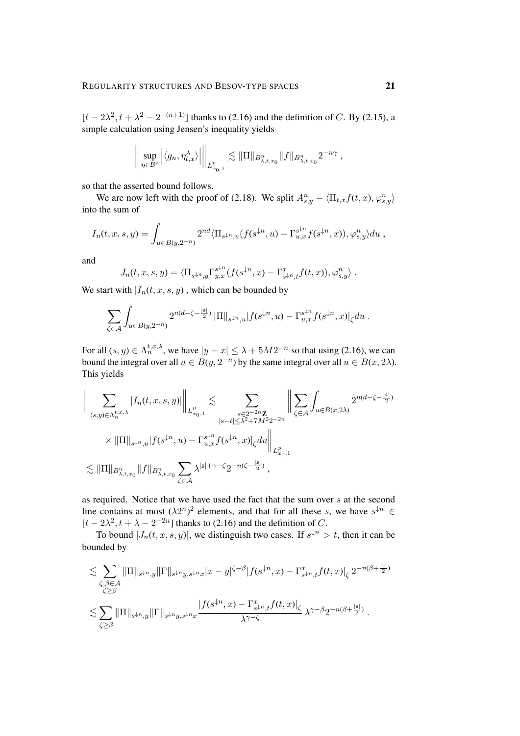$[t - 2\lambda^2, t + \lambda^2 - 2^{-(n+1)}]$ thanks to (2.16) and the definition of $C$. By (2.15), a simple calculation using Jensen's inequality yields

$$\left\| \sup_{\eta \in \mathcal{B}^r} \left| \langle g_n, \eta_{t,x}^\lambda \rangle \right| \right\|_{L^p_{x_0,1}} \lesssim \|\Pi\|_{B^n_{\lambda,t,x_0}} \|f\|_{B^n_{\lambda,t,x_0}} 2^{-n\gamma} ,$$

so that the asserted bound follows.

We are now left with the proof of (2.18). We split $A^n_{s,y} - \langle \Pi_{t,x} f(t,x), \varphi^n_{s,y} \rangle$ into the sum of

$$I_n(t,x,s,y) = \int_{u \in B(y,2^{-n})} 2^{nd} \langle \Pi_{s^{\downarrow n},u} (f(s^{\downarrow n}, u) - \Gamma^{s^{\downarrow n}}_{u,x} f(s^{\downarrow n}, x)), \varphi^n_{s,y} \rangle du ,$$

and

$$J_n(t,x,s,y) = \langle \Pi_{s^{\downarrow n},y} \Gamma^{s^{\downarrow n}}_{y,x} (f(s^{\downarrow n}, x) - \Gamma^x_{s^{\downarrow n},t} f(t,x)), \varphi^n_{s,y} \rangle .$$

We start with $|I_n(t,x,s,y)|$, which can be bounded by

$$\sum_{\zeta \in \mathcal{A}} \int_{u \in B(y,2^{-n})} 2^{n(d-\zeta-\frac{|\mathfrak{s}|}{2})} \|\Pi\|_{s^{\downarrow n},u} |f(s^{\downarrow n}, u) - \Gamma^{s^{\downarrow n}}_{u,x} f(s^{\downarrow n}, x)|_\zeta du .$$

For all $(s,y) \in \Lambda^{t,x,\lambda}_n$, we have $|y - x| \leq \lambda + 5M2^{-n}$ so that using (2.16), we can bound the integral over all $u \in B(y, 2^{-n})$ by the same integral over all $u \in B(x, 2\lambda)$. This yields

$$\begin{aligned}
\left\| \sum_{(s,y) \in \Lambda^{t,x,\lambda}_n} |I_n(t,x,s,y)| \right\|_{L^p_{x_0,1}} &\lesssim \sum_{\substack{s \in 2^{-2n}\mathbf{Z} \\ |s-t| \leq \lambda^2 + 7M^2 2^{-2n}}} \left\| \sum_{\zeta \in \mathcal{A}} \int_{u \in B(x,2\lambda)} 2^{n(d-\zeta-\frac{|\mathfrak{s}|}{2})} \right. \\
&\quad \times \left. \|\Pi\|_{s^{\downarrow n},u} |f(s^{\downarrow n}, u) - \Gamma^{s^{\downarrow n}}_{u,x} f(s^{\downarrow n}, x)|_\zeta du \right\|_{L^p_{x_0,1}} \\
&\lesssim \|\Pi\|_{B^n_{\lambda,t,x_0}} \|f\|_{B^n_{\lambda,t,x_0}} \sum_{\zeta \in \mathcal{A}} \lambda^{|\mathfrak{s}|+\gamma-\zeta} 2^{-n(\zeta - \frac{|\mathfrak{s}|}{2})} ,
\end{aligned}$$

as required. Notice that we have used the fact that the sum over $s$ at the second line contains at most $(\lambda 2^n)^2$ elements, and that for all these $s$, we have $s^{\downarrow n} \in [t - 2\lambda^2, t + \lambda - 2^{-2n}]$ thanks to (2.16) and the definition of $C$.

To bound $|J_n(t,x,s,y)|$, we distinguish two cases. If $s^{\downarrow n} > t$, then it can be bounded by

$$\begin{aligned}
&\lesssim \sum_{\substack{\zeta,\beta \in \mathcal{A} \\ \zeta \geq \beta}} \|\Pi\|_{s^{\downarrow n},y} \|\Gamma\|_{s^{\downarrow n} y, s^{\downarrow n} x} |x-y|^{\zeta - \beta} |f(s^{\downarrow n}, x) - \Gamma^x_{s^{\downarrow n},t} f(t,x)|_\zeta \, 2^{-n(\beta + \frac{|\mathfrak{s}|}{2})} \\
&\lesssim \sum_{\zeta \geq \beta} \|\Pi\|_{s^{\downarrow n},y} \|\Gamma\|_{s^{\downarrow n} y, s^{\downarrow n} x} \frac{|f(s^{\downarrow n}, x) - \Gamma^x_{s^{\downarrow n},t} f(t,x)|_\zeta}{\lambda^{\gamma - \zeta}} \, \lambda^{\gamma - \beta} 2^{-n(\beta + \frac{|\mathfrak{s}|}{2})} .
\end{aligned}$$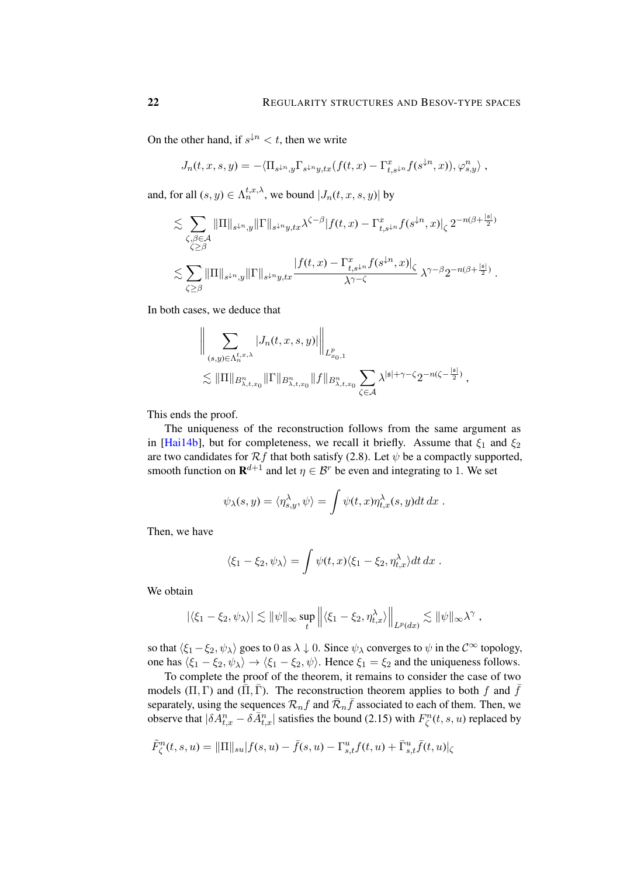On the other hand, if $s^{\downarrow n} < t$, then we write

$$J_n(t,x,s,y) = -\langle \Pi_{s^{\downarrow n},y}\Gamma_{s^{\downarrow n}y,tx}(f(t,x) - \Gamma^x_{t,s^{\downarrow n}}f(s^{\downarrow n},x)), \varphi^n_{s,y}\rangle \;,$$

and, for all $(s,y) \in \Lambda_n^{t,x,\lambda}$, we bound $|J_n(t,x,s,y)|$ by

$$\begin{aligned}
&\lesssim \sum_{\substack{\zeta,\beta\in\mathcal{A}\\ \zeta\geq\beta}} \|\Pi\|_{s^{\downarrow n},y}\|\Gamma\|_{s^{\downarrow n}y,tx}\lambda^{\zeta-\beta}|f(t,x) - \Gamma^x_{t,s^{\downarrow n}}f(s^{\downarrow n},x)|_\zeta\, 2^{-n(\beta+\frac{|\mathfrak{s}|}{2})}\\
&\lesssim \sum_{\zeta\geq\beta} \|\Pi\|_{s^{\downarrow n},y}\|\Gamma\|_{s^{\downarrow n}y,tx}\frac{|f(t,x) - \Gamma^x_{t,s^{\downarrow n}}f(s^{\downarrow n},x)|_\zeta}{\lambda^{\gamma-\zeta}}\,\lambda^{\gamma-\beta}2^{-n(\beta+\frac{|\mathfrak{s}|}{2})}\;.
\end{aligned}$$

In both cases, we deduce that

$$\begin{aligned}
&\Big\| \sum_{(s,y)\in\Lambda_n^{t,x,\lambda}} |J_n(t,x,s,y)|\Big\|_{L^p_{x_0,1}}\\
&\quad\lesssim \|\Pi\|_{B^n_{\lambda,t,x_0}}\|\Gamma\|_{B^n_{\lambda,t,x_0}}\|f\|_{B^n_{\lambda,t,x_0}}\sum_{\zeta\in\mathcal{A}}\lambda^{|\mathfrak{s}|+\gamma-\zeta}2^{-n(\zeta-\frac{|\mathfrak{s}|}{2})}\;,
\end{aligned}$$

This ends the proof.

The uniqueness of the reconstruction follows from the same argument as in [Hai14b], but for completeness, we recall it briefly. Assume that $\xi_1$ and $\xi_2$ are two candidates for $\mathcal{R}f$ that both satisfy (2.8). Let $\psi$ be a compactly supported, smooth function on $\mathbf{R}^{d+1}$ and let $\eta \in \mathcal{B}^r$ be even and integrating to 1. We set

$$\psi_\lambda(s,y) = \langle \eta^\lambda_{s,y},\psi\rangle = \int \psi(t,x)\eta^\lambda_{t,x}(s,y)dt\,dx\;.$$

Then, we have

$$\langle \xi_1 - \xi_2, \psi_\lambda\rangle = \int \psi(t,x)\langle \xi_1-\xi_2,\eta^\lambda_{t,x}\rangle dt\,dx\;.$$

We obtain

$$|\langle \xi_1-\xi_2,\psi_\lambda\rangle| \lesssim \|\psi\|_\infty \sup_t \Big\|\langle \xi_1-\xi_2,\eta^\lambda_{t,x}\rangle\Big\|_{L^p(dx)} \lesssim \|\psi\|_\infty\lambda^\gamma\;,$$

so that $\langle \xi_1-\xi_2,\psi_\lambda\rangle$ goes to $0$ as $\lambda\downarrow 0$. Since $\psi_\lambda$ converges to $\psi$ in the $\mathcal{C}^\infty$ topology, one has $\langle \xi_1-\xi_2,\psi_\lambda\rangle \to \langle \xi_1-\xi_2,\psi\rangle$. Hence $\xi_1=\xi_2$ and the uniqueness follows.

To complete the proof of the theorem, it remains to consider the case of two models $(\Pi,\Gamma)$ and $(\bar\Pi,\bar\Gamma)$. The reconstruction theorem applies to both $f$ and $\bar f$ separately, using the sequences $\mathcal{R}_n f$ and $\bar{\mathcal{R}}_n\bar f$ associated to each of them. Then, we observe that $|\delta A^n_{t,x} - \delta\bar A^n_{t,x}|$ satisfies the bound (2.15) with $F^n_\zeta(t,s,u)$ replaced by

$$\tilde F^n_\zeta(t,s,u) = \|\Pi\|_{su}|f(s,u) - \bar f(s,u) - \Gamma^u_{s,t}f(t,u) + \bar\Gamma^u_{s,t}\bar f(t,u)|_\zeta$$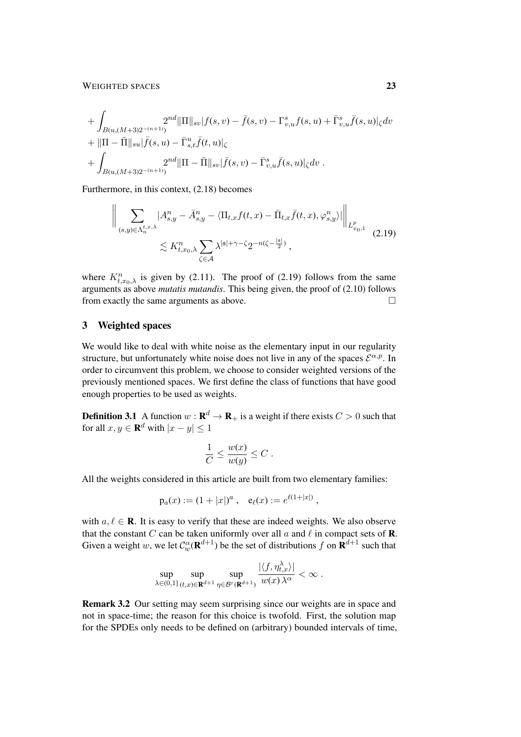$$
\begin{aligned}
&+ \int_{B(u,(M+3)2^{-(n+1)})} 2^{nd} \|\Pi\|_{sv} |f(s,v) - \bar{f}(s,v) - \Gamma^s_{v,u} f(s,u) + \bar{\Gamma}^s_{v,u} \bar{f}(s,u)|_\zeta dv \\
&+ \|\Pi - \bar{\Pi}\|_{su} |\bar{f}(s,u) - \bar{\Gamma}^u_{s,t} \bar{f}(t,u)|_\zeta \\
&+ \int_{B(u,(M+3)2^{-(n+1)})} 2^{nd} \|\Pi - \bar{\Pi}\|_{sv} |\bar{f}(s,v) - \bar{\Gamma}^s_{v,u} \bar{f}(s,u)|_\zeta dv \;.
\end{aligned}
$$

Furthermore, in this context, (2.18) becomes

$$
\begin{aligned}
\Big\| \sum_{(s,y)\in\Lambda_n^{t,x,\lambda}} |A^n_{s,y} - \bar{A}^n_{s,y} - \langle \Pi_{t,x} f(t,x) - \bar{\Pi}_{t,x} \bar{f}(t,x), \varphi^n_{s,y}\rangle| \Big\|_{L^p_{x_0,1}} & \\
\lesssim K^n_{t,x_0,\lambda} \sum_{\zeta\in\mathcal{A}} \lambda^{|\mathfrak{s}|+\gamma-\zeta} 2^{-n(\zeta-\frac{|\mathfrak{s}|}{2})} \;, &
\end{aligned}
\tag{2.19}
$$

where $K^n_{t,x_0,\lambda}$ is given by (2.11). The proof of (2.19) follows from the same arguments as above *mutatis mutandis*. This being given, the proof of (2.10) follows from exactly the same arguments as above. $\square$

## 3 Weighted spaces

We would like to deal with white noise as the elementary input in our regularity structure, but unfortunately white noise does not live in any of the spaces $\mathcal{E}^{\alpha,p}$. In order to circumvent this problem, we choose to consider weighted versions of the previously mentioned spaces. We first define the class of functions that have good enough properties to be used as weights.

**Definition 3.1** A function $w : \mathbf{R}^d \to \mathbf{R}_+$ is a weight if there exists $C > 0$ such that for all $x, y \in \mathbf{R}^d$ with $|x - y| \le 1$

$$
\frac{1}{C} \le \frac{w(x)}{w(y)} \le C \;.
$$

All the weights considered in this article are built from two elementary families:

$$
\mathrm{p}_a(x) := (1+|x|)^a \;, \quad \mathrm{e}_\ell(x) := e^{\ell(1+|x|)} \;,
$$

with $a, \ell \in \mathbf{R}$. It is easy to verify that these are indeed weights. We also observe that the constant $C$ can be taken uniformly over all $a$ and $\ell$ in compact sets of $\mathbf{R}$. Given a weight $w$, we let $\mathcal{C}^\alpha_w(\mathbf{R}^{d+1})$ be the set of distributions $f$ on $\mathbf{R}^{d+1}$ such that

$$
\sup_{\lambda\in(0,1]} \sup_{(t,x)\in\mathbf{R}^{d+1}} \sup_{\eta\in\mathcal{B}^r(\mathbf{R}^{d+1})} \frac{|\langle f, \eta^\lambda_{t,x}\rangle|}{w(x)\,\lambda^\alpha} < \infty \;.
$$

**Remark 3.2** Our setting may seem surprising since our weights are in space and not in space-time; the reason for this choice is twofold. First, the solution map for the SPDEs only needs to be defined on (arbitrary) bounded intervals of time,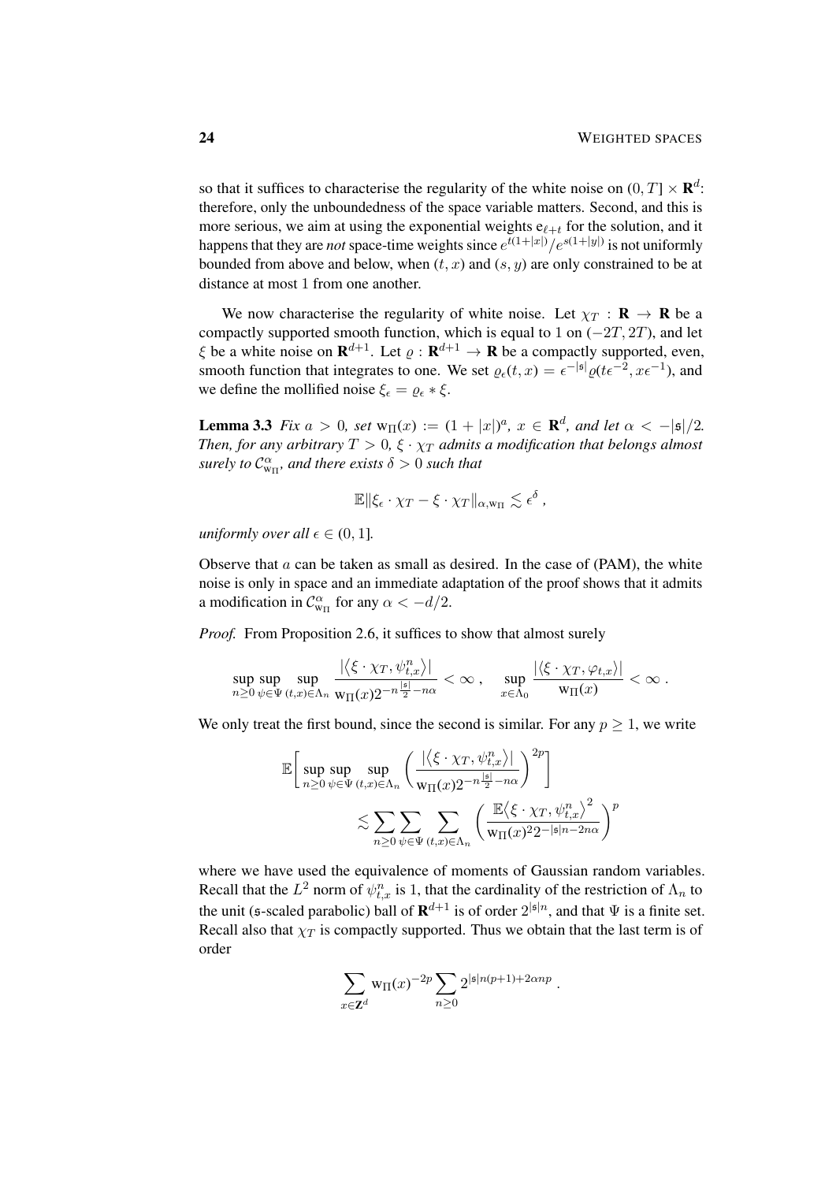so that it suffices to characterise the regularity of the white noise on $(0,T]\times\mathbf{R}^d$: therefore, only the unboundedness of the space variable matters. Second, and this is more serious, we aim at using the exponential weights $\mathrm{e}_{\ell+t}$ for the solution, and it happens that they are *not* space-time weights since $e^{t(1+|x|)}/e^{s(1+|y|)}$ is not uniformly bounded from above and below, when $(t,x)$ and $(s,y)$ are only constrained to be at distance at most 1 from one another.

We now characterise the regularity of white noise. Let $\chi_T : \mathbf{R}\to\mathbf{R}$ be a compactly supported smooth function, which is equal to 1 on $(-2T,2T)$, and let $\xi$ be a white noise on $\mathbf{R}^{d+1}$. Let $\varrho : \mathbf{R}^{d+1}\to\mathbf{R}$ be a compactly supported, even, smooth function that integrates to one. We set $\varrho_\epsilon(t,x) = \epsilon^{-|\mathfrak{s}|}\varrho(t\epsilon^{-2}, x\epsilon^{-1})$, and we define the mollified noise $\xi_\epsilon = \varrho_\epsilon * \xi$.

**Lemma 3.3** *Fix $a>0$, set $\mathrm{w}_\Pi(x) := (1+|x|)^a$, $x\in\mathbf{R}^d$, and let $\alpha < -|\mathfrak{s}|/2$. Then, for any arbitrary $T>0$, $\xi\cdot\chi_T$ admits a modification that belongs almost surely to $\mathcal{C}^\alpha_{\mathrm{w}_\Pi}$, and there exists $\delta>0$ such that*

$$\mathbb{E}\|\xi_\epsilon\cdot\chi_T - \xi\cdot\chi_T\|_{\alpha,\mathrm{w}_\Pi} \lesssim \epsilon^\delta\;,$$

*uniformly over all $\epsilon\in(0,1]$.*

Observe that $a$ can be taken as small as desired. In the case of (PAM), the white noise is only in space and an immediate adaptation of the proof shows that it admits a modification in $\mathcal{C}^\alpha_{\mathrm{w}_\Pi}$ for any $\alpha < -d/2$.

*Proof.* From Proposition 2.6, it suffices to show that almost surely

$$\sup_{n\geq 0}\sup_{\psi\in\Psi}\sup_{(t,x)\in\Lambda_n}\frac{|\langle \xi\cdot\chi_T, \psi^n_{t,x}\rangle|}{\mathrm{w}_\Pi(x)2^{-n\frac{|\mathfrak{s}|}{2}-n\alpha}} < \infty\;,\quad \sup_{x\in\Lambda_0}\frac{|\langle\xi\cdot\chi_T,\varphi_{t,x}\rangle|}{\mathrm{w}_\Pi(x)} < \infty\;.$$

We only treat the first bound, since the second is similar. For any $p\geq 1$, we write

$$\begin{aligned}\mathbb{E}\bigg[\sup_{n\geq 0}\sup_{\psi\in\Psi}\sup_{(t,x)\in\Lambda_n}\Big(\frac{|\langle \xi\cdot\chi_T, \psi^n_{t,x}\rangle|}{\mathrm{w}_\Pi(x)2^{-n\frac{|\mathfrak{s}|}{2}-n\alpha}}\Big)^{2p}\bigg]\\ \lesssim \sum_{n\geq 0}\sum_{\psi\in\Psi}\sum_{(t,x)\in\Lambda_n}\Big(\frac{\mathbb{E}\langle\xi\cdot\chi_T,\psi^n_{t,x}\rangle^2}{\mathrm{w}_\Pi(x)^2 2^{-|\mathfrak{s}|n-2n\alpha}}\Big)^p\end{aligned}$$

where we have used the equivalence of moments of Gaussian random variables. Recall that the $L^2$ norm of $\psi^n_{t,x}$ is 1, that the cardinality of the restriction of $\Lambda_n$ to the unit ($\mathfrak{s}$-scaled parabolic) ball of $\mathbf{R}^{d+1}$ is of order $2^{|\mathfrak{s}|n}$, and that $\Psi$ is a finite set. Recall also that $\chi_T$ is compactly supported. Thus we obtain that the last term is of order

$$\sum_{x\in\mathbf{Z}^d}\mathrm{w}_\Pi(x)^{-2p}\sum_{n\geq 0}2^{|\mathfrak{s}|n(p+1)+2\alpha np}\;.$$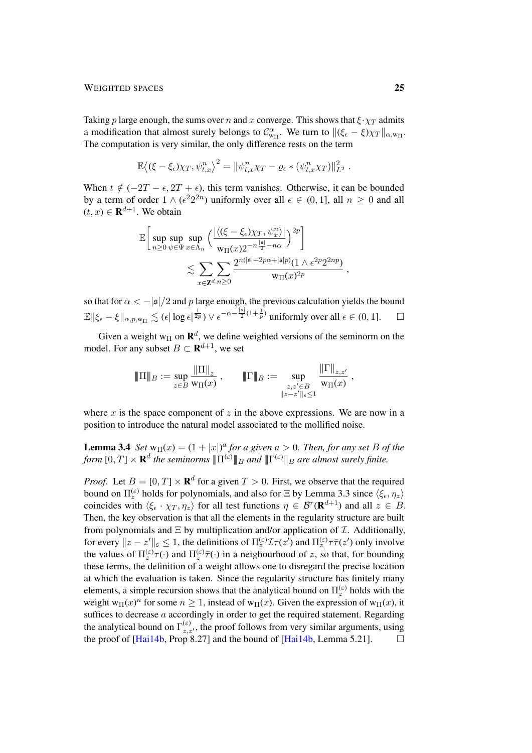Taking $p$ large enough, the sums over $n$ and $x$ converge. This shows that $\xi \cdot \chi_T$ admits a modification that almost surely belongs to $\mathcal{C}^\alpha_{w_\Pi}$. We turn to $\|(\xi_\epsilon - \xi)\chi_T\|_{\alpha, w_\Pi}$. The computation is very similar, the only difference rests on the term

$$\mathbb{E}\big\langle (\xi - \xi_\epsilon)\chi_T, \psi^n_{t,x}\big\rangle^2 = \|\psi^n_{t,x}\chi_T - \varrho_\epsilon * (\psi^n_{t,x}\chi_T)\|^2_{L^2} \;.$$

When $t \notin (-2T - \epsilon, 2T + \epsilon)$, this term vanishes. Otherwise, it can be bounded by a term of order $1 \wedge (\epsilon^2 2^{2n})$ uniformly over all $\epsilon \in (0,1]$, all $n \geq 0$ and all $(t,x) \in \mathbf{R}^{d+1}$. We obtain

$$\mathbb{E}\bigg[\sup_{n\geq 0}\sup_{\psi\in\Psi}\sup_{x\in\Lambda_n}\Big(\frac{|\langle (\xi - \xi_\epsilon)\chi_T, \psi^n_x\rangle|}{w_\Pi(x) 2^{-n\frac{|\mathfrak{s}|}{2} - n\alpha}}\Big)^{2p}\bigg] \lesssim \sum_{x\in\mathbf{Z}^d}\sum_{n\geq 0}\frac{2^{n(|\mathfrak{s}| + 2p\alpha + |\mathfrak{s}|p)}(1\wedge \epsilon^{2p}2^{2np})}{w_\Pi(x)^{2p}} \;,$$

so that for $\alpha < -|\mathfrak{s}|/2$ and $p$ large enough, the previous calculation yields the bound $\mathbb{E}\|\xi_\epsilon - \xi\|_{\alpha,p,w_\Pi} \lesssim (\epsilon |\log \epsilon|^{\frac{1}{2p}}) \vee \epsilon^{-\alpha - \frac{|\mathfrak{s}|}{2}(1+\frac{1}{p})}$ uniformly over all $\epsilon \in (0,1]$. $\square$

Given a weight $w_\Pi$ on $\mathbf{R}^d$, we define weighted versions of the seminorm on the model. For any subset $B \subset \mathbf{R}^{d+1}$, we set

$$|\!|\!| \Pi |\!|\!|_B := \sup_{z\in B}\frac{\|\Pi\|_z}{w_\Pi(x)} \;,\qquad |\!|\!| \Gamma |\!|\!|_B := \sup_{\substack{z,z'\in B\\ \|z-z'\|_{\mathfrak{s}}\leq 1}}\frac{\|\Gamma\|_{z,z'}}{w_\Pi(x)} \;,$$

where $x$ is the space component of $z$ in the above expressions. We are now in a position to introduce the natural model associated to the mollified noise.

**Lemma 3.4** *Set $w_\Pi(x) = (1+|x|)^a$ for a given $a > 0$. Then, for any set $B$ of the form $[0,T]\times\mathbf{R}^d$ the seminorms $|\!|\!| \Pi^{(\epsilon)} |\!|\!|_B$ and $|\!|\!| \Gamma^{(\epsilon)} |\!|\!|_B$ are almost surely finite.*

*Proof.* Let $B = [0,T]\times\mathbf{R}^d$ for a given $T > 0$. First, we observe that the required bound on $\Pi^{(\epsilon)}_z$ holds for polynomials, and also for $\Xi$ by Lemma 3.3 since $\langle \xi_\epsilon, \eta_z\rangle$ coincides with $\langle \xi_\epsilon \cdot \chi_T, \eta_z\rangle$ for all test functions $\eta \in \mathcal{B}^r(\mathbf{R}^{d+1})$ and all $z \in B$. Then, the key observation is that all the elements in the regularity structure are built from polynomials and $\Xi$ by multiplication and/or application of $\mathcal{I}$. Additionally, for every $\|z - z'\|_{\mathfrak{s}} \leq 1$, the definitions of $\Pi^{(\epsilon)}_z\mathcal{I}\tau(z')$ and $\Pi^{(\epsilon)}_z\tau\bar\tau(z')$ only involve the values of $\Pi^{(\epsilon)}_z\tau(\cdot)$ and $\Pi^{(\epsilon)}_z\bar\tau(\cdot)$ in a neighbourhood of $z$, so that, for bounding these terms, the definition of a weight allows one to disregard the precise location at which the evaluation is taken. Since the regularity structure has finitely many elements, a simple recursion shows that the analytical bound on $\Pi^{(\epsilon)}_z$ holds with the weight $w_\Pi(x)^n$ for some $n \geq 1$, instead of $w_\Pi(x)$. Given the expression of $w_\Pi(x)$, it suffices to decrease $a$ accordingly in order to get the required statement. Regarding the analytical bound on $\Gamma^{(\epsilon)}_{z,z'}$, the proof follows from very similar arguments, using the proof of [Hai14b, Prop 8.27] and the bound of [Hai14b, Lemma 5.21]. $\square$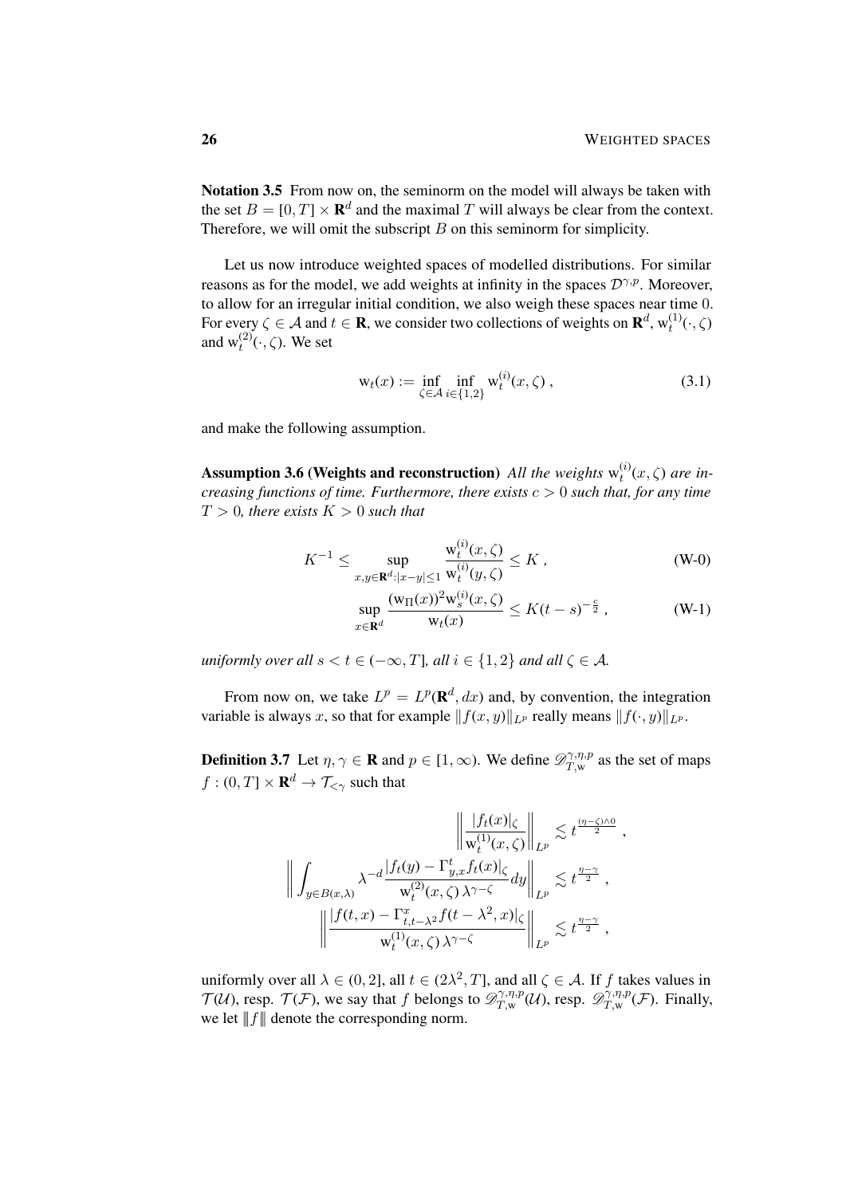**Notation 3.5** From now on, the seminorm on the model will always be taken with the set $B = [0, T] \times \mathbf{R}^d$ and the maximal $T$ will always be clear from the context. Therefore, we will omit the subscript $B$ on this seminorm for simplicity.

Let us now introduce weighted spaces of modelled distributions. For similar reasons as for the model, we add weights at infinity in the spaces $\mathcal{D}^{\gamma,p}$. Moreover, to allow for an irregular initial condition, we also weigh these spaces near time 0. For every $\zeta \in \mathcal{A}$ and $t \in \mathbf{R}$, we consider two collections of weights on $\mathbf{R}^d$, $\mathrm{w}_t^{(1)}(\cdot, \zeta)$ and $\mathrm{w}_t^{(2)}(\cdot, \zeta)$. We set

$$\mathrm{w}_t(x) := \inf_{\zeta \in \mathcal{A}} \inf_{i \in \{1,2\}} \mathrm{w}_t^{(i)}(x, \zeta) \,, \tag{3.1}$$

and make the following assumption.

**Assumption 3.6 (Weights and reconstruction)** *All the weights $\mathrm{w}_t^{(i)}(x, \zeta)$ are increasing functions of time. Furthermore, there exists $c > 0$ such that, for any time $T > 0$, there exists $K > 0$ such that*

$$K^{-1} \leq \sup_{x,y \in \mathbf{R}^d : |x-y| \leq 1} \frac{\mathrm{w}_t^{(i)}(x, \zeta)}{\mathrm{w}_t^{(i)}(y, \zeta)} \leq K \,, \tag{W-0}$$

$$\sup_{x \in \mathbf{R}^d} \frac{(\mathrm{w}_\Pi(x))^2 \mathrm{w}_s^{(i)}(x, \zeta)}{\mathrm{w}_t(x)} \leq K (t-s)^{-\frac{c}{2}} \,, \tag{W-1}$$

*uniformly over all $s < t \in (-\infty, T]$, all $i \in \{1,2\}$ and all $\zeta \in \mathcal{A}$.*

From now on, we take $L^p = L^p(\mathbf{R}^d, dx)$ and, by convention, the integration variable is always $x$, so that for example $\|f(x,y)\|_{L^p}$ really means $\|f(\cdot, y)\|_{L^p}$.

**Definition 3.7** Let $\eta, \gamma \in \mathbf{R}$ and $p \in [1, \infty)$. We define $\mathscr{D}_{T,\mathrm{w}}^{\gamma,\eta,p}$ as the set of maps $f : (0, T] \times \mathbf{R}^d \to \mathcal{T}_{<\gamma}$ such that

$$\left\| \frac{|f_t(x)|_\zeta}{\mathrm{w}_t^{(1)}(x, \zeta)} \right\|_{L^p} \lesssim t^{\frac{(\eta-\zeta)\wedge 0}{2}} \,,$$

$$\left\| \int_{y \in B(x,\lambda)} \lambda^{-d} \frac{|f_t(y) - \Gamma_{y,x}^t f_t(x)|_\zeta}{\mathrm{w}_t^{(2)}(x, \zeta) \, \lambda^{\gamma-\zeta}} dy \right\|_{L^p} \lesssim t^{\frac{\eta-\gamma}{2}} \,,$$

$$\left\| \frac{|f(t,x) - \Gamma_{t,t-\lambda^2}^x f(t-\lambda^2, x)|_\zeta}{\mathrm{w}_t^{(1)}(x, \zeta) \, \lambda^{\gamma-\zeta}} \right\|_{L^p} \lesssim t^{\frac{\eta-\gamma}{2}} \,,$$

uniformly over all $\lambda \in (0, 2]$, all $t \in (2\lambda^2, T]$, and all $\zeta \in \mathcal{A}$. If $f$ takes values in $\mathcal{T}(\mathcal{U})$, resp. $\mathcal{T}(\mathcal{F})$, we say that $f$ belongs to $\mathscr{D}_{T,\mathrm{w}}^{\gamma,\eta,p}(\mathcal{U})$, resp. $\mathscr{D}_{T,\mathrm{w}}^{\gamma,\eta,p}(\mathcal{F})$. Finally, we let $|||f|||$ denote the corresponding norm.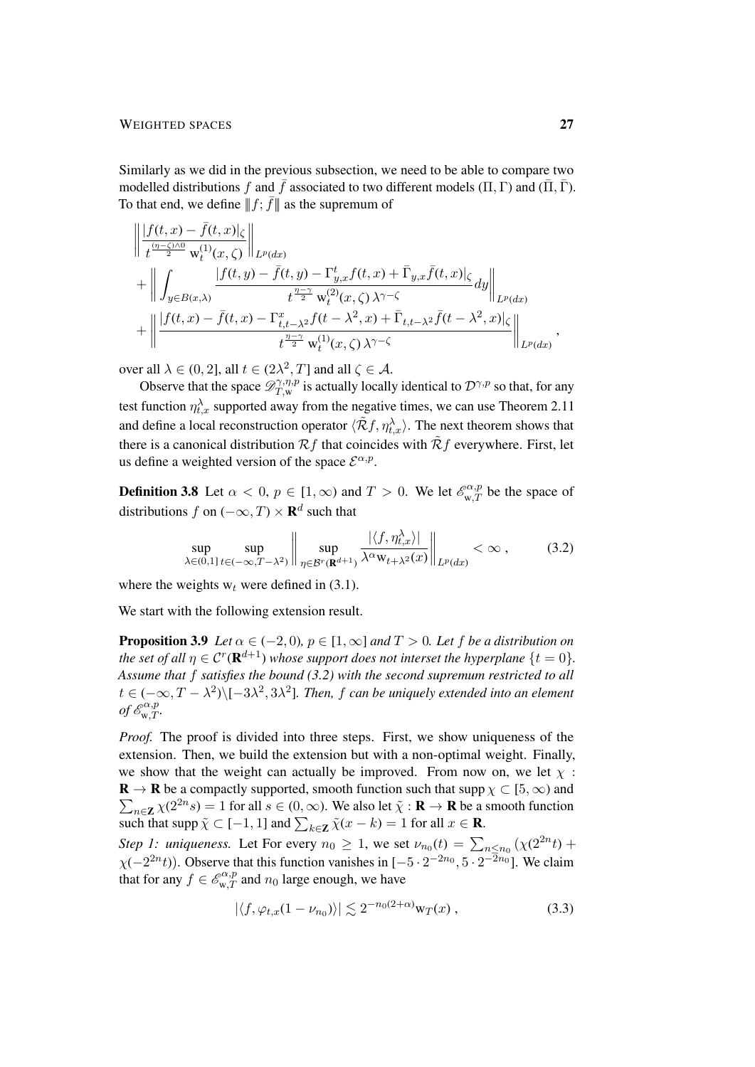Similarly as we did in the previous subsection, we need to be able to compare two modelled distributions $f$ and $\bar{f}$ associated to two different models $(\Pi, \Gamma)$ and $(\bar{\Pi}, \bar{\Gamma})$. To that end, we define $\|f; \bar{f}\|$ as the supremum of

$$
\begin{aligned}
&\left\| \frac{|f(t,x) - \bar{f}(t,x)|_\zeta}{t^{\frac{(\eta-\zeta)\wedge 0}{2}} \, \mathrm{w}_t^{(1)}(x,\zeta)} \right\|_{L^p(dx)} \\
&+ \left\| \int_{y \in B(x,\lambda)} \frac{|f(t,y) - \bar{f}(t,y) - \Gamma^t_{y,x} f(t,x) + \bar{\Gamma}_{y,x}\bar{f}(t,x)|_\zeta}{t^{\frac{\eta-\gamma}{2}} \, \mathrm{w}_t^{(2)}(x,\zeta)\, \lambda^{\gamma-\zeta}} dy \right\|_{L^p(dx)} \\
&+ \left\| \frac{|f(t,x) - \bar{f}(t,x) - \Gamma^x_{t,t-\lambda^2} f(t-\lambda^2,x) + \bar{\Gamma}_{t,t-\lambda^2}\bar{f}(t-\lambda^2,x)|_\zeta}{t^{\frac{\eta-\gamma}{2}} \, \mathrm{w}_t^{(1)}(x,\zeta)\, \lambda^{\gamma-\zeta}} \right\|_{L^p(dx)} ,
\end{aligned}
$$

over all $\lambda \in (0,2]$, all $t \in (2\lambda^2, T]$ and all $\zeta \in \mathcal{A}$.

Observe that the space $\mathscr{D}^{\gamma,\eta,p}_{T,\mathrm{w}}$ is actually locally identical to $\mathcal{D}^{\gamma,p}$ so that, for any test function $\eta^\lambda_{t,x}$ supported away from the negative times, we can use Theorem 2.11 and define a local reconstruction operator $\langle \tilde{\mathcal{R}} f, \eta^\lambda_{t,x}\rangle$. The next theorem shows that there is a canonical distribution $\mathcal{R}f$ that coincides with $\tilde{\mathcal{R}}f$ everywhere. First, let us define a weighted version of the space $\mathcal{E}^{\alpha,p}$.

**Definition 3.8** Let $\alpha < 0$, $p \in [1,\infty)$ and $T > 0$. We let $\mathscr{E}^{\alpha,p}_{\mathrm{w},T}$ be the space of distributions $f$ on $(-\infty, T) \times \mathbf{R}^d$ such that

$$
\sup_{\lambda \in (0,1]} \sup_{t \in (-\infty, T-\lambda^2)} \left\| \sup_{\eta \in \mathcal{B}^r(\mathbf{R}^{d+1})} \frac{|\langle f, \eta^\lambda_{t,x}\rangle|}{\lambda^\alpha \mathrm{w}_{t+\lambda^2}(x)} \right\|_{L^p(dx)} < \infty , \tag{3.2}
$$

where the weights $\mathrm{w}_t$ were defined in (3.1).

We start with the following extension result.

**Proposition 3.9** *Let $\alpha \in (-2,0)$, $p \in [1,\infty]$ and $T > 0$. Let $f$ be a distribution on the set of all $\eta \in \mathcal{C}^r(\mathbf{R}^{d+1})$ whose support does not interset the hyperplane $\{t = 0\}$. Assume that $f$ satisfies the bound (3.2) with the second supremum restricted to all $t \in (-\infty, T-\lambda^2)\backslash[-3\lambda^2, 3\lambda^2]$. Then, $f$ can be uniquely extended into an element of $\mathscr{E}^{\alpha,p}_{\mathrm{w},T}$.*

*Proof.* The proof is divided into three steps. First, we show uniqueness of the extension. Then, we build the extension but with a non-optimal weight. Finally, we show that the weight can actually be improved. From now on, we let $\chi : \mathbf{R} \to \mathbf{R}$ be a compactly supported, smooth function such that $\operatorname{supp}\chi \subset [5,\infty)$ and $\sum_{n\in\mathbf{Z}} \chi(2^{2n}s) = 1$ for all $s \in (0,\infty)$. We also let $\tilde{\chi} : \mathbf{R} \to \mathbf{R}$ be a smooth function such that $\operatorname{supp}\tilde{\chi} \subset [-1,1]$ and $\sum_{k\in\mathbf{Z}} \tilde{\chi}(x-k) = 1$ for all $x \in \mathbf{R}$.

*Step 1: uniqueness.* Let For every $n_0 \geq 1$, we set $\nu_{n_0}(t) = \sum_{n \leq n_0} \big(\chi(2^{2n}t) + \chi(-2^{2n}t)\big)$. Observe that this function vanishes in $[-5\cdot 2^{-2n_0}, 5\cdot 2^{-2n_0}]$. We claim that for any $f \in \mathscr{E}^{\alpha,p}_{\mathrm{w},T}$ and $n_0$ large enough, we have

$$
|\langle f, \varphi_{t,x}(1-\nu_{n_0})\rangle| \lesssim 2^{-n_0(2+\alpha)} \mathrm{w}_T(x) , \tag{3.3}
$$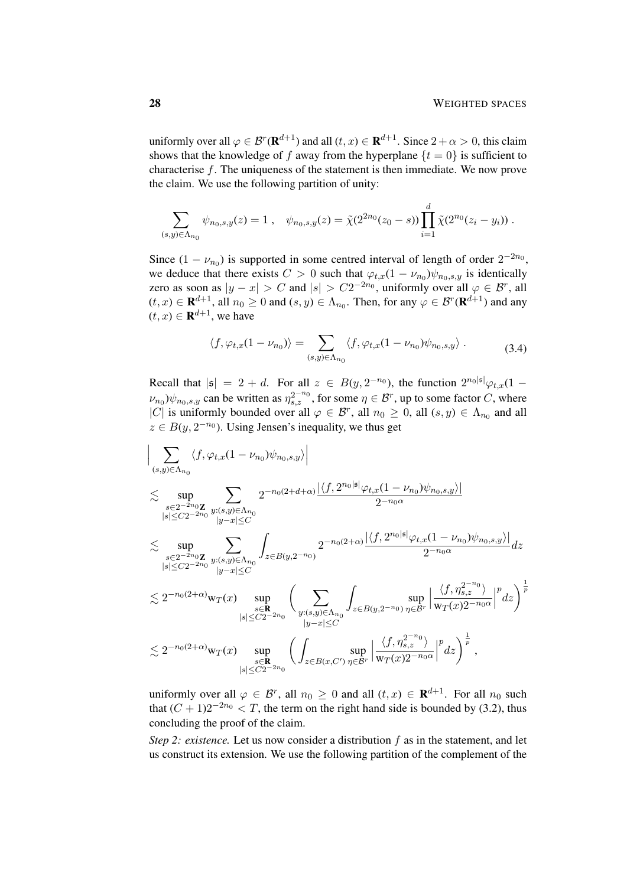uniformly over all $\varphi \in \mathcal{B}^r(\mathbf{R}^{d+1})$ and all $(t,x) \in \mathbf{R}^{d+1}$. Since $2+\alpha > 0$, this claim shows that the knowledge of $f$ away from the hyperplane $\{t = 0\}$ is sufficient to characterise $f$. The uniqueness of the statement is then immediate. We now prove the claim. We use the following partition of unity:

$$\sum_{(s,y)\in\Lambda_{n_0}} \psi_{n_0,s,y}(z) = 1 \;, \quad \psi_{n_0,s,y}(z) = \tilde\chi(2^{2n_0}(z_0 - s)) \prod_{i=1}^d \tilde\chi(2^{n_0}(z_i - y_i)) \;.$$

Since $(1-\nu_{n_0})$ is supported in some centred interval of length of order $2^{-2n_0}$, we deduce that there exists $C > 0$ such that $\varphi_{t,x}(1-\nu_{n_0})\psi_{n_0,s,y}$ is identically zero as soon as $|y - x| > C$ and $|s| > C2^{-2n_0}$, uniformly over all $\varphi \in \mathcal{B}^r$, all $(t,x) \in \mathbf{R}^{d+1}$, all $n_0 \geq 0$ and $(s,y) \in \Lambda_{n_0}$. Then, for any $\varphi \in \mathcal{B}^r(\mathbf{R}^{d+1})$ and any $(t,x) \in \mathbf{R}^{d+1}$, we have

$$\langle f, \varphi_{t,x}(1-\nu_{n_0})\rangle = \sum_{(s,y)\in\Lambda_{n_0}} \langle f, \varphi_{t,x}(1-\nu_{n_0})\psi_{n_0,s,y}\rangle \;. \tag{3.4}$$

Recall that $|\mathfrak{s}| = 2 + d$. For all $z \in B(y, 2^{-n_0})$, the function $2^{n_0|\mathfrak{s}|}\varphi_{t,x}(1-\nu_{n_0})\psi_{n_0,s,y}$ can be written as $\eta_{s,z}^{2^{-n_0}}$, for some $\eta \in \mathcal{B}^r$, up to some factor $C$, where $|C|$ is uniformly bounded over all $\varphi \in \mathcal{B}^r$, all $n_0 \geq 0$, all $(s,y) \in \Lambda_{n_0}$ and all $z \in B(y, 2^{-n_0})$. Using Jensen's inequality, we thus get

$$\begin{aligned}
&\Big| \sum_{(s,y)\in\Lambda_{n_0}} \langle f, \varphi_{t,x}(1-\nu_{n_0})\psi_{n_0,s,y}\rangle \Big| \\
&\lesssim \sup_{\substack{s\in 2^{-2n_0}\mathbf{Z}\\ |s|\leq C2^{-2n_0}}} \sum_{\substack{y:(s,y)\in\Lambda_{n_0}\\ |y-x|\leq C}} 2^{-n_0(2+d+\alpha)} \frac{|\langle f, 2^{n_0|\mathfrak{s}|}\varphi_{t,x}(1-\nu_{n_0})\psi_{n_0,s,y}\rangle|}{2^{-n_0\alpha}} \\
&\lesssim \sup_{\substack{s\in 2^{-2n_0}\mathbf{Z}\\ |s|\leq C2^{-2n_0}}} \sum_{\substack{y:(s,y)\in\Lambda_{n_0}\\ |y-x|\leq C}} \int_{z\in B(y,2^{-n_0})} 2^{-n_0(2+\alpha)} \frac{|\langle f, 2^{n_0|\mathfrak{s}|}\varphi_{t,x}(1-\nu_{n_0})\psi_{n_0,s,y}\rangle|}{2^{-n_0\alpha}} dz \\
&\lesssim 2^{-n_0(2+\alpha)} \mathrm{w}_T(x) \sup_{\substack{s\in\mathbf{R}\\ |s|\leq C2^{-2n_0}}} \bigg( \sum_{\substack{y:(s,y)\in\Lambda_{n_0}\\ |y-x|\leq C}} \int_{z\in B(y,2^{-n_0})} \sup_{\eta\in\mathcal{B}^r} \Big| \frac{\langle f, \eta_{s,z}^{2^{-n_0}}\rangle}{\mathrm{w}_T(x)2^{-n_0\alpha}} \Big|^p dz \bigg)^{\frac{1}{p}} \\
&\lesssim 2^{-n_0(2+\alpha)} \mathrm{w}_T(x) \sup_{\substack{s\in\mathbf{R}\\ |s|\leq C2^{-2n_0}}} \bigg( \int_{z\in B(x,C')} \sup_{\eta\in\mathcal{B}^r} \Big| \frac{\langle f, \eta_{s,z}^{2^{-n_0}}\rangle}{\mathrm{w}_T(x)2^{-n_0\alpha}} \Big|^p dz \bigg)^{\frac{1}{p}} \;,
\end{aligned}$$

uniformly over all $\varphi \in \mathcal{B}^r$, all $n_0 \geq 0$ and all $(t,x) \in \mathbf{R}^{d+1}$. For all $n_0$ such that $(C+1)2^{-2n_0} < T$, the term on the right hand side is bounded by (3.2), thus concluding the proof of the claim.

*Step 2: existence.* Let us now consider a distribution $f$ as in the statement, and let us construct its extension. We use the following partition of the complement of the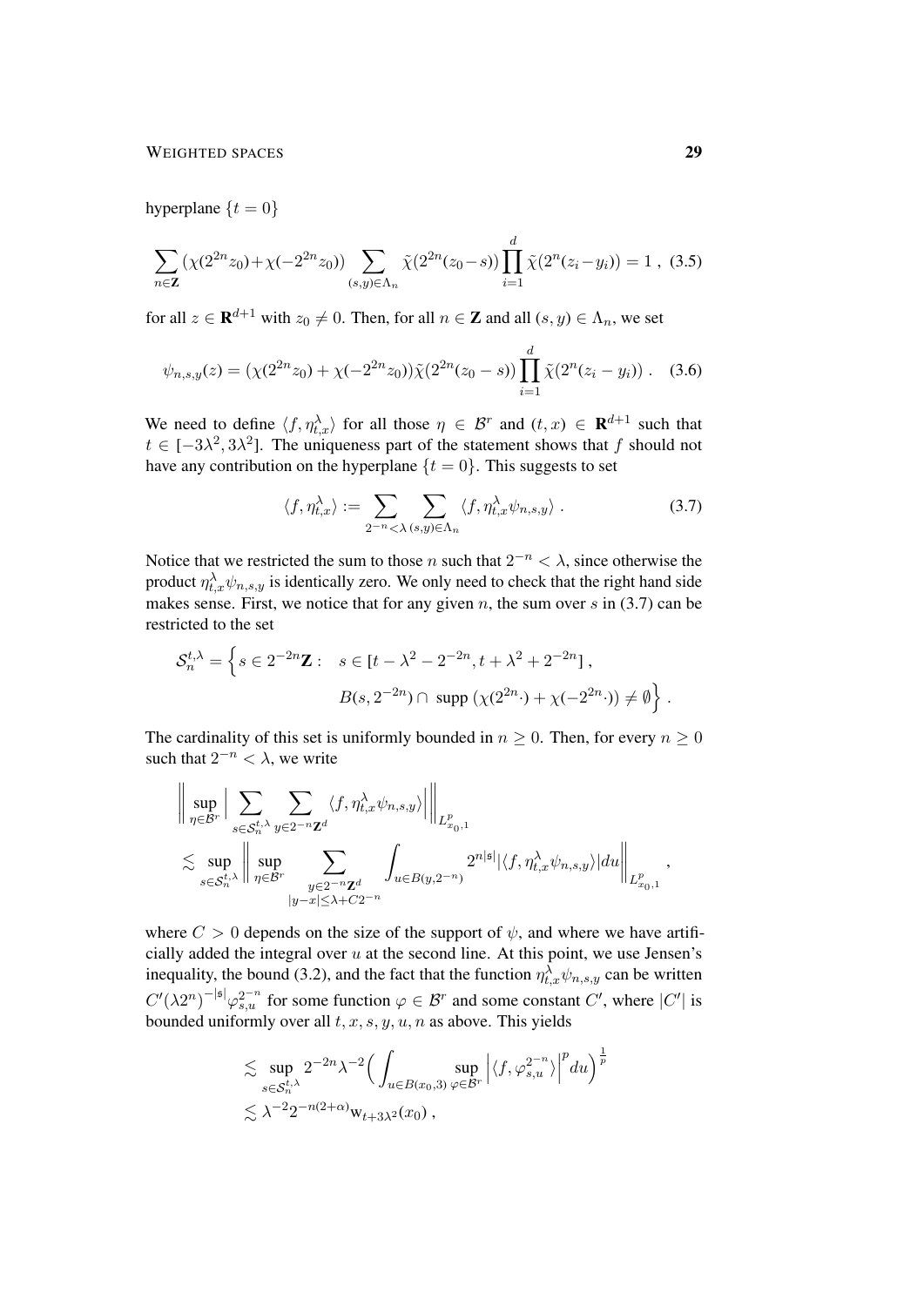hyperplane $\{t = 0\}$

$$\sum_{n\in\mathbf{Z}} (\chi(2^{2n} z_0) + \chi(-2^{2n} z_0)) \sum_{(s,y)\in\Lambda_n} \tilde\chi(2^{2n}(z_0 - s)) \prod_{i=1}^{d} \tilde\chi(2^n(z_i - y_i)) = 1 \;, \quad (3.5)$$

for all $z \in \mathbf{R}^{d+1}$ with $z_0 \neq 0$. Then, for all $n \in \mathbf{Z}$ and all $(s,y) \in \Lambda_n$, we set

$$\psi_{n,s,y}(z) = (\chi(2^{2n} z_0) + \chi(-2^{2n} z_0)) \tilde\chi(2^{2n}(z_0 - s)) \prod_{i=1}^{d} \tilde\chi(2^n(z_i - y_i)) \;. \quad (3.6)$$

We need to define $\langle f, \eta_{t,x}^\lambda \rangle$ for all those $\eta \in \mathcal{B}^r$ and $(t,x) \in \mathbf{R}^{d+1}$ such that $t \in [-3\lambda^2, 3\lambda^2]$. The uniqueness part of the statement shows that $f$ should not have any contribution on the hyperplane $\{t = 0\}$. This suggests to set

$$\langle f, \eta_{t,x}^\lambda \rangle := \sum_{2^{-n} < \lambda} \sum_{(s,y)\in\Lambda_n} \langle f, \eta_{t,x}^\lambda \psi_{n,s,y} \rangle \;. \quad (3.7)$$

Notice that we restricted the sum to those $n$ such that $2^{-n} < \lambda$, since otherwise the product $\eta_{t,x}^\lambda \psi_{n,s,y}$ is identically zero. We only need to check that the right hand side makes sense. First, we notice that for any given $n$, the sum over $s$ in (3.7) can be restricted to the set

$$\mathcal{S}_n^{t,\lambda} = \Big\{ s \in 2^{-2n}\mathbf{Z} : \quad s \in [t - \lambda^2 - 2^{-2n}, t + \lambda^2 + 2^{-2n}] \;, \\ B(s, 2^{-2n}) \cap \text{ supp } (\chi(2^{2n}\cdot) + \chi(-2^{2n}\cdot)) \neq \emptyset \Big\} \;.$$

The cardinality of this set is uniformly bounded in $n \geq 0$. Then, for every $n \geq 0$ such that $2^{-n} < \lambda$, we write

$$\Big\| \sup_{\eta\in\mathcal{B}^r} \Big| \sum_{s\in\mathcal{S}_n^{t,\lambda}} \sum_{y\in 2^{-n}\mathbf{Z}^d} \langle f, \eta_{t,x}^\lambda \psi_{n,s,y} \rangle \Big| \Big\|_{L^p_{x_0,1}} \\ \lesssim \sup_{s\in\mathcal{S}_n^{t,\lambda}} \Big\| \sup_{\eta\in\mathcal{B}^r} \sum_{\substack{y\in 2^{-n}\mathbf{Z}^d \\ |y-x|\leq\lambda + C2^{-n}}} \int_{u\in B(y,2^{-n})} 2^{n|\mathfrak{s}|} |\langle f, \eta_{t,x}^\lambda \psi_{n,s,y} \rangle| du \Big\|_{L^p_{x_0,1}} \;,$$

where $C > 0$ depends on the size of the support of $\psi$, and where we have artificially added the integral over $u$ at the second line. At this point, we use Jensen's inequality, the bound (3.2), and the fact that the function $\eta_{t,x}^\lambda \psi_{n,s,y}$ can be written $C'(\lambda 2^n)^{-|\mathfrak{s}|} \varphi_{s,u}^{2^{-n}}$ for some function $\varphi \in \mathcal{B}^r$ and some constant $C'$, where $|C'|$ is bounded uniformly over all $t, x, s, y, u, n$ as above. This yields

$$\lesssim \sup_{s\in\mathcal{S}_n^{t,\lambda}} 2^{-2n} \lambda^{-2} \Big( \int_{u\in B(x_0,3)} \sup_{\varphi\in\mathcal{B}^r} \Big| \langle f, \varphi_{s,u}^{2^{-n}} \rangle \Big|^p du \Big)^{\frac{1}{p}} \\ \lesssim \lambda^{-2} 2^{-n(2+\alpha)} \mathrm{w}_{t+3\lambda^2}(x_0) \;,$$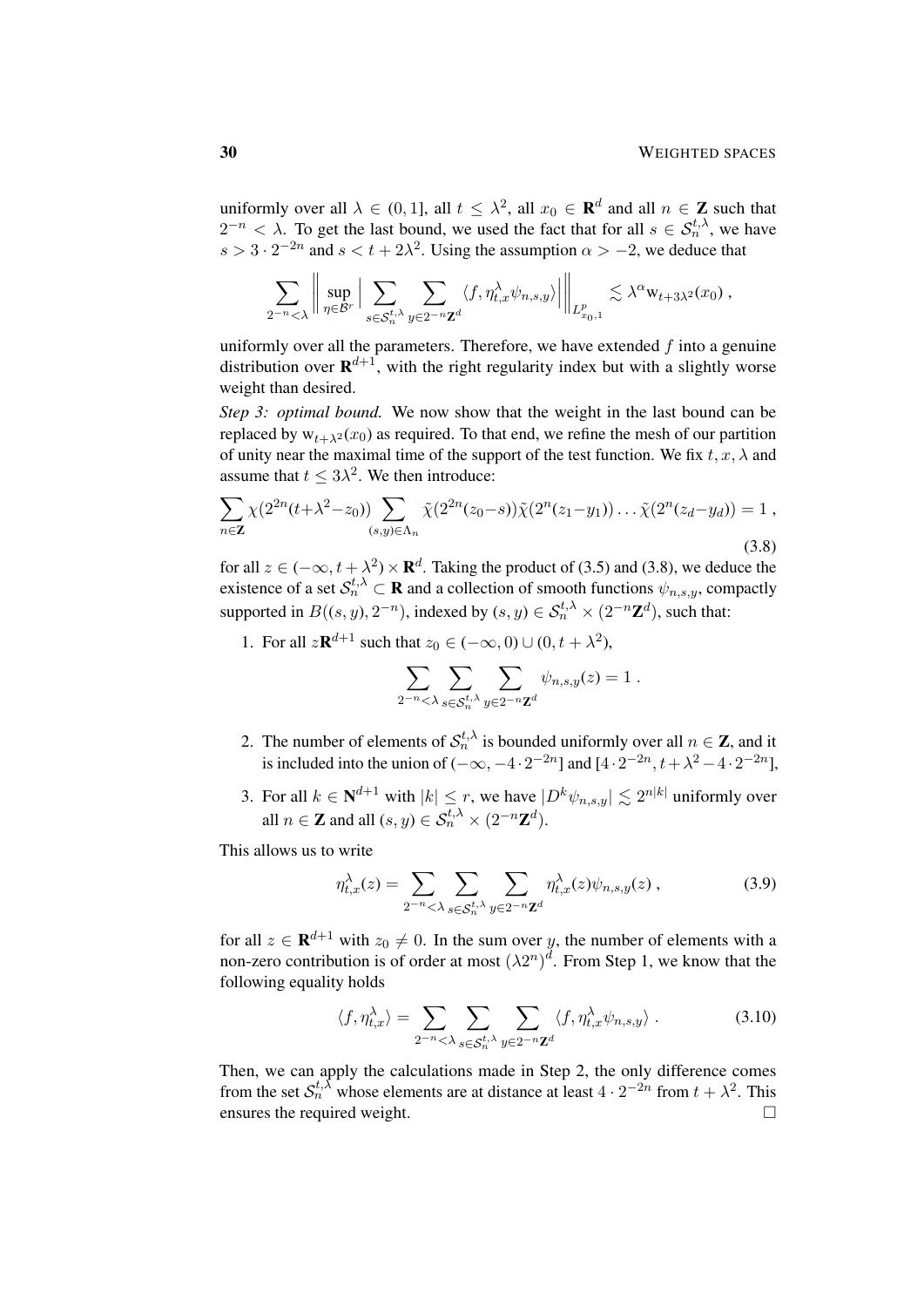uniformly over all $\lambda \in (0,1]$, all $t \le \lambda^2$, all $x_0 \in \mathbf{R}^d$ and all $n \in \mathbf{Z}$ such that $2^{-n} < \lambda$. To get the last bound, we used the fact that for all $s \in \mathcal{S}_n^{t,\lambda}$, we have $s > 3 \cdot 2^{-2n}$ and $s < t + 2\lambda^2$. Using the assumption $\alpha > -2$, we deduce that

$$\sum_{2^{-n}<\lambda} \Big\| \sup_{\eta \in \mathcal{B}^r} \Big| \sum_{s \in \mathcal{S}_n^{t,\lambda}} \sum_{y \in 2^{-n}\mathbf{Z}^d} \langle f, \eta_{t,x}^\lambda \psi_{n,s,y} \rangle \Big| \Big\|_{L^p_{x_0,1}} \lesssim \lambda^\alpha \mathrm{w}_{t+3\lambda^2}(x_0) ,$$

uniformly over all the parameters. Therefore, we have extended $f$ into a genuine distribution over $\mathbf{R}^{d+1}$, with the right regularity index but with a slightly worse weight than desired.

*Step 3: optimal bound.* We now show that the weight in the last bound can be replaced by $\mathrm{w}_{t+\lambda^2}(x_0)$ as required. To that end, we refine the mesh of our partition of unity near the maximal time of the support of the test function. We fix $t, x, \lambda$ and assume that $t \le 3\lambda^2$. We then introduce:

$$\sum_{n\in\mathbf{Z}} \chi(2^{2n}(t+\lambda^2 - z_0)) \sum_{(s,y)\in\Lambda_n} \tilde{\chi}(2^{2n}(z_0 - s))\tilde{\chi}(2^n(z_1 - y_1)) \ldots \tilde{\chi}(2^n(z_d - y_d)) = 1 , \tag{3.8}$$

for all $z \in (-\infty, t+\lambda^2) \times \mathbf{R}^d$. Taking the product of (3.5) and (3.8), we deduce the existence of a set $\mathcal{S}_n^{t,\lambda} \subset \mathbf{R}$ and a collection of smooth functions $\psi_{n,s,y}$, compactly supported in $B((s,y), 2^{-n})$, indexed by $(s,y) \in \mathcal{S}_n^{t,\lambda} \times (2^{-n}\mathbf{Z}^d)$, such that:

1. For all $z\mathbf{R}^{d+1}$ such that $z_0 \in (-\infty, 0) \cup (0, t+\lambda^2)$,
$$\sum_{2^{-n}<\lambda} \sum_{s \in \mathcal{S}_n^{t,\lambda}} \sum_{y \in 2^{-n}\mathbf{Z}^d} \psi_{n,s,y}(z) = 1 .$$
2. The number of elements of $\mathcal{S}_n^{t,\lambda}$ is bounded uniformly over all $n \in \mathbf{Z}$, and it is included into the union of $(-\infty, -4\cdot 2^{-2n}]$ and $[4\cdot 2^{-2n}, t+\lambda^2 - 4\cdot 2^{-2n}]$,
3. For all $k \in \mathbf{N}^{d+1}$ with $|k| \le r$, we have $|D^k \psi_{n,s,y}| \lesssim 2^{n|k|}$ uniformly over all $n \in \mathbf{Z}$ and all $(s,y) \in \mathcal{S}_n^{t,\lambda} \times (2^{-n}\mathbf{Z}^d)$.

This allows us to write

$$\eta_{t,x}^\lambda(z) = \sum_{2^{-n}<\lambda} \sum_{s \in \mathcal{S}_n^{t,\lambda}} \sum_{y \in 2^{-n}\mathbf{Z}^d} \eta_{t,x}^\lambda(z) \psi_{n,s,y}(z) , \tag{3.9}$$

for all $z \in \mathbf{R}^{d+1}$ with $z_0 \neq 0$. In the sum over $y$, the number of elements with a non-zero contribution is of order at most $(\lambda 2^n)^d$. From Step 1, we know that the following equality holds

$$\langle f, \eta_{t,x}^\lambda \rangle = \sum_{2^{-n}<\lambda} \sum_{s \in \mathcal{S}_n^{t,\lambda}} \sum_{y \in 2^{-n}\mathbf{Z}^d} \langle f, \eta_{t,x}^\lambda \psi_{n,s,y} \rangle . \tag{3.10}$$

Then, we can apply the calculations made in Step 2, the only difference comes from the set $\mathcal{S}_n^{t,\lambda}$ whose elements are at distance at least $4\cdot 2^{-2n}$ from $t+\lambda^2$. This ensures the required weight. $\square$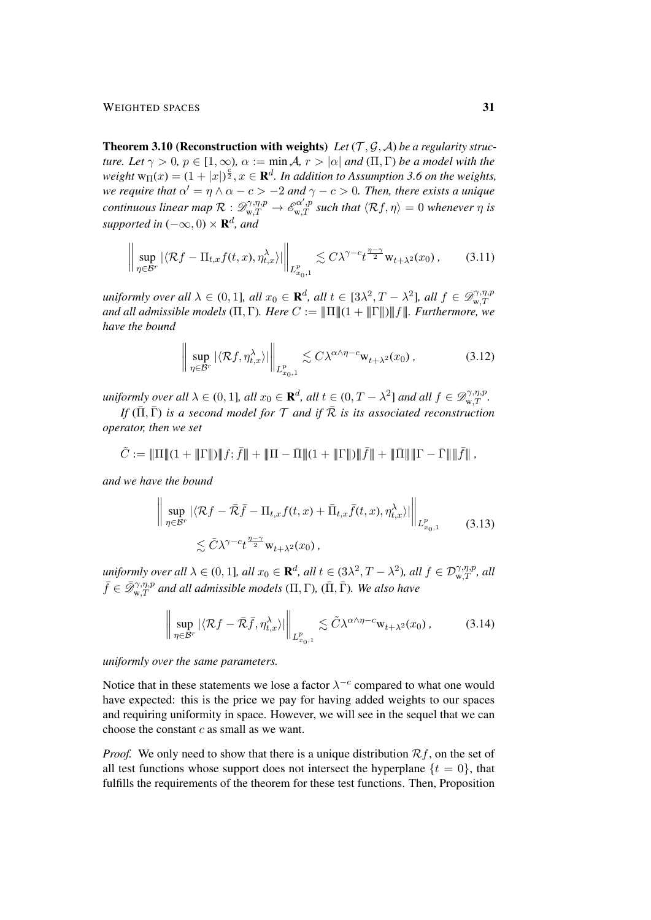**Theorem 3.10 (Reconstruction with weights)** *Let $(\mathcal{T}, \mathcal{G}, \mathcal{A})$ be a regularity structure. Let $\gamma > 0$, $p \in [1, \infty)$, $\alpha := \min \mathcal{A}$, $r > |\alpha|$ and $(\Pi, \Gamma)$ be a model with the weight $\mathrm{w}_\Pi(x) = (1 + |x|)^{\frac{c}{2}}$, $x \in \mathbf{R}^d$. In addition to Assumption 3.6 on the weights, we require that $\alpha' = \eta \wedge \alpha - c > -2$ and $\gamma - c > 0$. Then, there exists a unique continuous linear map $\mathcal{R} : \mathscr{D}^{\gamma,\eta,p}_{\mathrm{w},T} \to \mathscr{E}^{\alpha',p}_{\mathrm{w},T}$ such that $\langle \mathcal{R} f, \eta \rangle = 0$ whenever $\eta$ is supported in $(-\infty, 0) \times \mathbf{R}^d$, and*

$$\left\| \sup_{\eta \in \mathcal{B}^r} |\langle \mathcal{R} f - \Pi_{t,x} f(t,x), \eta^\lambda_{t,x} \rangle| \right\|_{L^p_{x_0,1}} \lesssim C \lambda^{\gamma - c} t^{\frac{\eta - \gamma}{2}} \mathrm{w}_{t+\lambda^2}(x_0)\,, \tag{3.11}$$

*uniformly over all $\lambda \in (0, 1]$, all $x_0 \in \mathbf{R}^d$, all $t \in [3\lambda^2, T - \lambda^2]$, all $f \in \mathscr{D}^{\gamma,\eta,p}_{\mathrm{w},T}$ and all admissible models $(\Pi, \Gamma)$. Here $C := \|\!|\Pi|\!\|(1 + \|\!|\Gamma|\!\|)\|\!|f|\!\|$. Furthermore, we have the bound*

$$\left\| \sup_{\eta \in \mathcal{B}^r} |\langle \mathcal{R} f, \eta^\lambda_{t,x} \rangle| \right\|_{L^p_{x_0,1}} \lesssim C \lambda^{\alpha \wedge \eta - c} \mathrm{w}_{t+\lambda^2}(x_0)\,, \tag{3.12}$$

*uniformly over all $\lambda \in (0, 1]$, all $x_0 \in \mathbf{R}^d$, all $t \in (0, T - \lambda^2]$ and all $f \in \mathscr{D}^{\gamma,\eta,p}_{\mathrm{w},T}$.*

*If $(\bar{\Pi}, \bar{\Gamma})$ is a second model for $\mathcal{T}$ and if $\bar{\mathcal{R}}$ is its associated reconstruction operator, then we set*

$$\tilde{C} := \|\!|\Pi|\!\|(1 + \|\!|\Gamma|\!\|)\|\!|f; \bar{f}|\!\| + \|\!|\Pi - \bar{\Pi}|\!\|(1 + \|\!|\Gamma|\!\|)\|\!|\bar{f}|\!\| + \|\!|\bar{\Pi}|\!\|\|\!|\Gamma - \bar{\Gamma}|\!\|\|\!|\bar{f}|\!\|\,,$$

*and we have the bound*

$$\begin{aligned} \left\| \sup_{\eta \in \mathcal{B}^r} |\langle \mathcal{R} f - \bar{\mathcal{R}} \bar{f} - \Pi_{t,x} f(t,x) + \bar{\Pi}_{t,x} \bar{f}(t,x), \eta^\lambda_{t,x} \rangle| \right\|_{L^p_{x_0,1}} \\ \lesssim \tilde{C} \lambda^{\gamma - c} t^{\frac{\eta - \gamma}{2}} \mathrm{w}_{t+\lambda^2}(x_0)\,, \end{aligned} \tag{3.13}$$

*uniformly over all $\lambda \in (0, 1]$, all $x_0 \in \mathbf{R}^d$, all $t \in (3\lambda^2, T - \lambda^2)$, all $f \in \mathcal{D}^{\gamma,\eta,p}_{\mathrm{w},T}$, all $\bar{f} \in \bar{\mathscr{D}}^{\gamma,\eta,p}_{\mathrm{w},T}$ and all admissible models $(\Pi, \Gamma)$, $(\bar{\Pi}, \bar{\Gamma})$. We also have*

$$\left\| \sup_{\eta \in \mathcal{B}^r} |\langle \mathcal{R} f - \bar{\mathcal{R}} \bar{f}, \eta^\lambda_{t,x} \rangle| \right\|_{L^p_{x_0,1}} \lesssim \tilde{C} \lambda^{\alpha \wedge \eta - c} \mathrm{w}_{t+\lambda^2}(x_0)\,, \tag{3.14}$$

*uniformly over the same parameters.*

Notice that in these statements we lose a factor $\lambda^{-c}$ compared to what one would have expected: this is the price we pay for having added weights to our spaces and requiring uniformity in space. However, we will see in the sequel that we can choose the constant $c$ as small as we want.

*Proof.* We only need to show that there is a unique distribution $\mathcal{R}f$, on the set of all test functions whose support does not intersect the hyperplane $\{t = 0\}$, that fulfills the requirements of the theorem for these test functions. Then, Proposition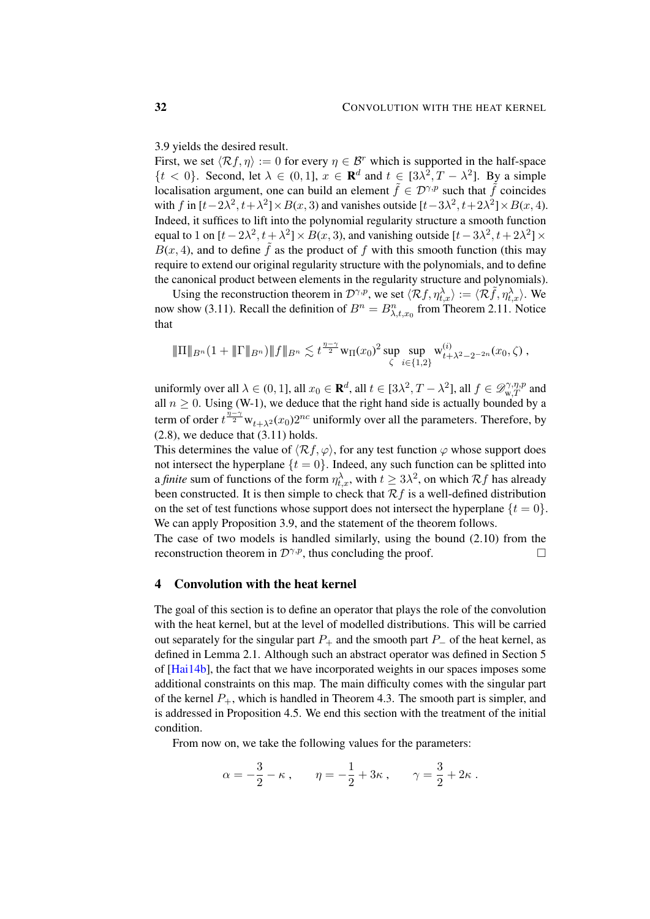3.9 yields the desired result.

First, we set $\langle \mathcal{R}f, \eta\rangle := 0$ for every $\eta \in \mathcal{B}^r$ which is supported in the half-space $\{t < 0\}$. Second, let $\lambda \in (0,1]$, $x \in \mathbf{R}^d$ and $t \in [3\lambda^2, T - \lambda^2]$. By a simple localisation argument, one can build an element $\tilde{f} \in \mathcal{D}^{\gamma,p}$ such that $\tilde{f}$ coincides with $f$ in $[t-2\lambda^2, t+\lambda^2]\times B(x,3)$ and vanishes outside $[t-3\lambda^2, t+2\lambda^2]\times B(x,4)$. Indeed, it suffices to lift into the polynomial regularity structure a smooth function equal to 1 on $[t-2\lambda^2, t+\lambda^2]\times B(x,3)$, and vanishing outside $[t-3\lambda^2, t+2\lambda^2]\times B(x,4)$, and to define $\tilde{f}$ as the product of $f$ with this smooth function (this may require to extend our original regularity structure with the polynomials, and to define the canonical product between elements in the regularity structure and polynomials).

Using the reconstruction theorem in $\mathcal{D}^{\gamma,p}$, we set $\langle \mathcal{R}f, \eta^\lambda_{t,x}\rangle := \langle \mathcal{R}\tilde{f}, \eta^\lambda_{t,x}\rangle$. We now show (3.11). Recall the definition of $B^n = B^n_{\lambda,t,x_0}$ from Theorem 2.11. Notice that

$$\|\Pi\|_{B^n}(1 + \|\Gamma\|_{B^n})\|f\|_{B^n} \lesssim t^{\frac{\eta-\gamma}{2}}\,\mathrm{w}_\Pi(x_0)^2 \sup_{\zeta}\sup_{i\in\{1,2\}} \mathrm{w}^{(i)}_{t+\lambda^2-2^{-2n}}(x_0,\zeta)\;,$$

uniformly over all $\lambda \in (0,1]$, all $x_0 \in \mathbf{R}^d$, all $t \in [3\lambda^2, T-\lambda^2]$, all $f \in \mathscr{D}^{\gamma,\eta,p}_{\mathrm{w},T}$ and all $n \geq 0$. Using (W-1), we deduce that the right hand side is actually bounded by a term of order $t^{\frac{\eta-\gamma}{2}}\mathrm{w}_{t+\lambda^2}(x_0)2^{nc}$ uniformly over all the parameters. Therefore, by (2.8), we deduce that (3.11) holds.

This determines the value of $\langle \mathcal{R}f, \varphi\rangle$, for any test function $\varphi$ whose support does not intersect the hyperplane $\{t = 0\}$. Indeed, any such function can be splitted into a *finite* sum of functions of the form $\eta^\lambda_{t,x}$, with $t \geq 3\lambda^2$, on which $\mathcal{R}f$ has already been constructed. It is then simple to check that $\mathcal{R}f$ is a well-defined distribution on the set of test functions whose support does not intersect the hyperplane $\{t = 0\}$. We can apply Proposition 3.9, and the statement of the theorem follows.

The case of two models is handled similarly, using the bound (2.10) from the reconstruction theorem in $\mathcal{D}^{\gamma,p}$, thus concluding the proof. □

## 4 Convolution with the heat kernel

The goal of this section is to define an operator that plays the role of the convolution with the heat kernel, but at the level of modelled distributions. This will be carried out separately for the singular part $P_+$ and the smooth part $P_-$ of the heat kernel, as defined in Lemma 2.1. Although such an abstract operator was defined in Section 5 of [Hai14b], the fact that we have incorporated weights in our spaces imposes some additional constraints on this map. The main difficulty comes with the singular part of the kernel $P_+$, which is handled in Theorem 4.3. The smooth part is simpler, and is addressed in Proposition 4.5. We end this section with the treatment of the initial condition.

From now on, we take the following values for the parameters:

$$\alpha = -\frac{3}{2} - \kappa\;, \qquad \eta = -\frac{1}{2} + 3\kappa\;, \qquad \gamma = \frac{3}{2} + 2\kappa\;.$$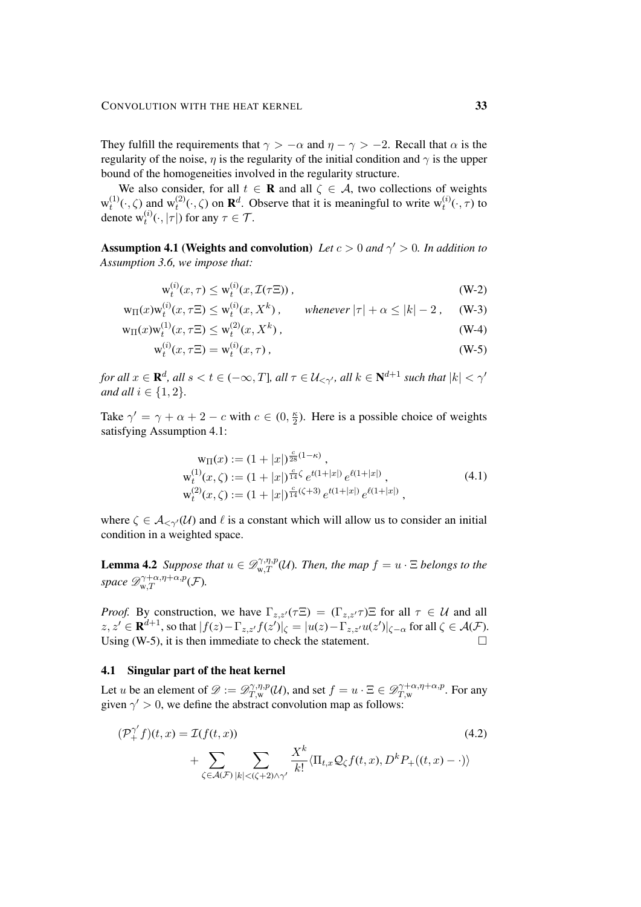They fulfill the requirements that $\gamma > -\alpha$ and $\eta - \gamma > -2$. Recall that $\alpha$ is the regularity of the noise, $\eta$ is the regularity of the initial condition and $\gamma$ is the upper bound of the homogeneities involved in the regularity structure.

We also consider, for all $t \in \mathbf{R}$ and all $\zeta \in \mathcal{A}$, two collections of weights $\mathrm{w}_t^{(1)}(\cdot, \zeta)$ and $\mathrm{w}_t^{(2)}(\cdot, \zeta)$ on $\mathbf{R}^d$. Observe that it is meaningful to write $\mathrm{w}_t^{(i)}(\cdot, \tau)$ to denote $\mathrm{w}_t^{(i)}(\cdot, |\tau|)$ for any $\tau \in \mathcal{T}$.

**Assumption 4.1 (Weights and convolution)** *Let $c > 0$ and $\gamma' > 0$. In addition to Assumption 3.6, we impose that:*

$$\mathrm{w}_t^{(i)}(x, \tau) \leq \mathrm{w}_t^{(i)}(x, \mathcal{I}(\tau\Xi)) , \tag{W-2}$$

$$\mathrm{w}_\Pi(x)\mathrm{w}_t^{(i)}(x, \tau\Xi) \leq \mathrm{w}_t^{(i)}(x, X^k) , \qquad \textit{whenever } |\tau| + \alpha \leq |k| - 2 , \tag{W-3}$$

$$\mathrm{w}_\Pi(x)\mathrm{w}_t^{(1)}(x, \tau\Xi) \leq \mathrm{w}_t^{(2)}(x, X^k) , \tag{W-4}$$

$$\mathrm{w}_t^{(i)}(x, \tau\Xi) = \mathrm{w}_t^{(i)}(x, \tau) , \tag{W-5}$$

*for all $x \in \mathbf{R}^d$, all $s < t \in (-\infty, T]$, all $\tau \in \mathcal{U}_{<\gamma'}$, all $k \in \mathbf{N}^{d+1}$ such that $|k| < \gamma'$ and all $i \in \{1, 2\}$.*

Take $\gamma' = \gamma + \alpha + 2 - c$ with $c \in (0, \frac{\kappa}{2})$. Here is a possible choice of weights satisfying Assumption 4.1:

$$\begin{aligned}
\mathrm{w}_\Pi(x) &:= (1 + |x|)^{\frac{c}{28}(1-\kappa)} , \\
\mathrm{w}_t^{(1)}(x, \zeta) &:= (1 + |x|)^{\frac{c}{14}\zeta} \, e^{t(1+|x|)} \, e^{\ell(1+|x|)} , \\
\mathrm{w}_t^{(2)}(x, \zeta) &:= (1 + |x|)^{\frac{c}{14}(\zeta+3)} \, e^{t(1+|x|)} \, e^{\ell(1+|x|)} ,
\end{aligned} \tag{4.1}$$

where $\zeta \in \mathcal{A}_{<\gamma'}(\mathcal{U})$ and $\ell$ is a constant which will allow us to consider an initial condition in a weighted space.

**Lemma 4.2** *Suppose that $u \in \mathscr{D}^{\gamma,\eta,p}_{\mathrm{w},T}(\mathcal{U})$. Then, the map $f = u \cdot \Xi$ belongs to the space $\mathscr{D}^{\gamma+\alpha,\eta+\alpha,p}_{\mathrm{w},T}(\mathcal{F})$.*

*Proof.* By construction, we have $\Gamma_{z,z'}(\tau\Xi) = (\Gamma_{z,z'}\tau)\Xi$ for all $\tau \in \mathcal{U}$ and all $z, z' \in \mathbf{R}^{d+1}$, so that $|f(z) - \Gamma_{z,z'}f(z')|_\zeta = |u(z) - \Gamma_{z,z'}u(z')|_{\zeta-\alpha}$ for all $\zeta \in \mathcal{A}(\mathcal{F})$. Using (W-5), it is then immediate to check the statement. $\square$

### 4.1 Singular part of the heat kernel

Let $u$ be an element of $\mathscr{D} := \mathscr{D}^{\gamma,\eta,p}_{T,\mathrm{w}}(\mathcal{U})$, and set $f = u \cdot \Xi \in \mathscr{D}^{\gamma+\alpha,\eta+\alpha,p}_{T,\mathrm{w}}$. For any given $\gamma' > 0$, we define the abstract convolution map as follows:

$$\begin{aligned}
(\mathcal{P}_+^{\gamma'} f)(t, x) &= \mathcal{I}(f(t, x)) \\
&\quad + \sum_{\zeta \in \mathcal{A}(\mathcal{F})} \sum_{|k| < (\zeta+2) \wedge \gamma'} \frac{X^k}{k!} \langle \Pi_{t,x} \mathcal{Q}_\zeta f(t, x), D^k P_+((t, x) - \cdot) \rangle
\end{aligned} \tag{4.2}$$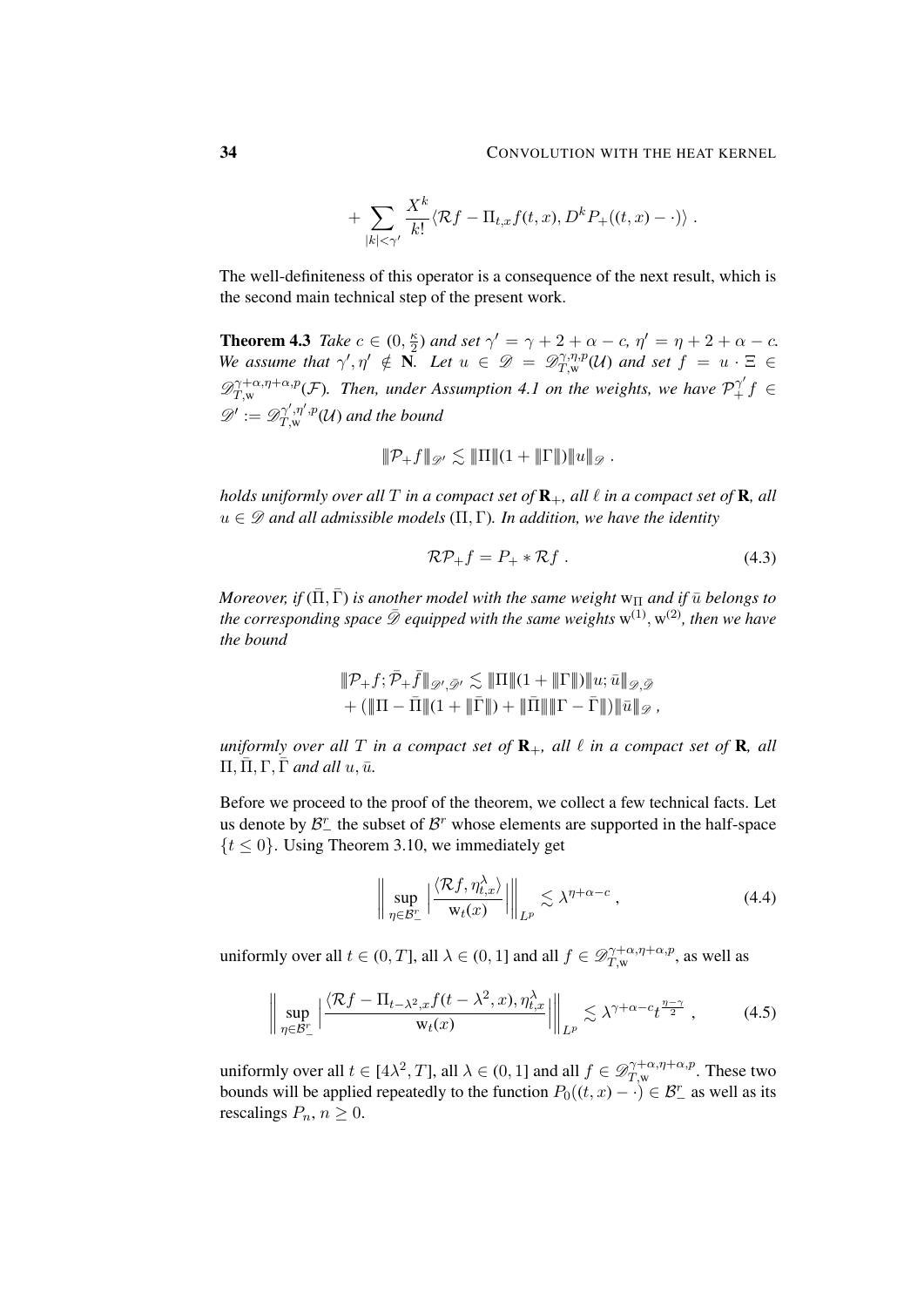$$+ \sum_{|k|<\gamma'} \frac{X^k}{k!} \langle \mathcal{R}f - \Pi_{t,x} f(t,x), D^k P_+((t,x) - \cdot) \rangle \; .$$

The well-definiteness of this operator is a consequence of the next result, which is the second main technical step of the present work.

**Theorem 4.3** *Take $c \in (0, \frac{\kappa}{2})$ and set $\gamma' = \gamma + 2 + \alpha - c$, $\eta' = \eta + 2 + \alpha - c$. We assume that $\gamma', \eta' \notin \mathbf{N}$. Let $u \in \mathscr{D} = \mathscr{D}^{\gamma,\eta,p}_{T,\mathrm{w}}(\mathcal{U})$ and set $f = u \cdot \Xi \in \mathscr{D}^{\gamma+\alpha,\eta+\alpha,p}_{T,\mathrm{w}}(\mathcal{F})$. Then, under Assumption 4.1 on the weights, we have $\mathcal{P}^{\gamma'}_+ f \in \mathscr{D}' := \mathscr{D}^{\gamma',\eta',p}_{T,\mathrm{w}}(\mathcal{U})$ and the bound*

$$|\!|\!| \mathcal{P}_+ f |\!|\!|_{\mathscr{D}'} \lesssim |\!|\!| \Pi |\!|\!| (1 + |\!|\!| \Gamma |\!|\!|) |\!|\!| u |\!|\!|_{\mathscr{D}} \; .$$

*holds uniformly over all $T$ in a compact set of $\mathbf{R}_+$, all $\ell$ in a compact set of $\mathbf{R}$, all $u \in \mathscr{D}$ and all admissible models $(\Pi, \Gamma)$. In addition, we have the identity*

$$\mathcal{R}\mathcal{P}_+ f = P_+ * \mathcal{R}f \; . \tag{4.3}$$

*Moreover, if $(\bar\Pi, \bar\Gamma)$ is another model with the same weight $\mathrm{w}_\Pi$ and if $\bar u$ belongs to the corresponding space $\bar{\mathscr{D}}$ equipped with the same weights $\mathrm{w}^{(1)}, \mathrm{w}^{(2)}$, then we have the bound*

$$\begin{aligned} |\!|\!| \mathcal{P}_+ f; \bar{\mathcal{P}}_+ \bar f |\!|\!|_{\mathscr{D}',\bar{\mathscr{D}}'} &\lesssim |\!|\!| \Pi |\!|\!| (1 + |\!|\!| \Gamma |\!|\!|) |\!|\!| u; \bar u |\!|\!|_{\mathscr{D},\bar{\mathscr{D}}} \\ &+ (|\!|\!| \Pi - \bar\Pi |\!|\!| (1 + |\!|\!| \bar\Gamma |\!|\!|) + |\!|\!| \bar\Pi |\!|\!| |\!|\!| \Gamma - \bar\Gamma |\!|\!|) |\!|\!| \bar u |\!|\!|_{\mathscr{D}} \; , \end{aligned}$$

*uniformly over all $T$ in a compact set of $\mathbf{R}_+$, all $\ell$ in a compact set of $\mathbf{R}$, all $\Pi, \bar\Pi, \Gamma, \bar\Gamma$ and all $u, \bar u$.*

Before we proceed to the proof of the theorem, we collect a few technical facts. Let us denote by $\mathcal{B}^r_-$ the subset of $\mathcal{B}^r$ whose elements are supported in the half-space $\{t \le 0\}$. Using Theorem 3.10, we immediately get

$$\Big\| \sup_{\eta \in \mathcal{B}^r_-} \Big| \frac{\langle \mathcal{R}f, \eta^\lambda_{t,x} \rangle}{\mathrm{w}_t(x)} \Big| \Big\|_{L^p} \lesssim \lambda^{\eta+\alpha-c} \; , \tag{4.4}$$

uniformly over all $t \in (0,T]$, all $\lambda \in (0,1]$ and all $f \in \mathscr{D}^{\gamma+\alpha,\eta+\alpha,p}_{T,\mathrm{w}}$, as well as

$$\Big\| \sup_{\eta \in \mathcal{B}^r_-} \Big| \frac{\langle \mathcal{R}f - \Pi_{t-\lambda^2,x} f(t-\lambda^2,x), \eta^\lambda_{t,x} \rangle}{\mathrm{w}_t(x)} \Big| \Big\|_{L^p} \lesssim \lambda^{\gamma+\alpha-c} t^{\frac{\eta-\gamma}{2}} \; , \tag{4.5}$$

uniformly over all $t \in [4\lambda^2, T]$, all $\lambda \in (0,1]$ and all $f \in \mathscr{D}^{\gamma+\alpha,\eta+\alpha,p}_{T,\mathrm{w}}$. These two bounds will be applied repeatedly to the function $P_0((t,x) - \cdot) \in \mathcal{B}^r_-$ as well as its rescalings $P_n$, $n \ge 0$.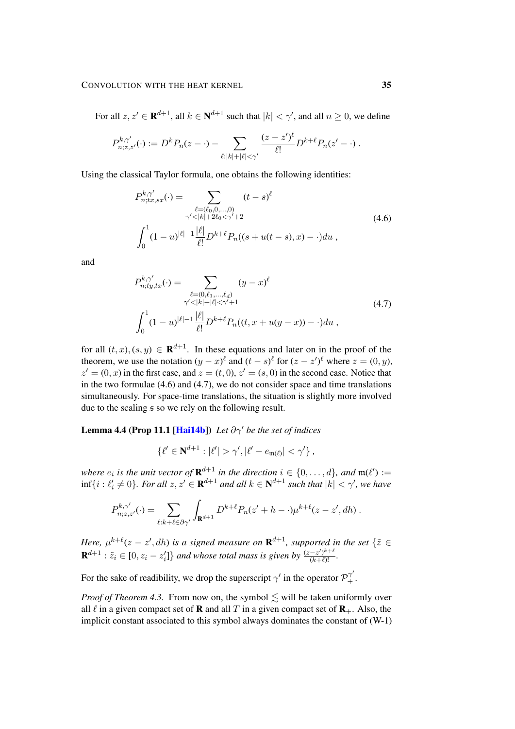For all $z, z' \in \mathbf{R}^{d+1}$, all $k \in \mathbf{N}^{d+1}$ such that $|k| < \gamma'$, and all $n \geq 0$, we define

$$P^{k,\gamma'}_{n;z,z'}(\cdot) := D^k P_n(z - \cdot) - \sum_{\ell : |k|+|\ell| < \gamma'} \frac{(z-z')^\ell}{\ell!} D^{k+\ell} P_n(z' - \cdot) \;.$$

Using the classical Taylor formula, one obtains the following identities:

$$\begin{aligned} P^{k,\gamma'}_{n;tx,sx}(\cdot) = &\sum_{\substack{\ell=(\ell_0,0,\ldots,0) \\ \gamma' < |k|+2\ell_0 < \gamma'+2}} (t-s)^\ell \\ &\int_0^1 (1-u)^{|\ell|-1} \frac{|\ell|}{\ell!} D^{k+\ell} P_n((s+u(t-s),x) - \cdot) du \;, \end{aligned} \tag{4.6}$$

and

$$\begin{aligned} P^{k,\gamma'}_{n;ty,tx}(\cdot) = &\sum_{\substack{\ell=(0,\ell_1,\ldots,\ell_d) \\ \gamma' < |k|+|\ell| < \gamma'+1}} (y-x)^\ell \\ &\int_0^1 (1-u)^{|\ell|-1} \frac{|\ell|}{\ell!} D^{k+\ell} P_n((t,x+u(y-x)) - \cdot) du \;, \end{aligned} \tag{4.7}$$

for all $(t,x),(s,y) \in \mathbf{R}^{d+1}$. In these equations and later on in the proof of the theorem, we use the notation $(y-x)^\ell$ and $(t-s)^\ell$ for $(z-z')^\ell$ where $z=(0,y)$, $z'=(0,x)$ in the first case, and $z=(t,0)$, $z'=(s,0)$ in the second case. Notice that in the two formulae (4.6) and (4.7), we do not consider space and time translations simultaneously. For space-time translations, the situation is slightly more involved due to the scaling $\mathfrak{s}$ so we rely on the following result.

**Lemma 4.4 (Prop 11.1 [Hai14b])** *Let $\partial\gamma'$ be the set of indices*

$$\{\ell' \in \mathbf{N}^{d+1} : |\ell'| > \gamma', |\ell' - e_{\mathfrak{m}(\ell)}| < \gamma'\} \;,$$

*where $e_i$ is the unit vector of $\mathbf{R}^{d+1}$ in the direction $i \in \{0,\ldots,d\}$, and $\mathfrak{m}(\ell') := \inf\{i : \ell'_i \neq 0\}$. For all $z, z' \in \mathbf{R}^{d+1}$ and all $k \in \mathbf{N}^{d+1}$ such that $|k| < \gamma'$, we have*

$$P^{k,\gamma'}_{n;z,z'}(\cdot) = \sum_{\ell : k+\ell \in \partial\gamma'} \int_{\mathbf{R}^{d+1}} D^{k+\ell} P_n(z'+h-\cdot) \mu^{k+\ell}(z-z',dh) \;.$$

*Here, $\mu^{k+\ell}(z-z',dh)$ is a signed measure on $\mathbf{R}^{d+1}$, supported in the set $\{\tilde{z} \in \mathbf{R}^{d+1} : \tilde{z}_i \in [0, z_i - z'_i]\}$ and whose total mass is given by $\frac{(z-z')^{k+\ell}}{(k+\ell)!}$.*

For the sake of readibility, we drop the superscript $\gamma'$ in the operator $\mathcal{P}^{\gamma'}_+$.

*Proof of Theorem 4.3.* From now on, the symbol $\lesssim$ will be taken uniformly over all $\ell$ in a given compact set of $\mathbf{R}$ and all $T$ in a given compact set of $\mathbf{R}_+$. Also, the implicit constant associated to this symbol always dominates the constant of (W-1)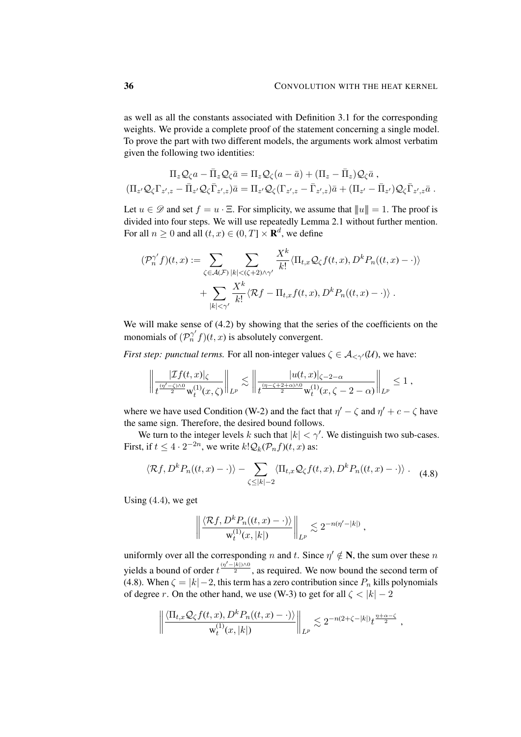as well as all the constants associated with Definition 3.1 for the corresponding weights. We provide a complete proof of the statement concerning a single model. To prove the part with two different models, the arguments work almost verbatim given the following two identities:

$$\Pi_z \mathcal{Q}_\zeta a - \bar{\Pi}_z \mathcal{Q}_\zeta \bar{a} = \Pi_z \mathcal{Q}_\zeta (a - \bar{a}) + (\Pi_z - \bar{\Pi}_z)\mathcal{Q}_\zeta \bar{a} \;,$$
$$(\Pi_{z'} \mathcal{Q}_\zeta \Gamma_{z',z} - \bar{\Pi}_{z'} \mathcal{Q}_\zeta \bar{\Gamma}_{z',z})\bar{a} = \Pi_{z'} \mathcal{Q}_\zeta (\Gamma_{z',z} - \bar{\Gamma}_{z',z})\bar{a} + (\Pi_{z'} - \bar{\Pi}_{z'})\mathcal{Q}_\zeta \bar{\Gamma}_{z',z} \bar{a} \;.$$

Let $u \in \mathscr{D}$ and set $f = u \cdot \Xi$. For simplicity, we assume that $|\!|\!| u |\!|\!| = 1$. The proof is divided into four steps. We will use repeatedly Lemma 2.1 without further mention. For all $n \geq 0$ and all $(t,x) \in (0,T] \times \mathbf{R}^d$, we define

$$\begin{aligned}
(\mathcal{P}_n^{\gamma'} f)(t,x) := & \sum_{\zeta \in \mathcal{A}(\mathcal{F})} \sum_{|k| < (\zeta+2)\wedge\gamma'} \frac{X^k}{k!} \langle \Pi_{t,x} \mathcal{Q}_\zeta f(t,x), D^k P_n((t,x) - \cdot) \rangle \\
& + \sum_{|k|<\gamma'} \frac{X^k}{k!} \langle \mathcal{R} f - \Pi_{t,x} f(t,x), D^k P_n((t,x) - \cdot) \rangle \;.
\end{aligned}$$

We will make sense of (4.2) by showing that the series of the coefficients on the monomials of $(\mathcal{P}_n^{\gamma'} f)(t,x)$ is absolutely convergent.

*First step: punctual terms.* For all non-integer values $\zeta \in \mathcal{A}_{<\gamma'}(\mathcal{U})$, we have:

$$\left\| \frac{|\mathcal{I} f(t,x)|_\zeta}{t^{\frac{(\eta'-\zeta)\wedge 0}{2}} \mathrm{w}_t^{(1)}(x,\zeta)} \right\|_{L^p} \lesssim \left\| \frac{|u(t,x)|_{\zeta-2-\alpha}}{t^{\frac{(\eta-\zeta+2+\alpha)\wedge 0}{2}} \mathrm{w}_t^{(1)}(x,\zeta-2-\alpha)} \right\|_{L^p} \leq 1 \;,$$

where we have used Condition (W-2) and the fact that $\eta' - \zeta$ and $\eta' + c - \zeta$ have the same sign. Therefore, the desired bound follows.

We turn to the integer levels $k$ such that $|k| < \gamma'$. We distinguish two sub-cases. First, if $t \leq 4 \cdot 2^{-2n}$, we write $k! \mathcal{Q}_k (\mathcal{P}_n f)(t,x)$ as:

$$\langle \mathcal{R} f, D^k P_n((t,x) - \cdot) \rangle - \sum_{\zeta \leq |k|-2} \langle \Pi_{t,x} \mathcal{Q}_\zeta f(t,x), D^k P_n((t,x) - \cdot) \rangle \;. \tag{4.8}$$

Using (4.4), we get

$$\left\| \frac{\langle \mathcal{R} f, D^k P_n((t,x) - \cdot) \rangle}{\mathrm{w}_t^{(1)}(x,|k|)} \right\|_{L^p} \lesssim 2^{-n(\eta' - |k|)} \;,$$

uniformly over all the corresponding $n$ and $t$. Since $\eta' \notin \mathbf{N}$, the sum over these $n$ yields a bound of order $t^{\frac{(\eta'-|k|)\wedge 0}{2}}$, as required. We now bound the second term of (4.8). When $\zeta = |k| - 2$, this term has a zero contribution since $P_n$ kills polynomials of degree $r$. On the other hand, we use (W-3) to get for all $\zeta < |k| - 2$

$$\left\| \frac{\langle \Pi_{t,x} \mathcal{Q}_\zeta f(t,x), D^k P_n((t,x) - \cdot) \rangle}{\mathrm{w}_t^{(1)}(x,|k|)} \right\|_{L^p} \lesssim 2^{-n(2+\zeta-|k|)} t^{\frac{\eta+\alpha-\zeta}{2}} \;,$$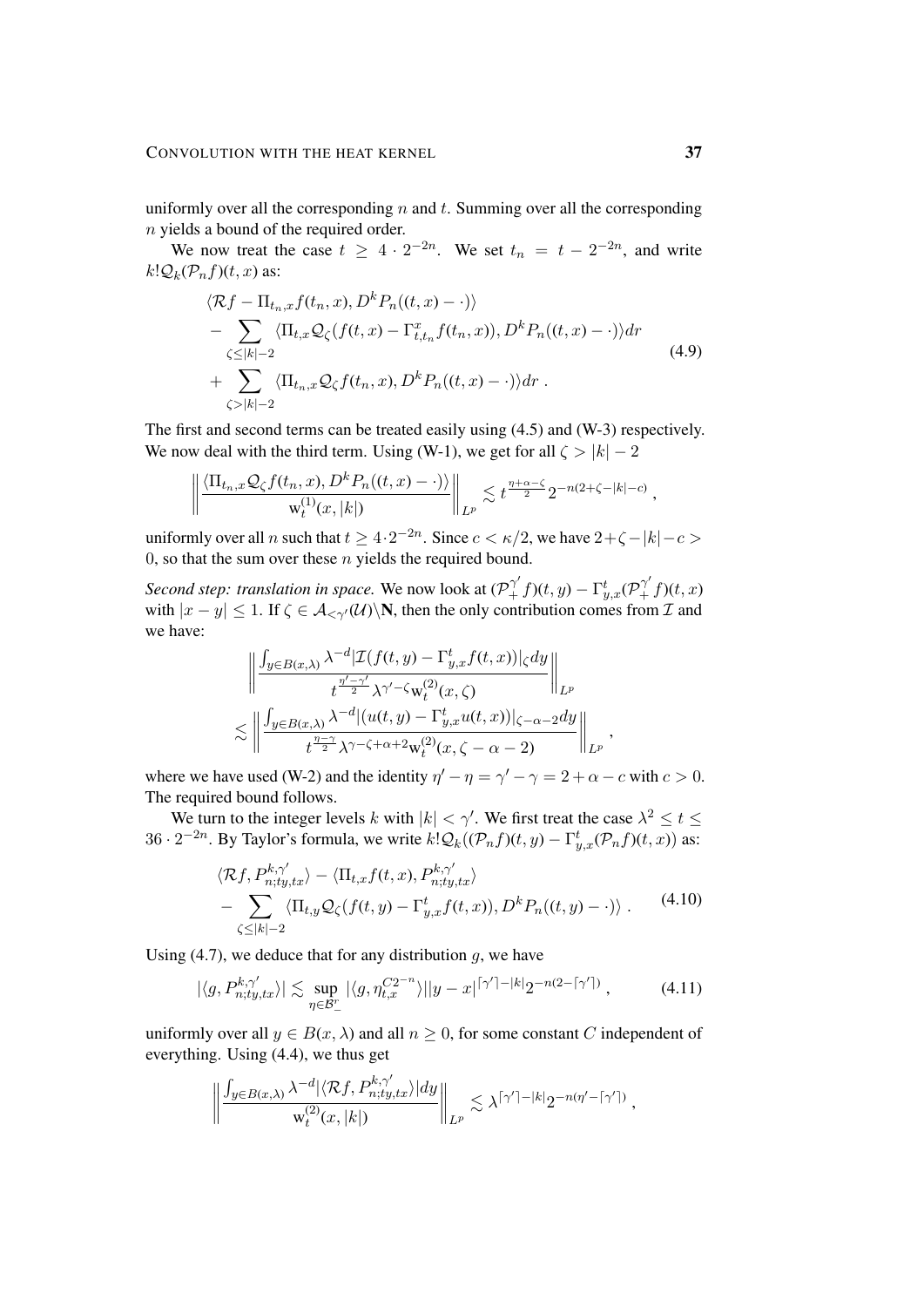uniformly over all the corresponding $n$ and $t$. Summing over all the corresponding $n$ yields a bound of the required order.

We now treat the case $t \geq 4 \cdot 2^{-2n}$. We set $t_n = t - 2^{-2n}$, and write $k!\mathcal{Q}_k(\mathcal{P}_n f)(t,x)$ as:

$$
\begin{aligned}
&\langle \mathcal{R}f - \Pi_{t_n,x} f(t_n,x), D^k P_n((t,x)-\cdot)\rangle \\
&- \sum_{\zeta \leq |k|-2} \langle \Pi_{t,x}\mathcal{Q}_\zeta(f(t,x) - \Gamma^x_{t,t_n} f(t_n,x)), D^k P_n((t,x)-\cdot)\rangle dr \\
&+ \sum_{\zeta > |k|-2} \langle \Pi_{t_n,x}\mathcal{Q}_\zeta f(t_n,x), D^k P_n((t,x)-\cdot)\rangle dr \;.
\end{aligned}
\tag{4.9}
$$

The first and second terms can be treated easily using (4.5) and (W-3) respectively. We now deal with the third term. Using (W-1), we get for all $\zeta > |k|-2$

$$
\left\| \frac{\langle \Pi_{t_n,x}\mathcal{Q}_\zeta f(t_n,x), D^k P_n((t,x)-\cdot)\rangle}{\mathrm{w}^{(1)}_t(x,|k|)} \right\|_{L^p} \lesssim t^{\frac{\eta+\alpha-\zeta}{2}} 2^{-n(2+\zeta-|k|-c)} \;,
$$

uniformly over all $n$ such that $t \geq 4\cdot 2^{-2n}$. Since $c < \kappa/2$, we have $2+\zeta-|k|-c > 0$, so that the sum over these $n$ yields the required bound.

*Second step: translation in space.* We now look at $(\mathcal{P}^{\gamma'}_+ f)(t,y) - \Gamma^t_{y,x}(\mathcal{P}^{\gamma'}_+ f)(t,x)$ with $|x-y| \leq 1$. If $\zeta \in \mathcal{A}_{<\gamma'}(\mathcal{U})\backslash \mathbf{N}$, then the only contribution comes from $\mathcal{I}$ and we have:

$$
\begin{aligned}
&\left\| \frac{\int_{y\in B(x,\lambda)} \lambda^{-d} |\mathcal{I}(f(t,y) - \Gamma^t_{y,x} f(t,x))|_\zeta dy}{t^{\frac{\eta'-\gamma'}{2}} \lambda^{\gamma'-\zeta} \mathrm{w}^{(2)}_t(x,\zeta)} \right\|_{L^p} \\
&\lesssim \left\| \frac{\int_{y\in B(x,\lambda)} \lambda^{-d} |(u(t,y) - \Gamma^t_{y,x} u(t,x))|_{\zeta-\alpha-2} dy}{t^{\frac{\eta-\gamma}{2}} \lambda^{\gamma-\zeta+\alpha+2} \mathrm{w}^{(2)}_t(x,\zeta-\alpha-2)} \right\|_{L^p} \;,
\end{aligned}
$$

where we have used (W-2) and the identity $\eta' - \eta = \gamma' - \gamma = 2+\alpha-c$ with $c > 0$. The required bound follows.

We turn to the integer levels $k$ with $|k| < \gamma'$. We first treat the case $\lambda^2 \leq t \leq 36 \cdot 2^{-2n}$. By Taylor's formula, we write $k!\mathcal{Q}_k((\mathcal{P}_n f)(t,y) - \Gamma^t_{y,x}(\mathcal{P}_n f)(t,x))$ as:

$$
\begin{aligned}
&\langle \mathcal{R}f, P^{k,\gamma'}_{n;ty,tx}\rangle - \langle \Pi_{t,x} f(t,x), P^{k,\gamma'}_{n;ty,tx}\rangle \\
&- \sum_{\zeta\leq|k|-2} \langle \Pi_{t,y}\mathcal{Q}_\zeta(f(t,y) - \Gamma^t_{y,x} f(t,x)), D^k P_n((t,y)-\cdot)\rangle \;.
\end{aligned}
\tag{4.10}
$$

Using (4.7), we deduce that for any distribution $g$, we have

$$
|\langle g, P^{k,\gamma'}_{n;ty,tx}\rangle| \lesssim \sup_{\eta\in\mathcal{B}^r_-} |\langle g, \eta^{C2^{-n}}_{t,x}\rangle| |y-x|^{\lceil\gamma'\rceil-|k|} 2^{-n(2-\lceil\gamma'\rceil)} \;,
\tag{4.11}
$$

uniformly over all $y \in B(x,\lambda)$ and all $n \geq 0$, for some constant $C$ independent of everything. Using (4.4), we thus get

$$
\left\| \frac{\int_{y\in B(x,\lambda)} \lambda^{-d} |\langle \mathcal{R}f, P^{k,\gamma'}_{n;ty,tx}\rangle| dy}{\mathrm{w}^{(2)}_t(x,|k|)} \right\|_{L^p} \lesssim \lambda^{\lceil\gamma'\rceil-|k|} 2^{-n(\eta'-\lceil\gamma'\rceil)} \;,
$$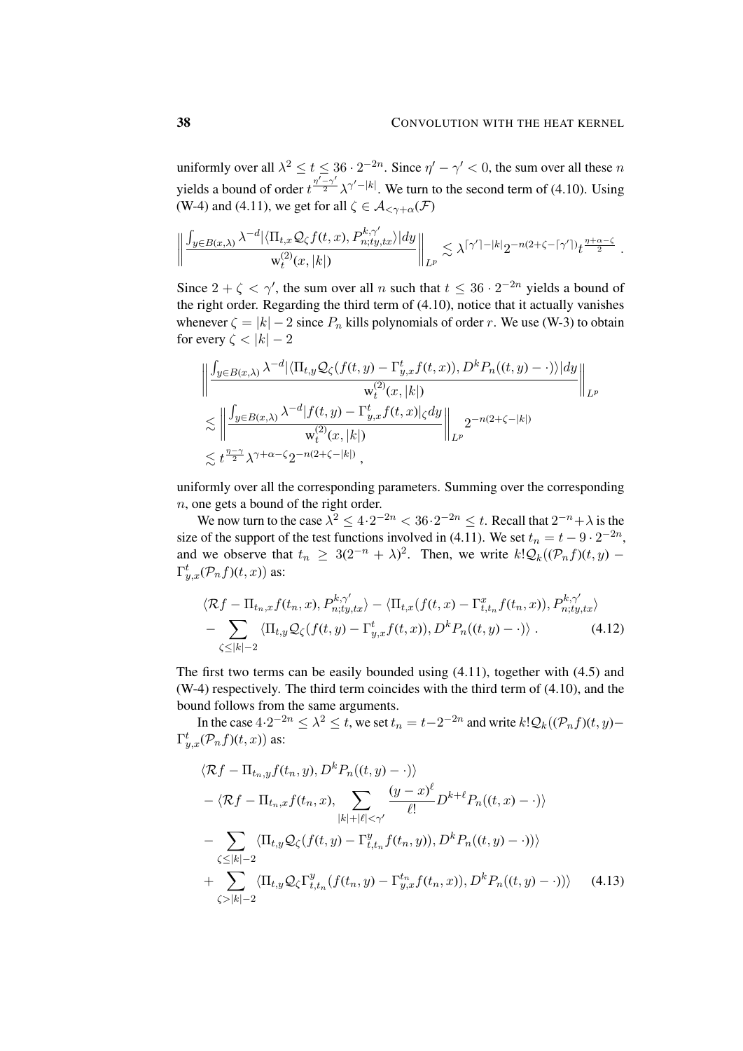uniformly over all $\lambda^2 \leq t \leq 36 \cdot 2^{-2n}$. Since $\eta' - \gamma' < 0$, the sum over all these $n$ yields a bound of order $t^{\frac{\eta'-\gamma'}{2}} \lambda^{\gamma'-|k|}$. We turn to the second term of (4.10). Using (W-4) and (4.11), we get for all $\zeta \in \mathcal{A}_{<\gamma+\alpha}(\mathcal{F})$

$$\left\| \frac{\int_{y \in B(x,\lambda)} \lambda^{-d} |\langle \Pi_{t,x} \mathcal{Q}_\zeta f(t,x), P_{n;ty,tx}^{k,\gamma'} \rangle| dy}{\mathrm{w}_t^{(2)}(x,|k|)} \right\|_{L^p} \lesssim \lambda^{\lceil \gamma' \rceil - |k|} 2^{-n(2+\zeta-\lceil \gamma' \rceil)} t^{\frac{\eta+\alpha-\zeta}{2}} .$$

Since $2 + \zeta < \gamma'$, the sum over all $n$ such that $t \leq 36 \cdot 2^{-2n}$ yields a bound of the right order. Regarding the third term of (4.10), notice that it actually vanishes whenever $\zeta = |k| - 2$ since $P_n$ kills polynomials of order $r$. We use (W-3) to obtain for every $\zeta < |k| - 2$

$$\begin{aligned}
&\left\| \frac{\int_{y \in B(x,\lambda)} \lambda^{-d} |\langle \Pi_{t,y} \mathcal{Q}_\zeta (f(t,y) - \Gamma_{y,x}^t f(t,x)), D^k P_n((t,y) - \cdot) \rangle| dy}{\mathrm{w}_t^{(2)}(x,|k|)} \right\|_{L^p} \\
&\lesssim \left\| \frac{\int_{y \in B(x,\lambda)} \lambda^{-d} |f(t,y) - \Gamma_{y,x}^t f(t,x)|_\zeta dy}{\mathrm{w}_t^{(2)}(x,|k|)} \right\|_{L^p} 2^{-n(2+\zeta-|k|)} \\
&\lesssim t^{\frac{\eta-\gamma}{2}} \lambda^{\gamma+\alpha-\zeta} 2^{-n(2+\zeta-|k|)} ,
\end{aligned}$$

uniformly over all the corresponding parameters. Summing over the corresponding $n$, one gets a bound of the right order.

We now turn to the case $\lambda^2 \leq 4 \cdot 2^{-2n} < 36 \cdot 2^{-2n} \leq t$. Recall that $2^{-n} + \lambda$ is the size of the support of the test functions involved in (4.11). We set $t_n = t - 9 \cdot 2^{-2n}$, and we observe that $t_n \geq 3(2^{-n} + \lambda)^2$. Then, we write $k! \mathcal{Q}_k((\mathcal{P}_n f)(t,y) - \Gamma_{y,x}^t (\mathcal{P}_n f)(t,x))$ as:

$$\begin{aligned}
&\langle \mathcal{R} f - \Pi_{t_n,x} f(t_n,x), P_{n;ty,tx}^{k,\gamma'} \rangle - \langle \Pi_{t,x}(f(t,x) - \Gamma_{t,t_n}^x f(t_n,x)), P_{n;ty,tx}^{k,\gamma'} \rangle \\
&- \sum_{\zeta \leq |k|-2} \langle \Pi_{t,y} \mathcal{Q}_\zeta (f(t,y) - \Gamma_{y,x}^t f(t,x)), D^k P_n((t,y) - \cdot) \rangle . \qquad (4.12)
\end{aligned}$$

The first two terms can be easily bounded using (4.11), together with (4.5) and (W-4) respectively. The third term coincides with the third term of (4.10), and the bound follows from the same arguments.

In the case $4 \cdot 2^{-2n} \leq \lambda^2 \leq t$, we set $t_n = t - 2^{-2n}$ and write $k! \mathcal{Q}_k((\mathcal{P}_n f)(t,y) - \Gamma_{y,x}^t (\mathcal{P}_n f)(t,x))$ as:

$$\begin{aligned}
&\langle \mathcal{R} f - \Pi_{t_n,y} f(t_n,y), D^k P_n((t,y) - \cdot) \rangle \\
&- \langle \mathcal{R} f - \Pi_{t_n,x} f(t_n,x), \sum_{|k|+|\ell|<\gamma'} \frac{(y-x)^\ell}{\ell!} D^{k+\ell} P_n((t,x) - \cdot) \rangle \\
&- \sum_{\zeta \leq |k|-2} \langle \Pi_{t,y} \mathcal{Q}_\zeta (f(t,y) - \Gamma_{t,t_n}^y f(t_n,y)), D^k P_n((t,y) - \cdot)) \rangle \\
&+ \sum_{\zeta > |k|-2} \langle \Pi_{t,y} \mathcal{Q}_\zeta \Gamma_{t,t_n}^y (f(t_n,y) - \Gamma_{y,x}^{t_n} f(t_n,x)), D^k P_n((t,y) - \cdot)) \rangle \qquad (4.13)
\end{aligned}$$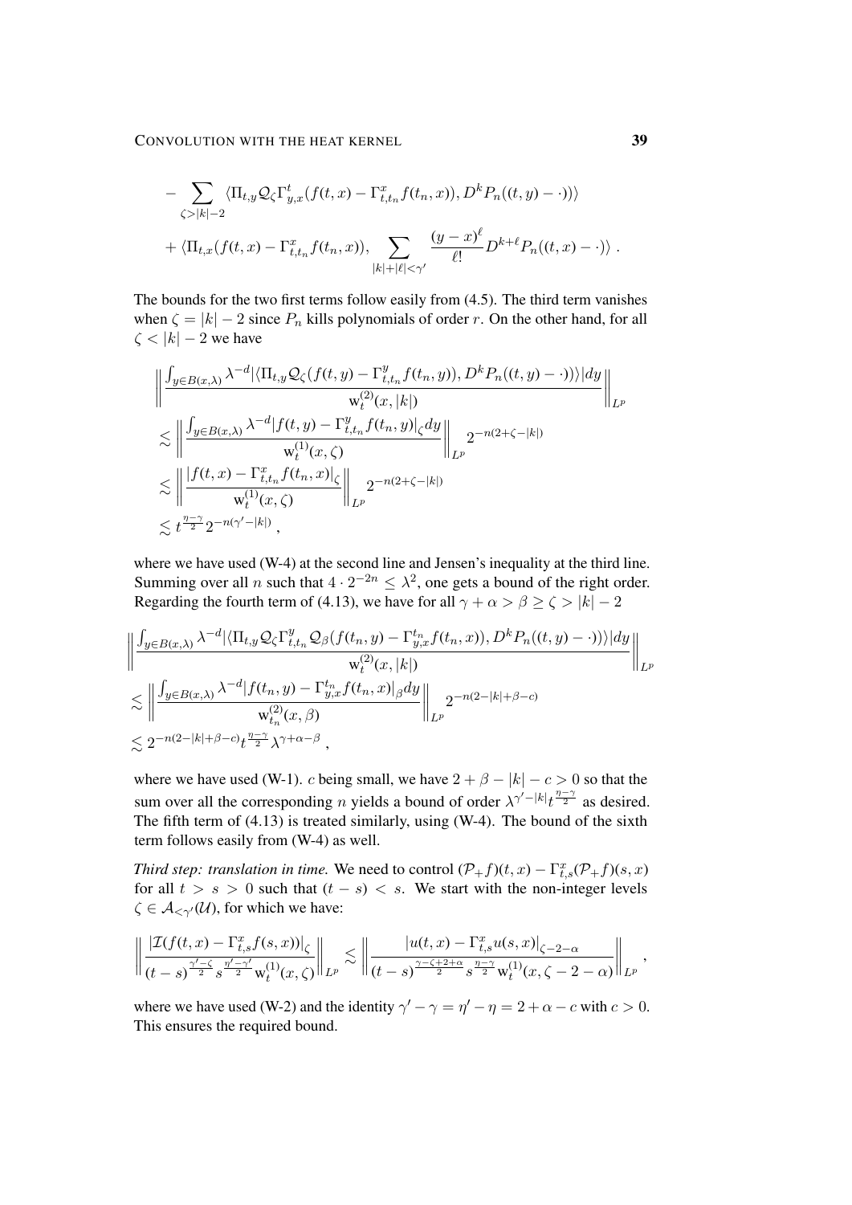$$
- \sum_{\zeta > |k|-2} \langle \Pi_{t,y} \mathcal{Q}_\zeta \Gamma^t_{y,x}(f(t,x) - \Gamma^x_{t,t_n} f(t_n,x)), D^k P_n((t,y)-\cdot))\rangle
$$

$$
+ \langle \Pi_{t,x}(f(t,x) - \Gamma^x_{t,t_n} f(t_n,x)), \sum_{|k|+|\ell|<\gamma'} \frac{(y-x)^\ell}{\ell!} D^{k+\ell} P_n((t,x)-\cdot)\rangle \; .
$$

The bounds for the two first terms follow easily from (4.5). The third term vanishes when $\zeta = |k|-2$ since $P_n$ kills polynomials of order $r$. On the other hand, for all $\zeta < |k|-2$ we have

$$
\begin{aligned}
&\left\| \frac{\int_{y\in B(x,\lambda)} \lambda^{-d} |\langle \Pi_{t,y} \mathcal{Q}_\zeta (f(t,y) - \Gamma^y_{t,t_n} f(t_n,y)), D^k P_n((t,y)-\cdot))\rangle| dy}{\mathrm{w}^{(2)}_t(x,|k|)} \right\|_{L^p} \\
&\lesssim \left\| \frac{\int_{y\in B(x,\lambda)} \lambda^{-d} |f(t,y) - \Gamma^y_{t,t_n} f(t_n,y)|_\zeta dy}{\mathrm{w}^{(1)}_t(x,\zeta)} \right\|_{L^p} 2^{-n(2+\zeta-|k|)} \\
&\lesssim \left\| \frac{|f(t,x) - \Gamma^x_{t,t_n} f(t_n,x)|_\zeta}{\mathrm{w}^{(1)}_t(x,\zeta)} \right\|_{L^p} 2^{-n(2+\zeta-|k|)} \\
&\lesssim t^{\frac{\eta-\gamma}{2}} 2^{-n(\gamma'-|k|)} \; ,
\end{aligned}
$$

where we have used (W-4) at the second line and Jensen's inequality at the third line. Summing over all $n$ such that $4 \cdot 2^{-2n} \leq \lambda^2$, one gets a bound of the right order. Regarding the fourth term of (4.13), we have for all $\gamma + \alpha > \beta \geq \zeta > |k|-2$

$$
\begin{aligned}
&\left\| \frac{\int_{y\in B(x,\lambda)} \lambda^{-d} |\langle \Pi_{t,y} \mathcal{Q}_\zeta \Gamma^y_{t,t_n} \mathcal{Q}_\beta (f(t_n,y) - \Gamma^{t_n}_{y,x} f(t_n,x)), D^k P_n((t,y)-\cdot))\rangle| dy}{\mathrm{w}^{(2)}_t(x,|k|)} \right\|_{L^p} \\
&\lesssim \left\| \frac{\int_{y\in B(x,\lambda)} \lambda^{-d} |f(t_n,y) - \Gamma^{t_n}_{y,x} f(t_n,x)|_\beta dy}{\mathrm{w}^{(2)}_{t_n}(x,\beta)} \right\|_{L^p} 2^{-n(2-|k|+\beta-c)} \\
&\lesssim 2^{-n(2-|k|+\beta-c)} t^{\frac{\eta-\gamma}{2}} \lambda^{\gamma+\alpha-\beta} \; ,
\end{aligned}
$$

where we have used (W-1). $c$ being small, we have $2 + \beta - |k| - c > 0$ so that the sum over all the corresponding $n$ yields a bound of order $\lambda^{\gamma'-|k|} t^{\frac{\eta-\gamma}{2}}$ as desired. The fifth term of (4.13) is treated similarly, using (W-4). The bound of the sixth term follows easily from (W-4) as well.

*Third step: translation in time.* We need to control $(\mathcal{P}_+ f)(t,x) - \Gamma^x_{t,s}(\mathcal{P}_+ f)(s,x)$ for all $t > s > 0$ such that $(t-s) < s$. We start with the non-integer levels $\zeta \in \mathcal{A}_{<\gamma'}(\mathcal{U})$, for which we have:

$$
\left\| \frac{|\mathcal{I}(f(t,x) - \Gamma^x_{t,s} f(s,x))|_\zeta}{(t-s)^{\frac{\gamma'-\zeta}{2}} s^{\frac{\eta'-\gamma'}{2}} \mathrm{w}^{(1)}_t(x,\zeta)} \right\|_{L^p} \lesssim \left\| \frac{|u(t,x) - \Gamma^x_{t,s} u(s,x)|_{\zeta-2-\alpha}}{(t-s)^{\frac{\gamma-\zeta+2+\alpha}{2}} s^{\frac{\eta-\gamma}{2}} \mathrm{w}^{(1)}_t(x,\zeta-2-\alpha)} \right\|_{L^p} \; ,
$$

where we have used (W-2) and the identity $\gamma' - \gamma = \eta' - \eta = 2 + \alpha - c$ with $c > 0$. This ensures the required bound.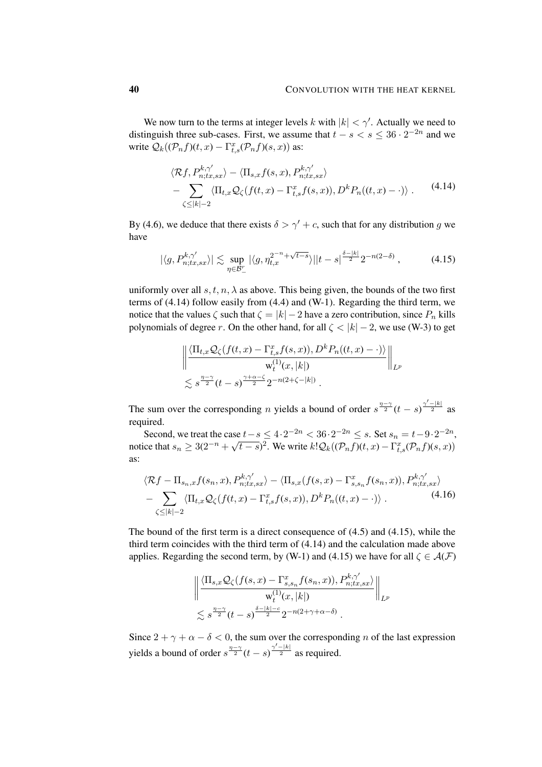We now turn to the terms at integer levels $k$ with $|k| < \gamma'$. Actually we need to distinguish three sub-cases. First, we assume that $t - s < s \leq 36 \cdot 2^{-2n}$ and we write $\mathcal{Q}_k((\mathcal{P}_n f)(t,x) - \Gamma^x_{t,s}(\mathcal{P}_n f)(s,x))$ as:

$$\begin{aligned}
&\langle \mathcal{R}f, P^{k,\gamma'}_{n;tx,sx}\rangle - \langle \Pi_{s,x} f(s,x), P^{k,\gamma'}_{n;tx,sx}\rangle \\
&- \sum_{\zeta \leq |k|-2} \langle \Pi_{t,x} \mathcal{Q}_\zeta(f(t,x) - \Gamma^x_{t,s} f(s,x)), D^k P_n((t,x) - \cdot)\rangle \, .
\end{aligned} \tag{4.14}$$

By (4.6), we deduce that there exists $\delta > \gamma' + c$, such that for any distribution $g$ we have

$$|\langle g, P^{k,\gamma'}_{n;tx,sx}\rangle| \lesssim \sup_{\eta \in \mathcal{B}^r_-} |\langle g, \eta^{2^{-n}+\sqrt{t-s}}_{t,x}\rangle| |t-s|^{\frac{\delta - |k|}{2}} 2^{-n(2-\delta)} \, , \tag{4.15}$$

uniformly over all $s, t, n, \lambda$ as above. This being given, the bounds of the two first terms of (4.14) follow easily from (4.4) and (W-1). Regarding the third term, we notice that the values $\zeta$ such that $\zeta = |k| - 2$ have a zero contribution, since $P_n$ kills polynomials of degree $r$. On the other hand, for all $\zeta < |k| - 2$, we use (W-3) to get

$$\begin{aligned}
&\left\| \frac{\langle \Pi_{t,x} \mathcal{Q}_\zeta(f(t,x) - \Gamma^x_{t,s} f(s,x)), D^k P_n((t,x) - \cdot)\rangle}{\mathrm{w}^{(1)}_t(x, |k|)} \right\|_{L^p} \\
&\lesssim s^{\frac{\eta-\gamma}{2}} (t-s)^{\frac{\gamma+\alpha-\zeta}{2}} 2^{-n(2+\zeta-|k|)} \, .
\end{aligned}$$

The sum over the corresponding $n$ yields a bound of order $s^{\frac{\eta-\gamma}{2}}(t-s)^{\frac{\gamma'-|k|}{2}}$ as required.

Second, we treat the case $t - s \leq 4 \cdot 2^{-2n} < 36 \cdot 2^{-2n} \leq s$. Set $s_n = t - 9 \cdot 2^{-2n}$, notice that $s_n \geq 3(2^{-n} + \sqrt{t-s})^2$. We write $k!\mathcal{Q}_k((\mathcal{P}_n f)(t,x) - \Gamma^x_{t,s}(\mathcal{P}_n f)(s,x))$ as:

$$\begin{aligned}
&\langle \mathcal{R}f - \Pi_{s_n,x} f(s_n,x), P^{k,\gamma'}_{n;tx,sx}\rangle - \langle \Pi_{s,x}(f(s,x) - \Gamma^x_{s,s_n} f(s_n,x)), P^{k,\gamma'}_{n;tx,sx}\rangle \\
&- \sum_{\zeta \leq |k|-2} \langle \Pi_{t,x} \mathcal{Q}_\zeta(f(t,x) - \Gamma^x_{t,s} f(s,x)), D^k P_n((t,x) - \cdot)\rangle \, .
\end{aligned} \tag{4.16}$$

The bound of the first term is a direct consequence of (4.5) and (4.15), while the third term coincides with the third term of (4.14) and the calculation made above applies. Regarding the second term, by (W-1) and (4.15) we have for all $\zeta \in \mathcal{A}(\mathcal{F})$

$$\begin{aligned}
&\left\| \frac{\langle \Pi_{s,x} \mathcal{Q}_\zeta(f(s,x) - \Gamma^x_{s,s_n} f(s_n,x)), P^{k,\gamma'}_{n;tx,sx}\rangle}{\mathrm{w}^{(1)}_t(x, |k|)} \right\|_{L^p} \\
&\lesssim s^{\frac{\eta-\gamma}{2}} (t-s)^{\frac{\delta-|k|-c}{2}} 2^{-n(2+\gamma+\alpha-\delta)} \, .
\end{aligned}$$

Since $2 + \gamma + \alpha - \delta < 0$, the sum over the corresponding $n$ of the last expression yields a bound of order $s^{\frac{\eta-\gamma}{2}}(t-s)^{\frac{\gamma'-|k|}{2}}$ as required.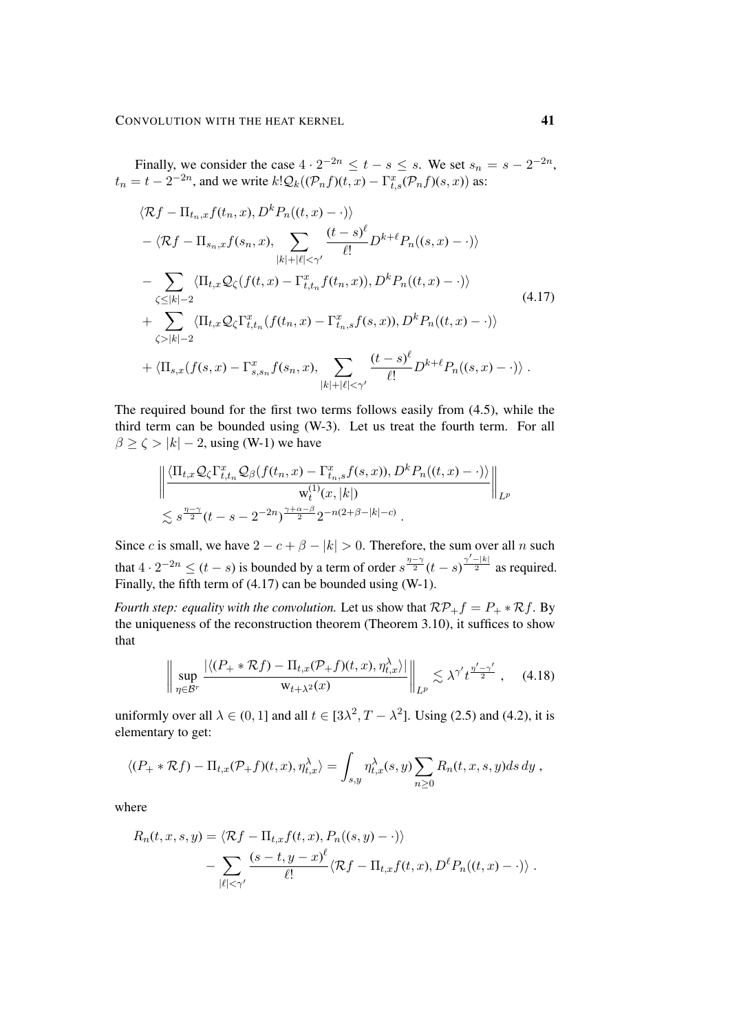Finally, we consider the case $4 \cdot 2^{-2n} \leq t - s \leq s$. We set $s_n = s - 2^{-2n}$, $t_n = t - 2^{-2n}$, and we write $k! \mathcal{Q}_k((\mathcal{P}_n f)(t,x) - \Gamma^x_{t,s}(\mathcal{P}_n f)(s,x))$ as:

$$
\begin{aligned}
&\langle \mathcal{R}f - \Pi_{t_n,x} f(t_n,x), D^k P_n((t,x) - \cdot) \rangle \\
&- \langle \mathcal{R}f - \Pi_{s_n,x} f(s_n,x), \sum_{|k|+|\ell|<\gamma'} \frac{(t-s)^\ell}{\ell!} D^{k+\ell} P_n((s,x) - \cdot) \rangle \\
&- \sum_{\zeta \leq |k|-2} \langle \Pi_{t,x} \mathcal{Q}_\zeta (f(t,x) - \Gamma^x_{t,t_n} f(t_n,x)), D^k P_n((t,x) - \cdot) \rangle \\
&+ \sum_{\zeta > |k|-2} \langle \Pi_{t,x} \mathcal{Q}_\zeta \Gamma^x_{t,t_n} (f(t_n,x) - \Gamma^x_{t_n,s} f(s,x)), D^k P_n((t,x) - \cdot) \rangle \\
&+ \langle \Pi_{s,x} (f(s,x) - \Gamma^x_{s,s_n} f(s_n,x), \sum_{|k|+|\ell|<\gamma'} \frac{(t-s)^\ell}{\ell!} D^{k+\ell} P_n((s,x) - \cdot) \rangle \;.
\end{aligned}
\tag{4.17}
$$

The required bound for the first two terms follows easily from (4.5), while the third term can be bounded using (W-3). Let us treat the fourth term. For all $\beta \geq \zeta > |k| - 2$, using (W-1) we have

$$
\begin{aligned}
&\Big\| \frac{\langle \Pi_{t,x} \mathcal{Q}_\zeta \Gamma^x_{t,t_n} \mathcal{Q}_\beta (f(t_n,x) - \Gamma^x_{t_n,s} f(s,x)), D^k P_n((t,x) - \cdot) \rangle}{\mathrm{w}^{(1)}_t(x,|k|)} \Big\|_{L^p} \\
&\lesssim s^{\frac{\eta-\gamma}{2}} (t - s - 2^{-2n})^{\frac{\gamma+\alpha-\beta}{2}} 2^{-n(2+\beta-|k|-c)} \;.
\end{aligned}
$$

Since $c$ is small, we have $2 - c + \beta - |k| > 0$. Therefore, the sum over all $n$ such that $4 \cdot 2^{-2n} \leq (t-s)$ is bounded by a term of order $s^{\frac{\eta-\gamma}{2}} (t-s)^{\frac{\gamma'-|k|}{2}}$ as required. Finally, the fifth term of (4.17) can be bounded using (W-1).

*Fourth step: equality with the convolution.* Let us show that $\mathcal{R}\mathcal{P}_+ f = P_+ * \mathcal{R}f$. By the uniqueness of the reconstruction theorem (Theorem 3.10), it suffices to show that

$$
\Big\| \sup_{\eta \in \mathcal{B}^r} \frac{|\langle (P_+ * \mathcal{R}f) - \Pi_{t,x} (\mathcal{P}_+ f)(t,x), \eta^\lambda_{t,x} \rangle|}{\mathrm{w}_{t+\lambda^2}(x)} \Big\|_{L^p} \lesssim \lambda^{\gamma'} t^{\frac{\eta'-\gamma'}{2}} \;, \tag{4.18}
$$

uniformly over all $\lambda \in (0,1]$ and all $t \in [3\lambda^2, T - \lambda^2]$. Using (2.5) and (4.2), it is elementary to get:

$$
\langle (P_+ * \mathcal{R}f) - \Pi_{t,x} (\mathcal{P}_+ f)(t,x), \eta^\lambda_{t,x} \rangle = \int_{s,y} \eta^\lambda_{t,x}(s,y) \sum_{n \geq 0} R_n(t,x,s,y) ds\, dy \;,
$$

where

$$
\begin{aligned}
R_n(t,x,s,y) &= \langle \mathcal{R}f - \Pi_{t,x} f(t,x), P_n((s,y) - \cdot) \rangle \\
&\quad - \sum_{|\ell|<\gamma'} \frac{(s-t, y-x)^\ell}{\ell!} \langle \mathcal{R}f - \Pi_{t,x} f(t,x), D^\ell P_n((t,x) - \cdot) \rangle \;.
\end{aligned}
$$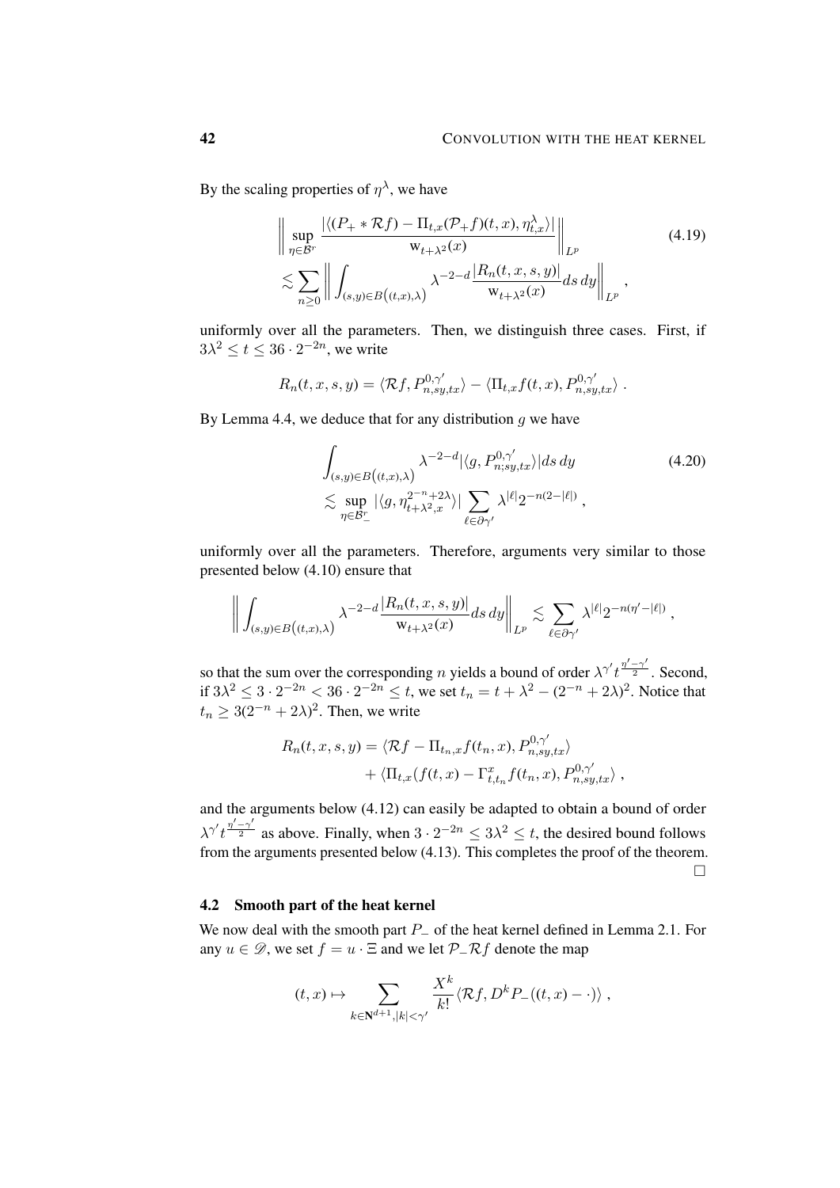By the scaling properties of $\eta^\lambda$, we have

$$\left\| \sup_{\eta \in \mathcal{B}^r} \frac{|\langle (P_+ * \mathcal{R}f) - \Pi_{t,x}(\mathcal{P}_+ f)(t,x), \eta^\lambda_{t,x}\rangle|}{\mathrm{w}_{t+\lambda^2}(x)} \right\|_{L^p} \lesssim \sum_{n \geq 0} \left\| \int_{(s,y)\in B\left((t,x),\lambda\right)} \lambda^{-2-d} \frac{|R_n(t,x,s,y)|}{\mathrm{w}_{t+\lambda^2}(x)} ds\, dy \right\|_{L^p} , \tag{4.19}$$

uniformly over all the parameters. Then, we distinguish three cases. First, if $3\lambda^2 \leq t \leq 36 \cdot 2^{-2n}$, we write

$$R_n(t,x,s,y) = \langle \mathcal{R}f, P^{0,\gamma'}_{n,sy,tx}\rangle - \langle \Pi_{t,x} f(t,x), P^{0,\gamma'}_{n,sy,tx}\rangle .$$

By Lemma 4.4, we deduce that for any distribution $g$ we have

$$\int_{(s,y)\in B\left((t,x),\lambda\right)} \lambda^{-2-d} |\langle g, P^{0,\gamma'}_{n;sy,tx}\rangle| ds\, dy \lesssim \sup_{\eta\in\mathcal{B}^r_-} |\langle g, \eta^{2^{-n}+2\lambda}_{t+\lambda^2,x}\rangle| \sum_{\ell\in\partial\gamma'} \lambda^{|\ell|} 2^{-n(2-|\ell|)} , \tag{4.20}$$

uniformly over all the parameters. Therefore, arguments very similar to those presented below (4.10) ensure that

$$\left\| \int_{(s,y)\in B\left((t,x),\lambda\right)} \lambda^{-2-d} \frac{|R_n(t,x,s,y)|}{\mathrm{w}_{t+\lambda^2}(x)} ds\, dy \right\|_{L^p} \lesssim \sum_{\ell\in\partial\gamma'} \lambda^{|\ell|} 2^{-n(\eta'-|\ell|)} ,$$

so that the sum over the corresponding $n$ yields a bound of order $\lambda^{\gamma'} t^{\frac{\eta'-\gamma'}{2}}$. Second, if $3\lambda^2 \leq 3\cdot 2^{-2n} < 36\cdot 2^{-2n} \leq t$, we set $t_n = t + \lambda^2 - (2^{-n}+2\lambda)^2$. Notice that $t_n \geq 3(2^{-n}+2\lambda)^2$. Then, we write

$$\begin{aligned} R_n(t,x,s,y) &= \langle \mathcal{R}f - \Pi_{t_n,x} f(t_n,x), P^{0,\gamma'}_{n,sy,tx}\rangle \\ &\quad + \langle \Pi_{t,x}(f(t,x) - \Gamma^x_{t,t_n} f(t_n,x), P^{0,\gamma'}_{n,sy,tx}\rangle , \end{aligned}$$

and the arguments below (4.12) can easily be adapted to obtain a bound of order $\lambda^{\gamma'} t^{\frac{\eta'-\gamma'}{2}}$ as above. Finally, when $3\cdot 2^{-2n} \leq 3\lambda^2 \leq t$, the desired bound follows from the arguments presented below (4.13). This completes the proof of the theorem. $\square$

### 4.2 Smooth part of the heat kernel

We now deal with the smooth part $P_-$ of the heat kernel defined in Lemma 2.1. For any $u \in \mathscr{D}$, we set $f = u\cdot\Xi$ and we let $\mathcal{P}_-\mathcal{R}f$ denote the map

$$(t,x) \mapsto \sum_{k\in\mathbf{N}^{d+1}, |k|<\gamma'} \frac{X^k}{k!} \langle \mathcal{R}f, D^k P_-((t,x) - \cdot)\rangle ,$$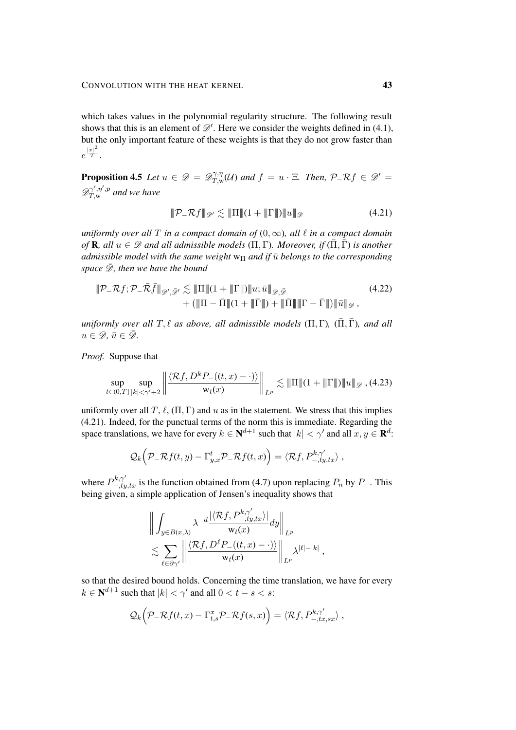which takes values in the polynomial regularity structure. The following result shows that this is an element of $\mathscr{D}'$. Here we consider the weights defined in (4.1), but the only important feature of these weights is that they do not grow faster than $e^{\frac{|x|^2}{T}}$.

**Proposition 4.5** *Let $u \in \mathscr{D} = \mathscr{D}^{\gamma,\eta}_{T,\mathrm{w}}(\mathcal{U})$ and $f = u \cdot \Xi$. Then, $\mathcal{P}_- \mathcal{R} f \in \mathscr{D}' = \mathscr{D}^{\gamma',\eta',p}_{T,\mathrm{w}}$ and we have*

$$\| \mathcal{P}_- \mathcal{R} f \|_{\mathscr{D}'} \lesssim \| \Pi \| (1 + \| \Gamma \|) \| u \|_{\mathscr{D}} \tag{4.21}$$

*uniformly over all $T$ in a compact domain of $(0,\infty)$, all $\ell$ in a compact domain of $\mathbf{R}$, all $u \in \mathscr{D}$ and all admissible models $(\Pi, \Gamma)$. Moreover, if $(\bar\Pi, \bar\Gamma)$ is another admissible model with the same weight $\mathrm{w}_\Pi$ and if $\bar u$ belongs to the corresponding space $\bar{\mathscr{D}}$, then we have the bound*

$$\begin{aligned} \| \mathcal{P}_- \mathcal{R} f ; \mathcal{P}_- \bar{\mathcal{R}} \bar f \|_{\mathscr{D}', \bar{\mathscr{D}}'} &\lesssim \| \Pi \| (1 + \| \Gamma \|) \| u ; \bar u \|_{\mathscr{D}, \bar{\mathscr{D}}} \\ &\quad + \big( \| \Pi - \bar\Pi \| (1 + \| \bar\Gamma \|) + \| \bar\Pi \| \| \Gamma - \bar\Gamma \| \big) \| \bar u \|_{\mathscr{D}} , \end{aligned} \tag{4.22}$$

*uniformly over all $T, \ell$ as above, all admissible models $(\Pi, \Gamma)$, $(\bar\Pi, \bar\Gamma)$, and all $u \in \mathscr{D}$, $\bar u \in \bar{\mathscr{D}}$.*

*Proof.* Suppose that

$$\sup_{t \in (0,T]} \sup_{|k| < \gamma' + 2} \left\| \frac{\langle \mathcal{R} f, D^k P_-((t,x) - \cdot) \rangle}{\mathrm{w}_t(x)} \right\|_{L^p} \lesssim \| \Pi \| (1 + \| \Gamma \|) \| u \|_{\mathscr{D}} , \tag{4.23}$$

uniformly over all $T$, $\ell$, $(\Pi, \Gamma)$ and $u$ as in the statement. We stress that this implies (4.21). Indeed, for the punctual terms of the norm this is immediate. Regarding the space translations, we have for every $k \in \mathbf{N}^{d+1}$ such that $|k| < \gamma'$ and all $x, y \in \mathbf{R}^d$:

$$\mathcal{Q}_k \Big( \mathcal{P}_- \mathcal{R} f(t,y) - \Gamma^t_{y,x} \mathcal{P}_- \mathcal{R} f(t,x) \Big) = \langle \mathcal{R} f, P^{k,\gamma'}_{-,ty,tx} \rangle ,$$

where $P^{k,\gamma'}_{-,ty,tx}$ is the function obtained from (4.7) upon replacing $P_n$ by $P_-$. This being given, a simple application of Jensen's inequality shows that

$$\begin{aligned} &\left\| \int_{y \in B(x,\lambda)} \lambda^{-d} \frac{|\langle \mathcal{R} f, P^{k,\gamma'}_{-,ty,tx} \rangle|}{\mathrm{w}_t(x)} dy \right\|_{L^p} \\ &\lesssim \sum_{\ell \in \partial\gamma'} \left\| \frac{\langle \mathcal{R} f, D^\ell P_-((t,x) - \cdot) \rangle}{\mathrm{w}_t(x)} \right\|_{L^p} \lambda^{|\ell| - |k|} , \end{aligned}$$

so that the desired bound holds. Concerning the time translation, we have for every $k \in \mathbf{N}^{d+1}$ such that $|k| < \gamma'$ and all $0 < t - s < s$:

$$\mathcal{Q}_k \Big( \mathcal{P}_- \mathcal{R} f(t,x) - \Gamma^x_{t,s} \mathcal{P}_- \mathcal{R} f(s,x) \Big) = \langle \mathcal{R} f, P^{k,\gamma'}_{-,tx,sx} \rangle ,$$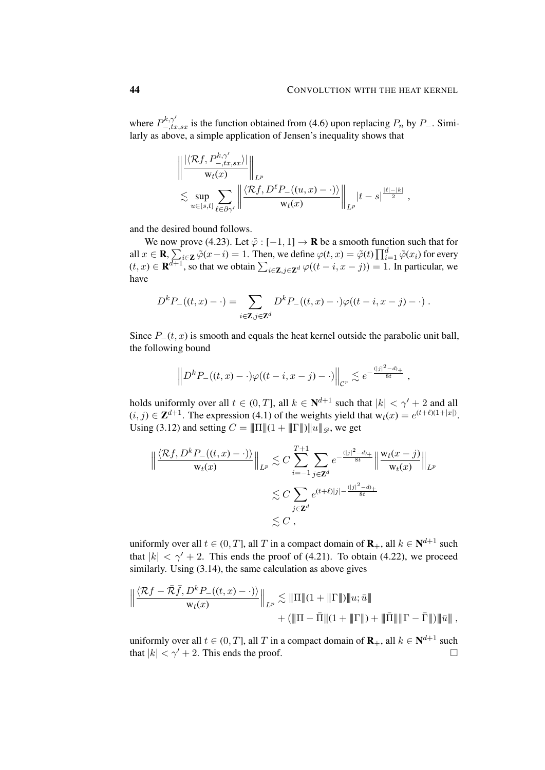where $P^{k,\gamma'}_{-,tx,sx}$ is the function obtained from (4.6) upon replacing $P_n$ by $P_-$. Similarly as above, a simple application of Jensen's inequality shows that

$$
\begin{aligned}
&\left\| \frac{|\langle \mathcal{R}f, P^{k,\gamma'}_{-,tx,sx}\rangle|}{\mathrm{w}_t(x)} \right\|_{L^p} \\
&\lesssim \sup_{u\in[s,t]} \sum_{\ell\in\partial\gamma'} \left\| \frac{\langle \mathcal{R}f, D^\ell P_-((u,x)-\cdot)\rangle}{\mathrm{w}_t(x)} \right\|_{L^p} |t-s|^{\frac{|\ell|-|k|}{2}} \;,
\end{aligned}
$$

and the desired bound follows.

We now prove (4.23). Let $\tilde\varphi : [-1,1] \to \mathbf{R}$ be a smooth function such that for all $x \in \mathbf{R}$, $\sum_{i\in\mathbf{Z}} \tilde\varphi(x-i) = 1$. Then, we define $\varphi(t,x) = \tilde\varphi(t)\prod_{i=1}^d \tilde\varphi(x_i)$ for every $(t,x) \in \mathbf{R}^{d+1}$, so that we obtain $\sum_{i\in\mathbf{Z},j\in\mathbf{Z}^d} \varphi((t-i,x-j)) = 1$. In particular, we have

$$
D^k P_-((t,x)-\cdot) = \sum_{i\in\mathbf{Z},j\in\mathbf{Z}^d} D^k P_-((t,x)-\cdot)\varphi((t-i,x-j)-\cdot) \;.
$$

Since $P_-(t,x)$ is smooth and equals the heat kernel outside the parabolic unit ball, the following bound

$$
\left\| D^k P_-((t,x)-\cdot)\varphi((t-i,x-j)-\cdot) \right\|_{\mathcal{C}^r} \lesssim e^{-\frac{(|j|^2-d)_+}{8t}} \;,
$$

holds uniformly over all $t \in (0,T]$, all $k \in \mathbf{N}^{d+1}$ such that $|k| < \gamma' + 2$ and all $(i,j) \in \mathbf{Z}^{d+1}$. The expression (4.1) of the weights yield that $\mathrm{w}_t(x) = e^{(t+\ell)(1+|x|)}$. Using (3.12) and setting $C = \|\!|\Pi|\!\|(1+\|\!|\Gamma|\!\|)\|\!|u|\!\|_{\mathscr{D}}$, we get

$$
\begin{aligned}
\Big\| \frac{\langle \mathcal{R}f, D^k P_-((t,x)-\cdot)\rangle}{\mathrm{w}_t(x)} \Big\|_{L^p} &\lesssim C \sum_{i=-1}^{T+1} \sum_{j\in\mathbf{Z}^d} e^{-\frac{(|j|^2-d)_+}{8t}} \Big\| \frac{\mathrm{w}_t(x-j)}{\mathrm{w}_t(x)} \Big\|_{L^p} \\
&\lesssim C \sum_{j\in\mathbf{Z}^d} e^{(t+\ell)|j| - \frac{(|j|^2-d)_+}{8t}} \\
&\lesssim C \;,
\end{aligned}
$$

uniformly over all $t \in (0,T]$, all $T$ in a compact domain of $\mathbf{R}_+$, all $k \in \mathbf{N}^{d+1}$ such that $|k| < \gamma' + 2$. This ends the proof of (4.21). To obtain (4.22), we proceed similarly. Using (3.14), the same calculation as above gives

$$
\begin{aligned}
\Big\| \frac{\langle \mathcal{R}f - \bar{\mathcal{R}}\bar f, D^k P_-((t,x)-\cdot)\rangle}{\mathrm{w}_t(x)} \Big\|_{L^p} &\lesssim \|\!|\Pi|\!\|(1+\|\!|\Gamma|\!\|)\|\!|u;\bar u|\!\| \\
&\quad + (\|\!|\Pi-\bar\Pi|\!\|(1+\|\!|\Gamma|\!\|) + \|\!|\bar\Pi|\!\|\|\!|\Gamma-\bar\Gamma|\!\|)\|\!|\bar u|\!\| \;,
\end{aligned}
$$

uniformly over all $t \in (0,T]$, all $T$ in a compact domain of $\mathbf{R}_+$, all $k \in \mathbf{N}^{d+1}$ such that $|k| < \gamma' + 2$. This ends the proof. $\square$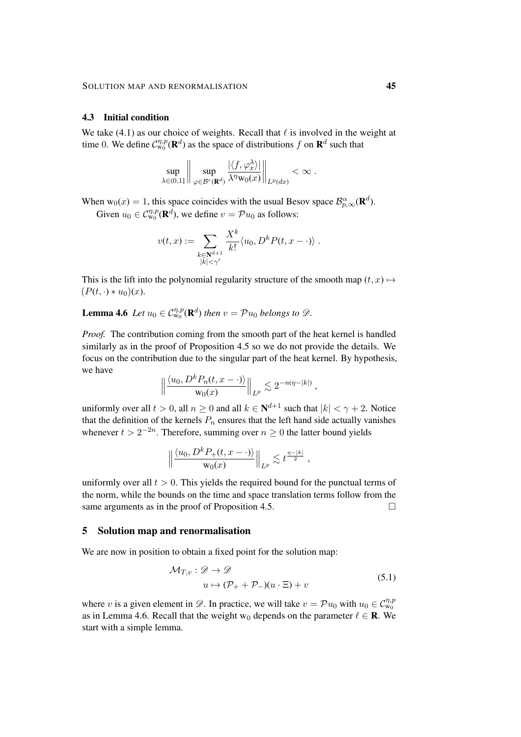### 4.3 Initial condition

We take (4.1) as our choice of weights. Recall that $\ell$ is involved in the weight at time $0$. We define $\mathcal{C}^{\eta,p}_{\mathrm{w}_0}(\mathbf{R}^d)$ as the space of distributions $f$ on $\mathbf{R}^d$ such that

$$\sup_{\lambda \in (0,1]} \Big\| \sup_{\varphi \in \mathcal{B}^r(\mathbf{R}^d)} \frac{|\langle f, \varphi_x^\lambda \rangle|}{\lambda^\eta \mathrm{w}_0(x)} \Big\|_{L^p(dx)} < \infty \;.$$

When $\mathrm{w}_0(x) = 1$, this space coincides with the usual Besov space $\mathcal{B}^\alpha_{p,\infty}(\mathbf{R}^d)$.

Given $u_0 \in \mathcal{C}^{\eta,p}_{\mathrm{w}_0}(\mathbf{R}^d)$, we define $v = \mathcal{P} u_0$ as follows:

$$v(t,x) := \sum_{\substack{k \in \mathbf{N}^{d+1} \\ |k| < \gamma'}} \frac{X^k}{k!} \langle u_0, D^k P(t, x - \cdot) \rangle \;.$$

This is the lift into the polynomial regularity structure of the smooth map $(t,x) \mapsto (P(t,\cdot) * u_0)(x)$.

**Lemma 4.6** *Let $u_0 \in \mathcal{C}^{\eta,p}_{\mathrm{w}_0}(\mathbf{R}^d)$ then $v = \mathcal{P} u_0$ belongs to $\mathscr{D}$.*

*Proof.* The contribution coming from the smooth part of the heat kernel is handled similarly as in the proof of Proposition 4.5 so we do not provide the details. We focus on the contribution due to the singular part of the heat kernel. By hypothesis, we have

$$\Big\| \frac{\langle u_0, D^k P_n(t, x - \cdot) \rangle}{\mathrm{w}_0(x)} \Big\|_{L^p} \lesssim 2^{-n(\eta - |k|)} \;,$$

uniformly over all $t > 0$, all $n \geq 0$ and all $k \in \mathbf{N}^{d+1}$ such that $|k| < \gamma + 2$. Notice that the definition of the kernels $P_n$ ensures that the left hand side actually vanishes whenever $t > 2^{-2n}$. Therefore, summing over $n \geq 0$ the latter bound yields

$$\Big\| \frac{\langle u_0, D^k P_+(t, x - \cdot) \rangle}{\mathrm{w}_0(x)} \Big\|_{L^p} \lesssim t^{\frac{\eta - |k|}{2}} \;,$$

uniformly over all $t > 0$. This yields the required bound for the punctual terms of the norm, while the bounds on the time and space translation terms follow from the same arguments as in the proof of Proposition 4.5. $\square$

## 5 Solution map and renormalisation

We are now in position to obtain a fixed point for the solution map:

$$\begin{aligned} \mathcal{M}_{T,v} : \mathscr{D} &\to \mathscr{D} \\ u &\mapsto (\mathcal{P}_+ + \mathcal{P}_-)(u \cdot \Xi) + v \end{aligned} \tag{5.1}$$

where $v$ is a given element in $\mathscr{D}$. In practice, we will take $v = \mathcal{P} u_0$ with $u_0 \in \mathcal{C}^{\eta,p}_{\mathrm{w}_0}$ as in Lemma 4.6. Recall that the weight $\mathrm{w}_0$ depends on the parameter $\ell \in \mathbf{R}$. We start with a simple lemma.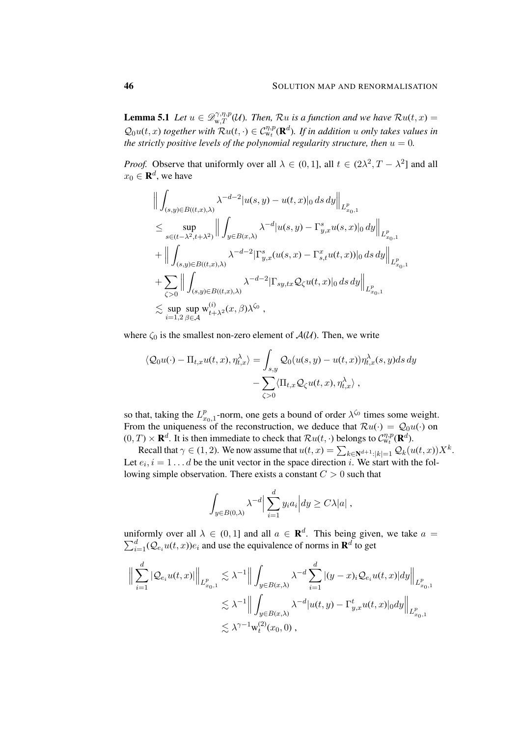**Lemma 5.1** *Let $u \in \mathscr{D}^{\gamma,\eta,p}_{\mathrm{w},T}(\mathcal{U})$. Then, $\mathcal{R}u$ is a function and we have $\mathcal{R}u(t,x) = \mathcal{Q}_0 u(t,x)$ together with $\mathcal{R}u(t,\cdot) \in \mathcal{C}^{\eta,p}_{\mathrm{w}_t}(\mathbf{R}^d)$. If in addition $u$ only takes values in the strictly positive levels of the polynomial regularity structure, then $u = 0$.*

*Proof.* Observe that uniformly over all $\lambda \in (0,1]$, all $t \in (2\lambda^2, T-\lambda^2]$ and all $x_0 \in \mathbf{R}^d$, we have

$$
\begin{aligned}
&\Big\| \int_{(s,y)\in B((t,x),\lambda)} \lambda^{-d-2} |u(s,y) - u(t,x)|_0 \, ds\, dy \Big\|_{L^p_{x_0,1}} \\
&\leq \sup_{s\in(t-\lambda^2,t+\lambda^2)} \Big\| \int_{y\in B(x,\lambda)} \lambda^{-d} |u(s,y) - \Gamma^s_{y,x} u(s,x)|_0 \, dy \Big\|_{L^p_{x_0,1}} \\
&+ \Big\| \int_{(s,y)\in B((t,x),\lambda)} \lambda^{-d-2} |\Gamma^s_{y,x}(u(s,x) - \Gamma^x_{s,t} u(t,x))|_0 \, ds\, dy \Big\|_{L^p_{x_0,1}} \\
&+ \sum_{\zeta>0} \Big\| \int_{(s,y)\in B((t,x),\lambda)} \lambda^{-d-2} |\Gamma_{sy,tx} \mathcal{Q}_\zeta u(t,x)|_0 \, ds\, dy \Big\|_{L^p_{x_0,1}} \\
&\lesssim \sup_{i=1,2} \sup_{\beta\in\mathcal{A}} \mathrm{w}^{(i)}_{t+\lambda^2}(x,\beta) \lambda^{\zeta_0} \;,
\end{aligned}
$$

where $\zeta_0$ is the smallest non-zero element of $\mathcal{A}(\mathcal{U})$. Then, we write

$$
\begin{aligned}
\langle \mathcal{Q}_0 u(\cdot) - \Pi_{t,x} u(t,x), \eta^\lambda_{t,x} \rangle = &\int_{s,y} \mathcal{Q}_0 (u(s,y) - u(t,x)) \eta^\lambda_{t,x}(s,y) ds\, dy \\
&- \sum_{\zeta>0} \langle \Pi_{t,x} \mathcal{Q}_\zeta u(t,x), \eta^\lambda_{t,x} \rangle \;,
\end{aligned}
$$

so that, taking the $L^p_{x_0,1}$-norm, one gets a bound of order $\lambda^{\zeta_0}$ times some weight. From the uniqueness of the reconstruction, we deduce that $\mathcal{R}u(\cdot) = \mathcal{Q}_0 u(\cdot)$ on $(0,T)\times\mathbf{R}^d$. It is then immediate to check that $\mathcal{R}u(t,\cdot)$ belongs to $\mathcal{C}^{\eta,p}_{\mathrm{w}_t}(\mathbf{R}^d)$.

Recall that $\gamma \in (1,2)$. We now assume that $u(t,x) = \sum_{k\in\mathbf{N}^{d+1}:|k|=1} \mathcal{Q}_k(u(t,x)) X^k$. Let $e_i, i = 1\ldots d$ be the unit vector in the space direction $i$. We start with the following simple observation. There exists a constant $C > 0$ such that

$$
\int_{y\in B(0,\lambda)} \lambda^{-d} \Big| \sum_{i=1}^d y_i a_i \Big| dy \geq C\lambda |a| \;,
$$

uniformly over all $\lambda \in (0,1]$ and all $a \in \mathbf{R}^d$. This being given, we take $a = \sum_{i=1}^d (\mathcal{Q}_{e_i} u(t,x)) e_i$ and use the equivalence of norms in $\mathbf{R}^d$ to get

$$
\begin{aligned}
\Big\| \sum_{i=1}^d |\mathcal{Q}_{e_i} u(t,x)| \Big\|_{L^p_{x_0,1}} &\lesssim \lambda^{-1} \Big\| \int_{y\in B(x,\lambda)} \lambda^{-d} \sum_{i=1}^d |(y-x)_i \mathcal{Q}_{e_i} u(t,x)| dy \Big\|_{L^p_{x_0,1}} \\
&\lesssim \lambda^{-1} \Big\| \int_{y\in B(x,\lambda)} \lambda^{-d} |u(t,y) - \Gamma^t_{y,x} u(t,x)|_0 dy \Big\|_{L^p_{x_0,1}} \\
&\lesssim \lambda^{\gamma-1} \mathrm{w}^{(2)}_t(x_0,0) \;,
\end{aligned}
$$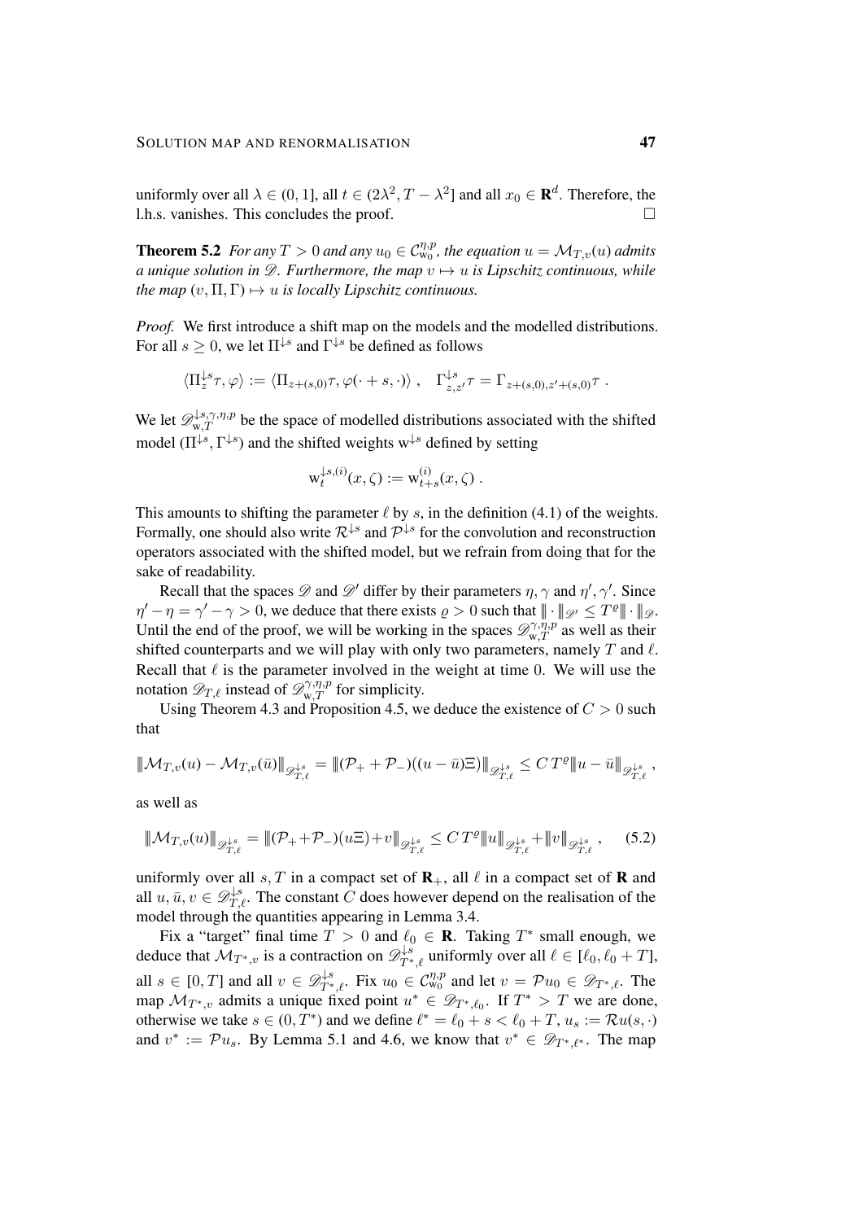uniformly over all $\lambda \in (0,1]$, all $t \in (2\lambda^2, T-\lambda^2]$ and all $x_0 \in \mathbf{R}^d$. Therefore, the l.h.s. vanishes. This concludes the proof. $\square$

**Theorem 5.2** *For any $T > 0$ and any $u_0 \in \mathcal{C}^{\eta,p}_{\mathrm{w}_0}$, the equation $u = \mathcal{M}_{T,v}(u)$ admits a unique solution in $\mathscr{D}$. Furthermore, the map $v \mapsto u$ is Lipschitz continuous, while the map $(v, \Pi, \Gamma) \mapsto u$ is locally Lipschitz continuous.*

*Proof.* We first introduce a shift map on the models and the modelled distributions. For all $s \geq 0$, we let $\Pi^{\downarrow s}$ and $\Gamma^{\downarrow s}$ be defined as follows

$$\langle \Pi^{\downarrow s}_z \tau, \varphi \rangle := \langle \Pi_{z+(s,0)} \tau, \varphi(\cdot + s, \cdot) \rangle \;, \quad \Gamma^{\downarrow s}_{z,z'} \tau = \Gamma_{z+(s,0),z'+(s,0)} \tau \;.$$

We let $\mathscr{D}^{\downarrow s,\gamma,\eta,p}_{\mathrm{w},T}$ be the space of modelled distributions associated with the shifted model $(\Pi^{\downarrow s}, \Gamma^{\downarrow s})$ and the shifted weights $\mathrm{w}^{\downarrow s}$ defined by setting

$$\mathrm{w}^{\downarrow s,(i)}_t(x,\zeta) := \mathrm{w}^{(i)}_{t+s}(x,\zeta) \;.$$

This amounts to shifting the parameter $\ell$ by $s$, in the definition (4.1) of the weights. Formally, one should also write $\mathcal{R}^{\downarrow s}$ and $\mathcal{P}^{\downarrow s}$ for the convolution and reconstruction operators associated with the shifted model, but we refrain from doing that for the sake of readability.

Recall that the spaces $\mathscr{D}$ and $\mathscr{D}'$ differ by their parameters $\eta, \gamma$ and $\eta', \gamma'$. Since $\eta' - \eta = \gamma' - \gamma > 0$, we deduce that there exists $\varrho > 0$ such that $\|\!|\cdot|\!\|_{\mathscr{D}'} \leq T^\varrho \|\!|\cdot|\!\|_{\mathscr{D}}$. Until the end of the proof, we will be working in the spaces $\mathscr{D}^{\gamma,\eta,p}_{\mathrm{w},T}$ as well as their shifted counterparts and we will play with only two parameters, namely $T$ and $\ell$. Recall that $\ell$ is the parameter involved in the weight at time $0$. We will use the notation $\mathscr{D}_{T,\ell}$ instead of $\mathscr{D}^{\gamma,\eta,p}_{\mathrm{w},T}$ for simplicity.

Using Theorem 4.3 and Proposition 4.5, we deduce the existence of $C > 0$ such that

$$\|\!|\mathcal{M}_{T,v}(u) - \mathcal{M}_{T,v}(\bar{u})|\!\|_{\mathscr{D}^{\downarrow s}_{T,\ell}} = \|\!|(\mathcal{P}_+ + \mathcal{P}_-)((u-\bar{u})\Xi)|\!\|_{\mathscr{D}^{\downarrow s}_{T,\ell}} \leq C\, T^\varrho \|\!|u - \bar{u}|\!\|_{\mathscr{D}^{\downarrow s}_{T,\ell}} \;,$$

as well as

$$\|\!|\mathcal{M}_{T,v}(u)|\!\|_{\mathscr{D}^{\downarrow s}_{T,\ell}} = \|\!|(\mathcal{P}_+ + \mathcal{P}_-)(u\Xi) + v|\!\|_{\mathscr{D}^{\downarrow s}_{T,\ell}} \leq C\, T^\varrho \|\!|u|\!\|_{\mathscr{D}^{\downarrow s}_{T,\ell}} + \|\!|v|\!\|_{\mathscr{D}^{\downarrow s}_{T,\ell}} \;, \tag{5.2}$$

uniformly over all $s, T$ in a compact set of $\mathbf{R}_+$, all $\ell$ in a compact set of $\mathbf{R}$ and all $u, \bar{u}, v \in \mathscr{D}^{\downarrow s}_{T,\ell}$. The constant $C$ does however depend on the realisation of the model through the quantities appearing in Lemma 3.4.

Fix a "target" final time $T > 0$ and $\ell_0 \in \mathbf{R}$. Taking $T^*$ small enough, we deduce that $\mathcal{M}_{T^*,v}$ is a contraction on $\mathscr{D}^{\downarrow s}_{T^*,\ell}$ uniformly over all $\ell \in [\ell_0, \ell_0 + T]$, all $s \in [0,T]$ and all $v \in \mathscr{D}^{\downarrow s}_{T^*,\ell}$. Fix $u_0 \in \mathcal{C}^{\eta,p}_{\mathrm{w}_0}$ and let $v = \mathcal{P}u_0 \in \mathscr{D}_{T^*,\ell}$. The map $\mathcal{M}_{T^*,v}$ admits a unique fixed point $u^* \in \mathscr{D}_{T^*,\ell_0}$. If $T^* > T$ we are done, otherwise we take $s \in (0,T^*)$ and we define $\ell^* = \ell_0 + s < \ell_0 + T$, $u_s := \mathcal{R}u(s,\cdot)$ and $v^* := \mathcal{P}u_s$. By Lemma 5.1 and 4.6, we know that $v^* \in \mathscr{D}_{T^*,\ell^*}$. The map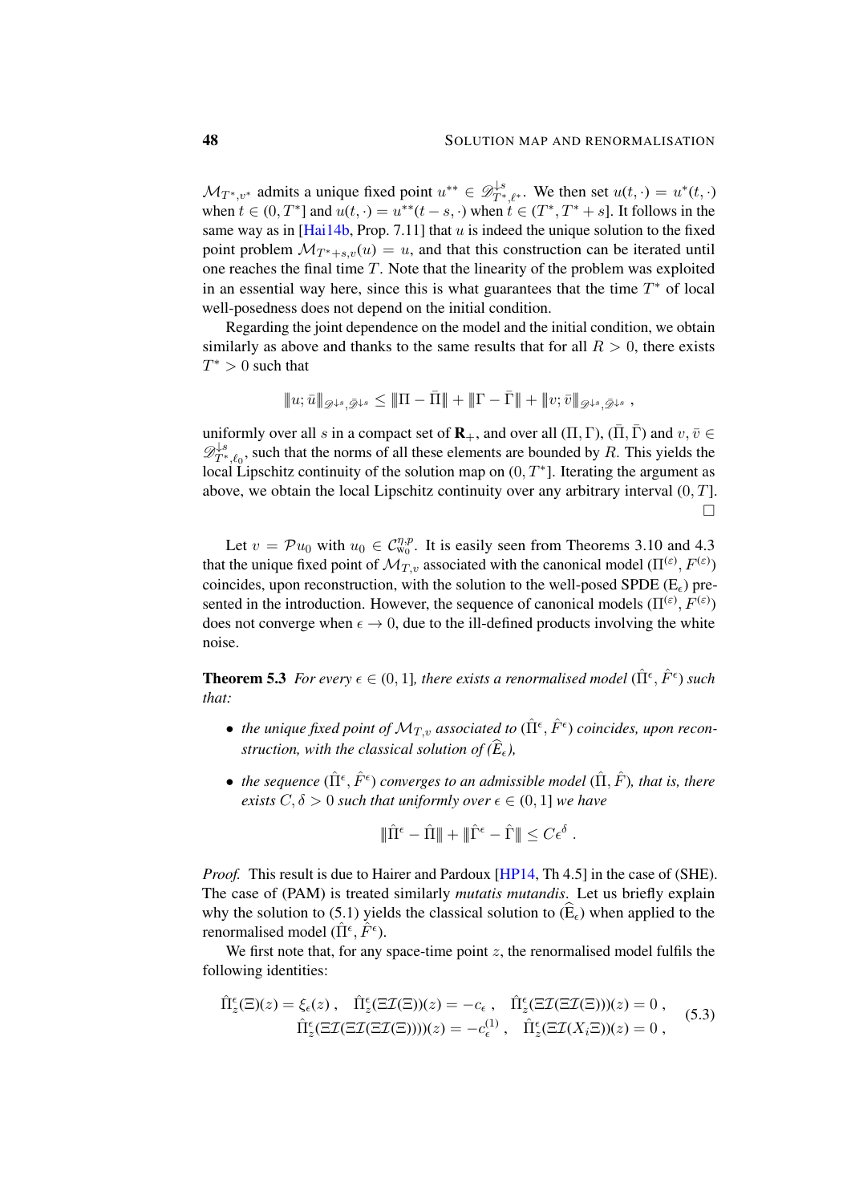$\mathcal{M}_{T^*,v^*}$ admits a unique fixed point $u^{**} \in \mathscr{D}^{\downarrow s}_{T^*,\ell^*}$. We then set $u(t,\cdot) = u^*(t,\cdot)$ when $t \in (0, T^*]$ and $u(t,\cdot) = u^{**}(t-s,\cdot)$ when $t \in (T^*, T^*+s]$. It follows in the same way as in [Hai14b, Prop. 7.11] that $u$ is indeed the unique solution to the fixed point problem $\mathcal{M}_{T^*+s,v}(u) = u$, and that this construction can be iterated until one reaches the final time $T$. Note that the linearity of the problem was exploited in an essential way here, since this is what guarantees that the time $T^*$ of local well-posedness does not depend on the initial condition.

Regarding the joint dependence on the model and the initial condition, we obtain similarly as above and thanks to the same results that for all $R > 0$, there exists $T^* > 0$ such that

$$\|u;\bar{u}\|_{\mathscr{D}^{\downarrow s},\bar{\mathscr{D}}^{\downarrow s}} \leq \|\Pi - \bar{\Pi}\| + \|\Gamma - \bar{\Gamma}\| + \|v;\bar{v}\|_{\mathscr{D}^{\downarrow s},\bar{\mathscr{D}}^{\downarrow s}} \;,$$

uniformly over all $s$ in a compact set of $\mathbf{R}_+$, and over all $(\Pi,\Gamma)$, $(\bar{\Pi},\bar{\Gamma})$ and $v, \bar{v} \in \mathscr{D}^{\downarrow s}_{T^*,\ell_0}$, such that the norms of all these elements are bounded by $R$. This yields the local Lipschitz continuity of the solution map on $(0, T^*]$. Iterating the argument as above, we obtain the local Lipschitz continuity over any arbitrary interval $(0, T]$. □

Let $v = \mathcal{P}u_0$ with $u_0 \in \mathcal{C}^{\eta,p}_{\mathrm{w}_0}$. It is easily seen from Theorems 3.10 and 4.3 that the unique fixed point of $\mathcal{M}_{T,v}$ associated with the canonical model $(\Pi^{(\varepsilon)}, F^{(\varepsilon)})$ coincides, upon reconstruction, with the solution to the well-posed SPDE ($\mathrm{E}_\epsilon$) presented in the introduction. However, the sequence of canonical models $(\Pi^{(\varepsilon)}, F^{(\varepsilon)})$ does not converge when $\epsilon \to 0$, due to the ill-defined products involving the white noise.

**Theorem 5.3** *For every $\epsilon \in (0,1]$, there exists a renormalised model $(\hat{\Pi}^\epsilon, \hat{F}^\epsilon)$ such that:*

- *the unique fixed point of $\mathcal{M}_{T,v}$ associated to $(\hat{\Pi}^\epsilon, \hat{F}^\epsilon)$ coincides, upon reconstruction, with the classical solution of ($\widehat{\mathrm{E}}_\epsilon$),*
- *the sequence $(\hat{\Pi}^\epsilon, \hat{F}^\epsilon)$ converges to an admissible model $(\hat{\Pi}, \hat{F})$, that is, there exists $C, \delta > 0$ such that uniformly over $\epsilon \in (0,1]$ we have*

$$\|\hat{\Pi}^\epsilon - \hat{\Pi}\| + \|\hat{\Gamma}^\epsilon - \hat{\Gamma}\| \leq C\epsilon^\delta \;.$$

*Proof.* This result is due to Hairer and Pardoux [HP14, Th 4.5] in the case of (SHE). The case of (PAM) is treated similarly *mutatis mutandis*. Let us briefly explain why the solution to (5.1) yields the classical solution to ($\widehat{\mathrm{E}}_\epsilon$) when applied to the renormalised model $(\hat{\Pi}^\epsilon, \hat{F}^\epsilon)$.

We first note that, for any space-time point $z$, the renormalised model fulfils the following identities:

$$\begin{aligned} \hat{\Pi}^\epsilon_z(\Xi)(z) = \xi_\epsilon(z) \;, \quad \hat{\Pi}^\epsilon_z(\Xi\mathcal{I}(\Xi))(z) = -c_\epsilon \;, \quad \hat{\Pi}^\epsilon_z(\Xi\mathcal{I}(\Xi\mathcal{I}(\Xi)))(z) = 0 \;, \\ \hat{\Pi}^\epsilon_z(\Xi\mathcal{I}(\Xi\mathcal{I}(\Xi\mathcal{I}(\Xi))))(z) = -c^{(1)}_\epsilon \;, \quad \hat{\Pi}^\epsilon_z(\Xi\mathcal{I}(X_i\Xi))(z) = 0 \;, \end{aligned} \tag{5.3}$$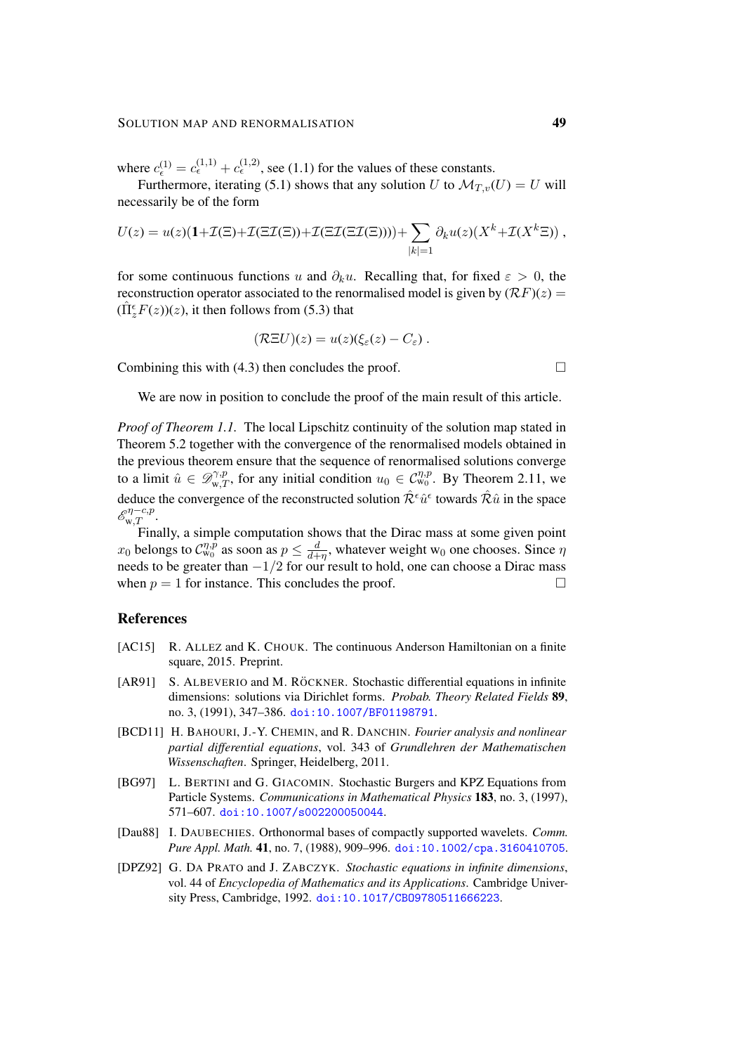where $c_\epsilon^{(1)} = c_\epsilon^{(1,1)} + c_\epsilon^{(1,2)}$, see (1.1) for the values of these constants.

Furthermore, iterating (5.1) shows that any solution $U$ to $\mathcal{M}_{T,v}(U) = U$ will necessarily be of the form

$$U(z) = u(z)(\mathbf{1}+\mathcal{I}(\Xi)+\mathcal{I}(\Xi\mathcal{I}(\Xi))+\mathcal{I}(\Xi\mathcal{I}(\Xi\mathcal{I}(\Xi))))+\sum_{|k|=1}\partial_k u(z)(X^k+\mathcal{I}(X^k\Xi))\;,$$

for some continuous functions $u$ and $\partial_k u$. Recalling that, for fixed $\varepsilon > 0$, the reconstruction operator associated to the renormalised model is given by $(\mathcal{R}F)(z) = (\hat{\Pi}_z^\epsilon F(z))(z)$, it then follows from (5.3) that

$$(\mathcal{R}\Xi U)(z) = u(z)(\xi_\varepsilon(z) - C_\varepsilon)\;.$$

Combining this with (4.3) then concludes the proof. □

We are now in position to conclude the proof of the main result of this article.

*Proof of Theorem 1.1.* The local Lipschitz continuity of the solution map stated in Theorem 5.2 together with the convergence of the renormalised models obtained in the previous theorem ensure that the sequence of renormalised solutions converge to a limit $\hat{u} \in \mathscr{D}_{\mathrm{w},T}^{\gamma,p}$, for any initial condition $u_0 \in \mathcal{C}_{\mathrm{w}_0}^{\eta,p}$. By Theorem 2.11, we deduce the convergence of the reconstructed solution $\hat{\mathcal{R}}^\epsilon\hat{u}^\epsilon$ towards $\hat{\mathcal{R}}\hat{u}$ in the space $\mathscr{E}_{\mathrm{w},T}^{\eta-c,p}$.

Finally, a simple computation shows that the Dirac mass at some given point $x_0$ belongs to $\mathcal{C}_{\mathrm{w}_0}^{\eta,p}$ as soon as $p \le \frac{d}{d+\eta}$, whatever weight $\mathrm{w}_0$ one chooses. Since $\eta$ needs to be greater than $-1/2$ for our result to hold, one can choose a Dirac mass when $p = 1$ for instance. This concludes the proof. □

## References

[AC15] R. Allez and K. Chouk. The continuous Anderson Hamiltonian on a finite square, 2015. Preprint.

[AR91] S. Albeverio and M. Röckner. Stochastic differential equations in infinite dimensions: solutions via Dirichlet forms. *Probab. Theory Related Fields* **89**, no. 3, (1991), 347–386. doi:10.1007/BF01198791.

[BCD11] H. Bahouri, J.-Y. Chemin, and R. Danchin. *Fourier analysis and nonlinear partial differential equations*, vol. 343 of *Grundlehren der Mathematischen Wissenschaften*. Springer, Heidelberg, 2011.

[BG97] L. Bertini and G. Giacomin. Stochastic Burgers and KPZ Equations from Particle Systems. *Communications in Mathematical Physics* **183**, no. 3, (1997), 571–607. doi:10.1007/s002200050044.

[Dau88] I. Daubechies. Orthonormal bases of compactly supported wavelets. *Comm. Pure Appl. Math.* **41**, no. 7, (1988), 909–996. doi:10.1002/cpa.3160410705.

[DPZ92] G. Da Prato and J. Zabczyk. *Stochastic equations in infinite dimensions*, vol. 44 of *Encyclopedia of Mathematics and its Applications*. Cambridge University Press, Cambridge, 1992. doi:10.1017/CBO9780511666223.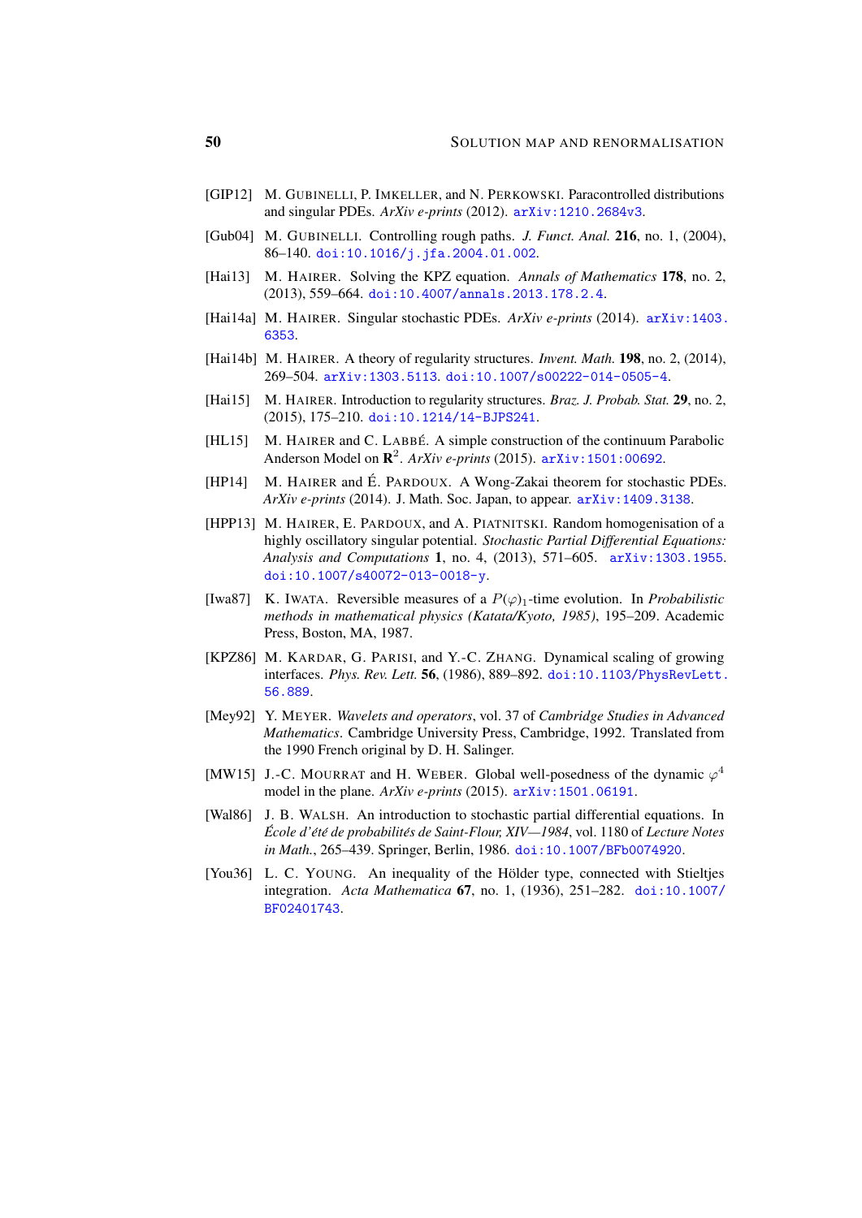[GIP12] M. Gubinelli, P. Imkeller, and N. Perkowski. Paracontrolled distributions and singular PDEs. *ArXiv e-prints* (2012). arXiv:1210.2684v3.

[Gub04] M. Gubinelli. Controlling rough paths. *J. Funct. Anal.* **216**, no. 1, (2004), 86–140. doi:10.1016/j.jfa.2004.01.002.

[Hai13] M. Hairer. Solving the KPZ equation. *Annals of Mathematics* **178**, no. 2, (2013), 559–664. doi:10.4007/annals.2013.178.2.4.

[Hai14a] M. Hairer. Singular stochastic PDEs. *ArXiv e-prints* (2014). arXiv:1403.6353.

[Hai14b] M. Hairer. A theory of regularity structures. *Invent. Math.* **198**, no. 2, (2014), 269–504. arXiv:1303.5113. doi:10.1007/s00222-014-0505-4.

[Hai15] M. Hairer. Introduction to regularity structures. *Braz. J. Probab. Stat.* **29**, no. 2, (2015), 175–210. doi:10.1214/14-BJPS241.

[HL15] M. Hairer and C. Labbé. A simple construction of the continuum Parabolic Anderson Model on $\mathbf{R}^2$. *ArXiv e-prints* (2015). arXiv:1501:00692.

[HP14] M. Hairer and É. Pardoux. A Wong-Zakai theorem for stochastic PDEs. *ArXiv e-prints* (2014). J. Math. Soc. Japan, to appear. arXiv:1409.3138.

[HPP13] M. Hairer, E. Pardoux, and A. Piatnitski. Random homogenisation of a highly oscillatory singular potential. *Stochastic Partial Differential Equations: Analysis and Computations* **1**, no. 4, (2013), 571–605. arXiv:1303.1955. doi:10.1007/s40072-013-0018-y.

[Iwa87] K. Iwata. Reversible measures of a $P(\varphi)_1$-time evolution. In *Probabilistic methods in mathematical physics (Katata/Kyoto, 1985)*, 195–209. Academic Press, Boston, MA, 1987.

[KPZ86] M. Kardar, G. Parisi, and Y.-C. Zhang. Dynamical scaling of growing interfaces. *Phys. Rev. Lett.* **56**, (1986), 889–892. doi:10.1103/PhysRevLett.56.889.

[Mey92] Y. Meyer. *Wavelets and operators*, vol. 37 of *Cambridge Studies in Advanced Mathematics*. Cambridge University Press, Cambridge, 1992. Translated from the 1990 French original by D. H. Salinger.

[MW15] J.-C. Mourrat and H. Weber. Global well-posedness of the dynamic $\varphi^4$ model in the plane. *ArXiv e-prints* (2015). arXiv:1501.06191.

[Wal86] J. B. Walsh. An introduction to stochastic partial differential equations. In *École d'été de probabilités de Saint-Flour, XIV—1984*, vol. 1180 of *Lecture Notes in Math.*, 265–439. Springer, Berlin, 1986. doi:10.1007/BFb0074920.

[You36] L. C. Young. An inequality of the Hölder type, connected with Stieltjes integration. *Acta Mathematica* **67**, no. 1, (1936), 251–282. doi:10.1007/BF02401743.